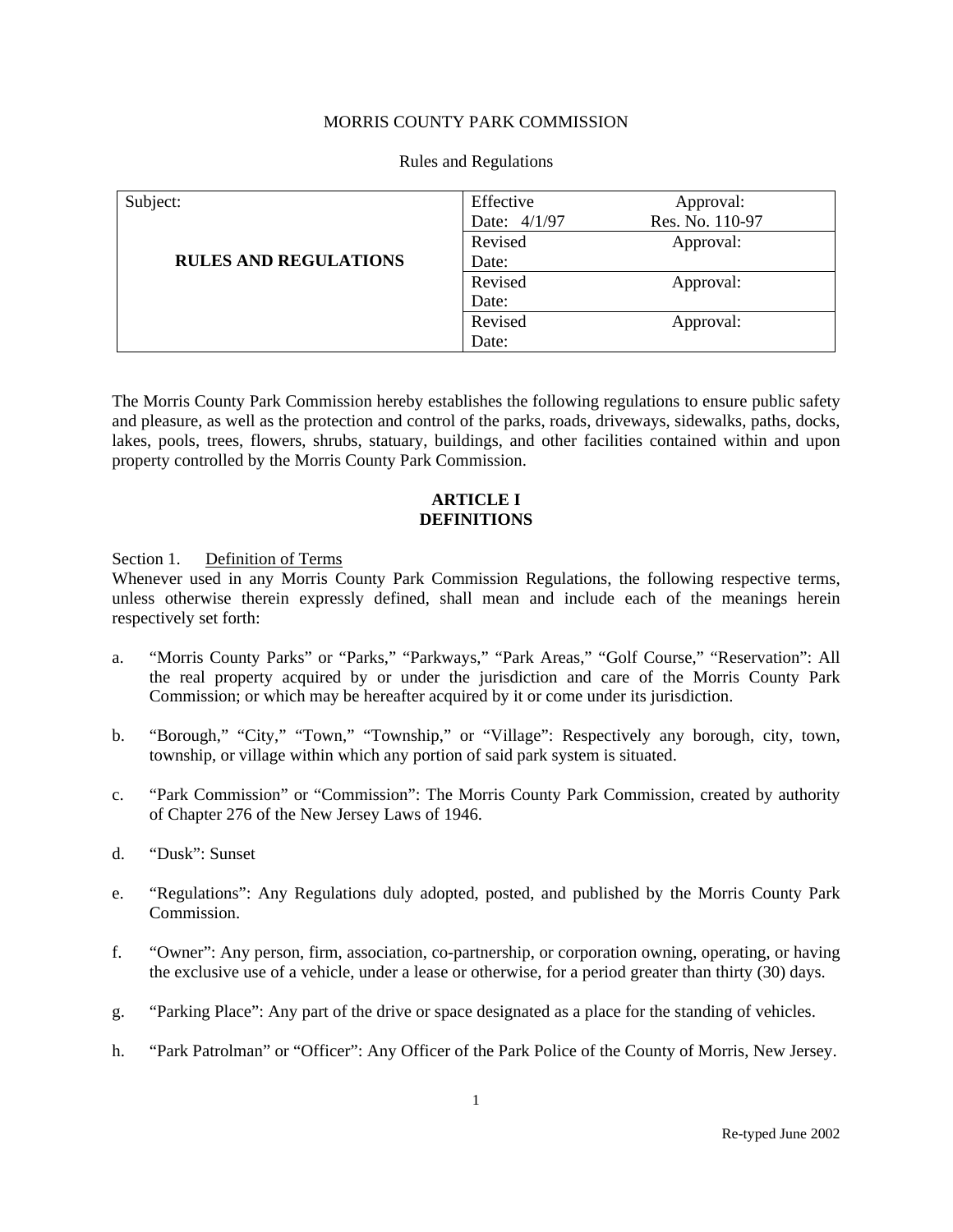MORRIS COUNTY PARK COMMISSION

Rules and Regulations

| Subject: | Effective Date: 4/1/97 | Approval: Res. No. 110-97 |
|---|---|---|
| **RULES AND REGULATIONS** | Revised Date: | Approval: |
| | Revised Date: | Approval: |
| | Revised Date: | Approval: |

The Morris County Park Commission hereby establishes the following regulations to ensure public safety and pleasure, as well as the protection and control of the parks, roads, driveways, sidewalks, paths, docks, lakes, pools, trees, flowers, shrubs, statuary, buildings, and other facilities contained within and upon property controlled by the Morris County Park Commission.

## ARTICLE I
## DEFINITIONS

Section 1. Definition of Terms

Whenever used in any Morris County Park Commission Regulations, the following respective terms, unless otherwise therein expressly defined, shall mean and include each of the meanings herein respectively set forth:

a. "Morris County Parks" or "Parks," "Parkways," "Park Areas," "Golf Course," "Reservation": All the real property acquired by or under the jurisdiction and care of the Morris County Park Commission; or which may be hereafter acquired by it or come under its jurisdiction.

b. "Borough," "City," "Town," "Township," or "Village": Respectively any borough, city, town, township, or village within which any portion of said park system is situated.

c. "Park Commission" or "Commission": The Morris County Park Commission, created by authority of Chapter 276 of the New Jersey Laws of 1946.

d. "Dusk": Sunset

e. "Regulations": Any Regulations duly adopted, posted, and published by the Morris County Park Commission.

f. "Owner": Any person, firm, association, co-partnership, or corporation owning, operating, or having the exclusive use of a vehicle, under a lease or otherwise, for a period greater than thirty (30) days.

g. "Parking Place": Any part of the drive or space designated as a place for the standing of vehicles.

h. "Park Patrolman" or "Officer": Any Officer of the Park Police of the County of Morris, New Jersey.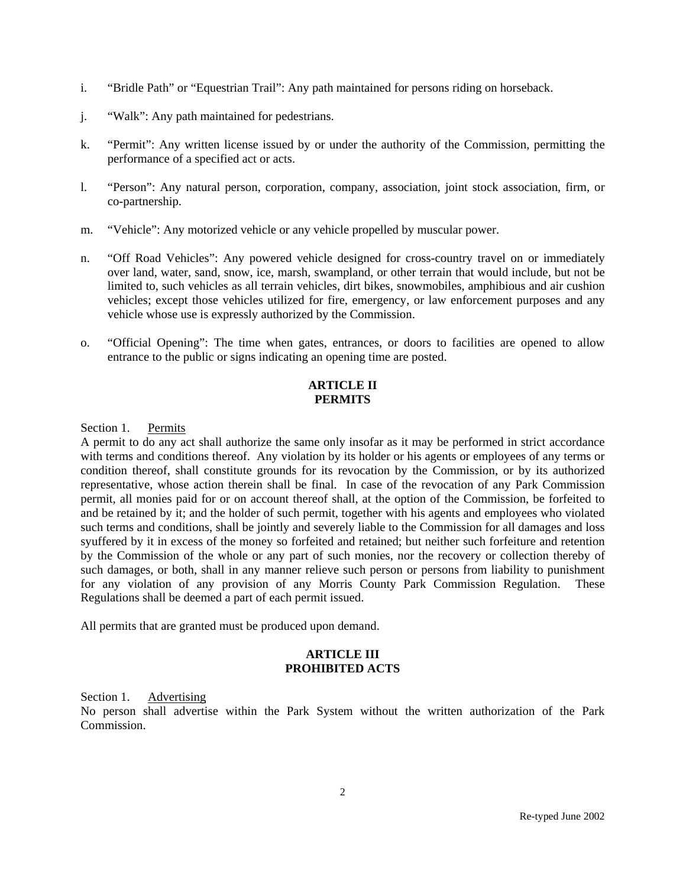i. "Bridle Path" or "Equestrian Trail": Any path maintained for persons riding on horseback.

j. "Walk": Any path maintained for pedestrians.

k. "Permit": Any written license issued by or under the authority of the Commission, permitting the performance of a specified act or acts.

l. "Person": Any natural person, corporation, company, association, joint stock association, firm, or co-partnership.

m. "Vehicle": Any motorized vehicle or any vehicle propelled by muscular power.

n. "Off Road Vehicles": Any powered vehicle designed for cross-country travel on or immediately over land, water, sand, snow, ice, marsh, swampland, or other terrain that would include, but not be limited to, such vehicles as all terrain vehicles, dirt bikes, snowmobiles, amphibious and air cushion vehicles; except those vehicles utilized for fire, emergency, or law enforcement purposes and any vehicle whose use is expressly authorized by the Commission.

o. "Official Opening": The time when gates, entrances, or doors to facilities are opened to allow entrance to the public or signs indicating an opening time are posted.

## ARTICLE II
## PERMITS

Section 1. Permits

A permit to do any act shall authorize the same only insofar as it may be performed in strict accordance with terms and conditions thereof. Any violation by its holder or his agents or employees of any terms or condition thereof, shall constitute grounds for its revocation by the Commission, or by its authorized representative, whose action therein shall be final. In case of the revocation of any Park Commission permit, all monies paid for or on account thereof shall, at the option of the Commission, be forfeited to and be retained by it; and the holder of such permit, together with his agents and employees who violated such terms and conditions, shall be jointly and severely liable to the Commission for all damages and loss syuffered by it in excess of the money so forfeited and retained; but neither such forfeiture and retention by the Commission of the whole or any part of such monies, nor the recovery or collection thereby of such damages, or both, shall in any manner relieve such person or persons from liability to punishment for any violation of any provision of any Morris County Park Commission Regulation. These Regulations shall be deemed a part of each permit issued.

All permits that are granted must be produced upon demand.

## ARTICLE III
## PROHIBITED ACTS

Section 1. Advertising

No person shall advertise within the Park System without the written authorization of the Park Commission.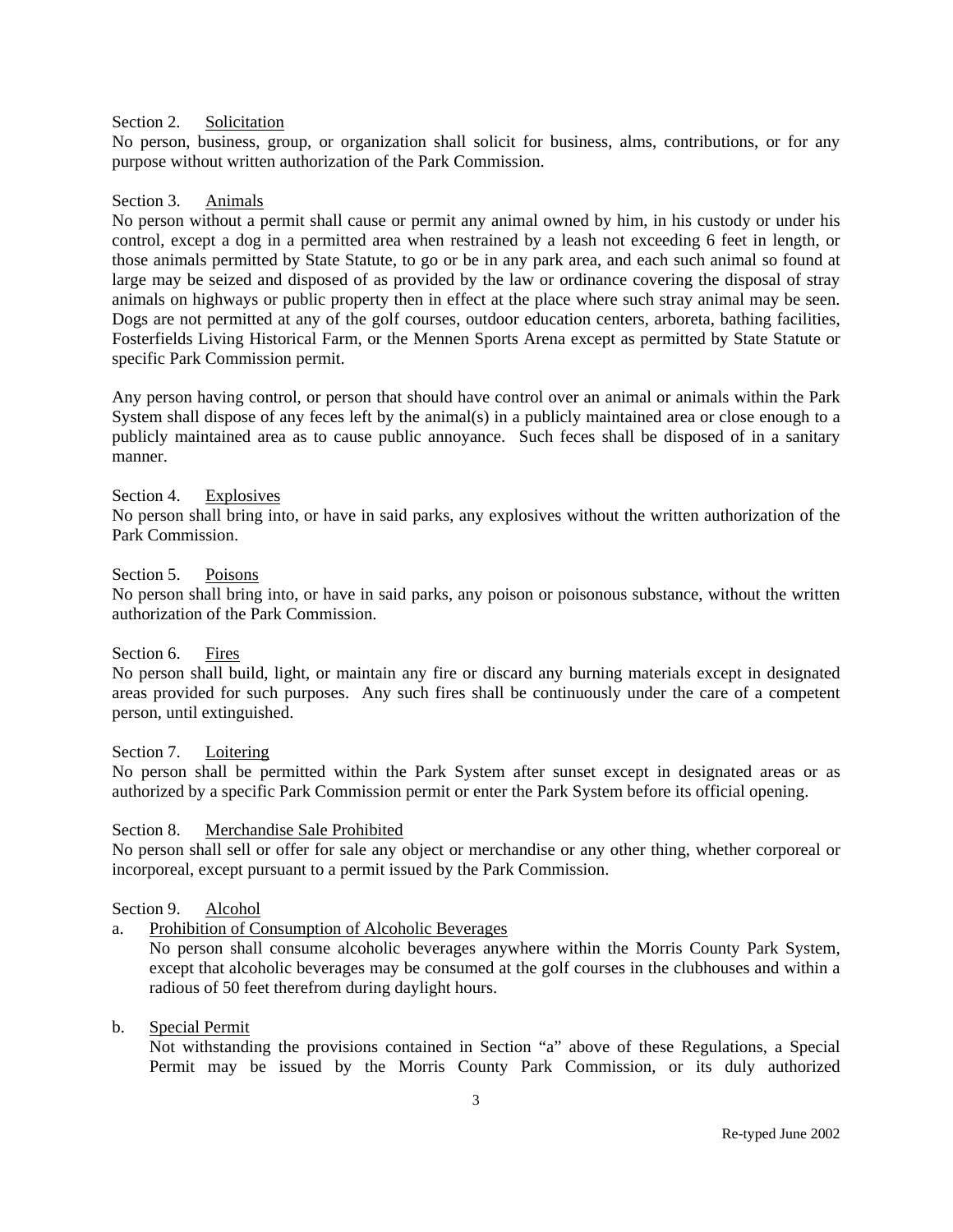Section 2. <u>Solicitation</u>
No person, business, group, or organization shall solicit for business, alms, contributions, or for any purpose without written authorization of the Park Commission.

Section 3. <u>Animals</u>
No person without a permit shall cause or permit any animal owned by him, in his custody or under his control, except a dog in a permitted area when restrained by a leash not exceeding 6 feet in length, or those animals permitted by State Statute, to go or be in any park area, and each such animal so found at large may be seized and disposed of as provided by the law or ordinance covering the disposal of stray animals on highways or public property then in effect at the place where such stray animal may be seen. Dogs are not permitted at any of the golf courses, outdoor education centers, arboreta, bathing facilities, Fosterfields Living Historical Farm, or the Mennen Sports Arena except as permitted by State Statute or specific Park Commission permit.

Any person having control, or person that should have control over an animal or animals within the Park System shall dispose of any feces left by the animal(s) in a publicly maintained area or close enough to a publicly maintained area as to cause public annoyance. Such feces shall be disposed of in a sanitary manner.

Section 4. <u>Explosives</u>
No person shall bring into, or have in said parks, any explosives without the written authorization of the Park Commission.

Section 5. <u>Poisons</u>
No person shall bring into, or have in said parks, any poison or poisonous substance, without the written authorization of the Park Commission.

Section 6. <u>Fires</u>
No person shall build, light, or maintain any fire or discard any burning materials except in designated areas provided for such purposes. Any such fires shall be continuously under the care of a competent person, until extinguished.

Section 7. <u>Loitering</u>
No person shall be permitted within the Park System after sunset except in designated areas or as authorized by a specific Park Commission permit or enter the Park System before its official opening.

Section 8. <u>Merchandise Sale Prohibited</u>
No person shall sell or offer for sale any object or merchandise or any other thing, whether corporeal or incorporeal, except pursuant to a permit issued by the Park Commission.

Section 9. <u>Alcohol</u>

a. <u>Prohibition of Consumption of Alcoholic Beverages</u>
   No person shall consume alcoholic beverages anywhere within the Morris County Park System, except that alcoholic beverages may be consumed at the golf courses in the clubhouses and within a radious of 50 feet therefrom during daylight hours.

b. <u>Special Permit</u>
   Not withstanding the provisions contained in Section "a" above of these Regulations, a Special Permit may be issued by the Morris County Park Commission, or its duly authorized

Re-typed June 2002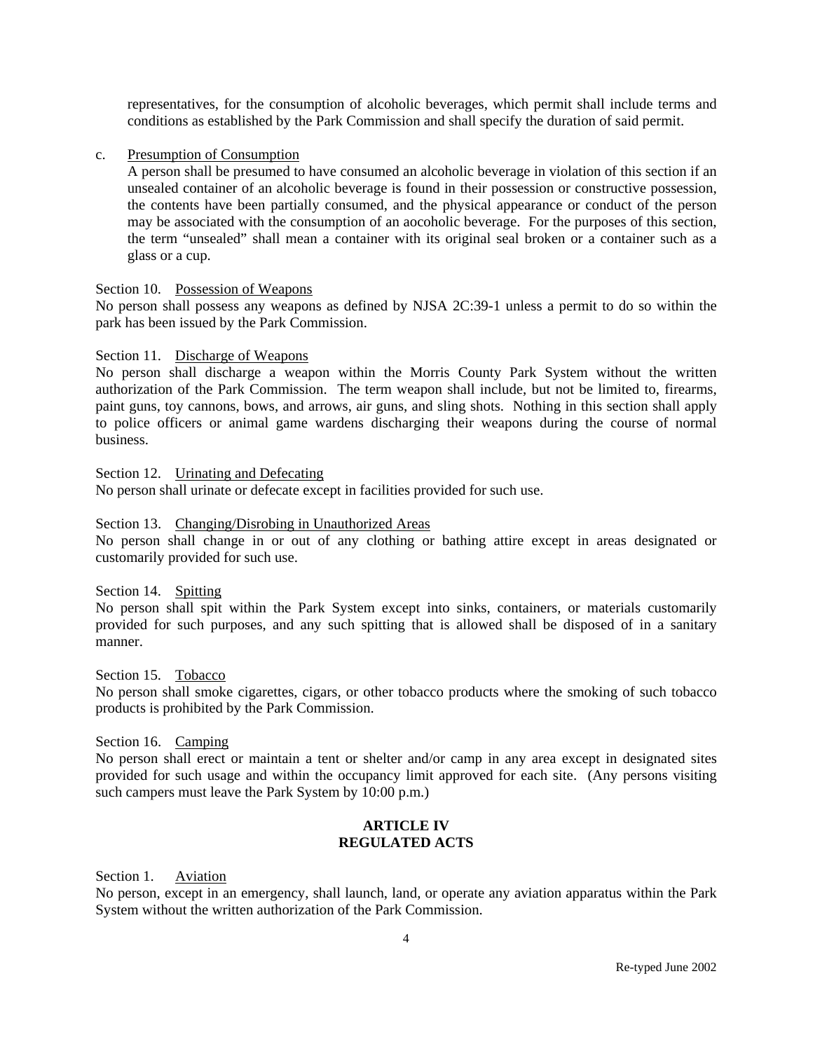representatives, for the consumption of alcoholic beverages, which permit shall include terms and conditions as established by the Park Commission and shall specify the duration of said permit.

c. <u>Presumption of Consumption</u>
A person shall be presumed to have consumed an alcoholic beverage in violation of this section if an unsealed container of an alcoholic beverage is found in their possession or constructive possession, the contents have been partially consumed, and the physical appearance or conduct of the person may be associated with the consumption of an aocoholic beverage. For the purposes of this section, the term "unsealed" shall mean a container with its original seal broken or a container such as a glass or a cup.

Section 10. <u>Possession of Weapons</u>
No person shall possess any weapons as defined by NJSA 2C:39-1 unless a permit to do so within the park has been issued by the Park Commission.

Section 11. <u>Discharge of Weapons</u>
No person shall discharge a weapon within the Morris County Park System without the written authorization of the Park Commission. The term weapon shall include, but not be limited to, firearms, paint guns, toy cannons, bows, and arrows, air guns, and sling shots. Nothing in this section shall apply to police officers or animal game wardens discharging their weapons during the course of normal business.

Section 12. <u>Urinating and Defecating</u>
No person shall urinate or defecate except in facilities provided for such use.

Section 13. <u>Changing/Disrobing in Unauthorized Areas</u>
No person shall change in or out of any clothing or bathing attire except in areas designated or customarily provided for such use.

Section 14. <u>Spitting</u>
No person shall spit within the Park System except into sinks, containers, or materials customarily provided for such purposes, and any such spitting that is allowed shall be disposed of in a sanitary manner.

Section 15. <u>Tobacco</u>
No person shall smoke cigarettes, cigars, or other tobacco products where the smoking of such tobacco products is prohibited by the Park Commission.

Section 16. <u>Camping</u>
No person shall erect or maintain a tent or shelter and/or camp in any area except in designated sites provided for such usage and within the occupancy limit approved for each site. (Any persons visiting such campers must leave the Park System by 10:00 p.m.)

## ARTICLE IV
## REGULATED ACTS

Section 1. <u>Aviation</u>
No person, except in an emergency, shall launch, land, or operate any aviation apparatus within the Park System without the written authorization of the Park Commission.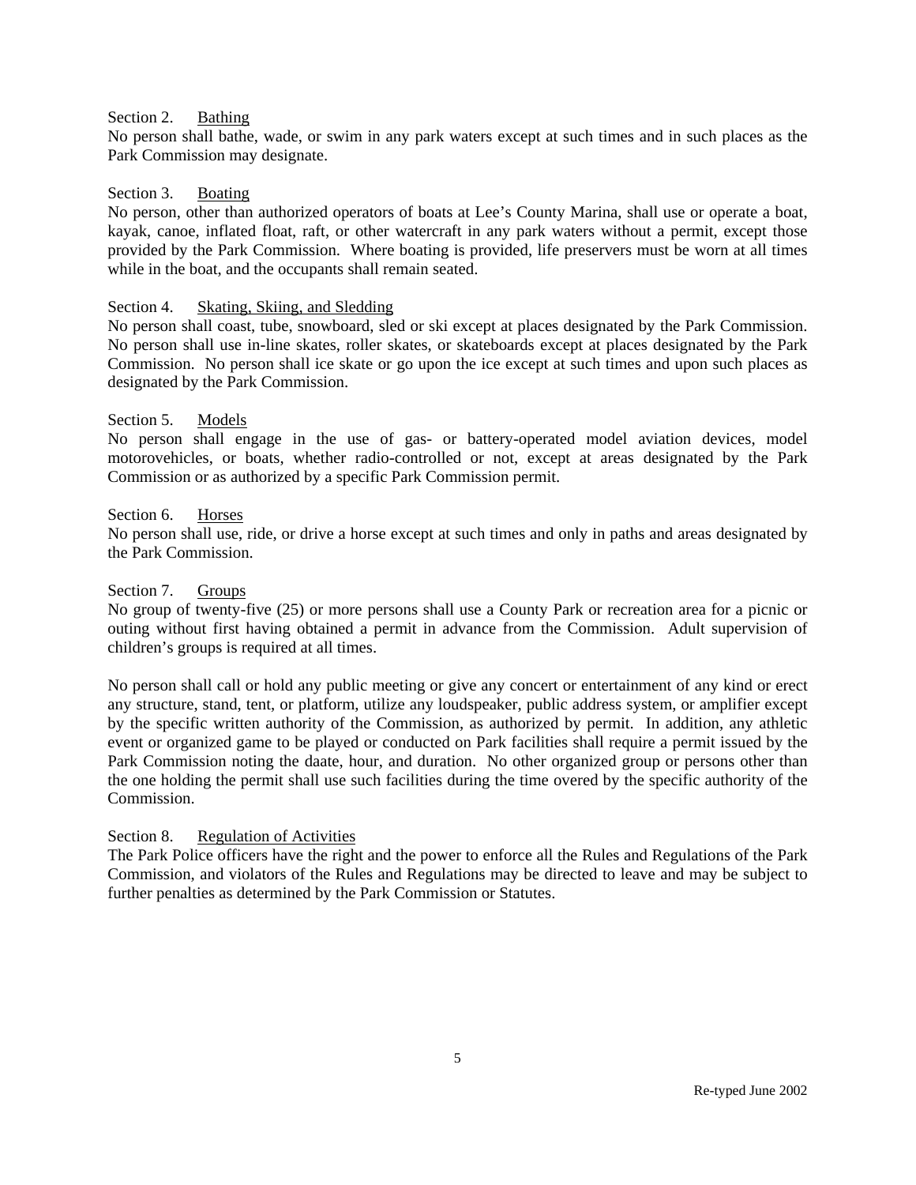Section 2. Bathing

No person shall bathe, wade, or swim in any park waters except at such times and in such places as the Park Commission may designate.

Section 3. Boating

No person, other than authorized operators of boats at Lee's County Marina, shall use or operate a boat, kayak, canoe, inflated float, raft, or other watercraft in any park waters without a permit, except those provided by the Park Commission. Where boating is provided, life preservers must be worn at all times while in the boat, and the occupants shall remain seated.

Section 4. Skating, Skiing, and Sledding

No person shall coast, tube, snowboard, sled or ski except at places designated by the Park Commission. No person shall use in-line skates, roller skates, or skateboards except at places designated by the Park Commission. No person shall ice skate or go upon the ice except at such times and upon such places as designated by the Park Commission.

Section 5. Models

No person shall engage in the use of gas- or battery-operated model aviation devices, model motorovehicles, or boats, whether radio-controlled or not, except at areas designated by the Park Commission or as authorized by a specific Park Commission permit.

Section 6. Horses

No person shall use, ride, or drive a horse except at such times and only in paths and areas designated by the Park Commission.

Section 7. Groups

No group of twenty-five (25) or more persons shall use a County Park or recreation area for a picnic or outing without first having obtained a permit in advance from the Commission. Adult supervision of children's groups is required at all times.

No person shall call or hold any public meeting or give any concert or entertainment of any kind or erect any structure, stand, tent, or platform, utilize any loudspeaker, public address system, or amplifier except by the specific written authority of the Commission, as authorized by permit. In addition, any athletic event or organized game to be played or conducted on Park facilities shall require a permit issued by the Park Commission noting the daate, hour, and duration. No other organized group or persons other than the one holding the permit shall use such facilities during the time overed by the specific authority of the Commission.

Section 8. Regulation of Activities

The Park Police officers have the right and the power to enforce all the Rules and Regulations of the Park Commission, and violators of the Rules and Regulations may be directed to leave and may be subject to further penalties as determined by the Park Commission or Statutes.

Re-typed June 2002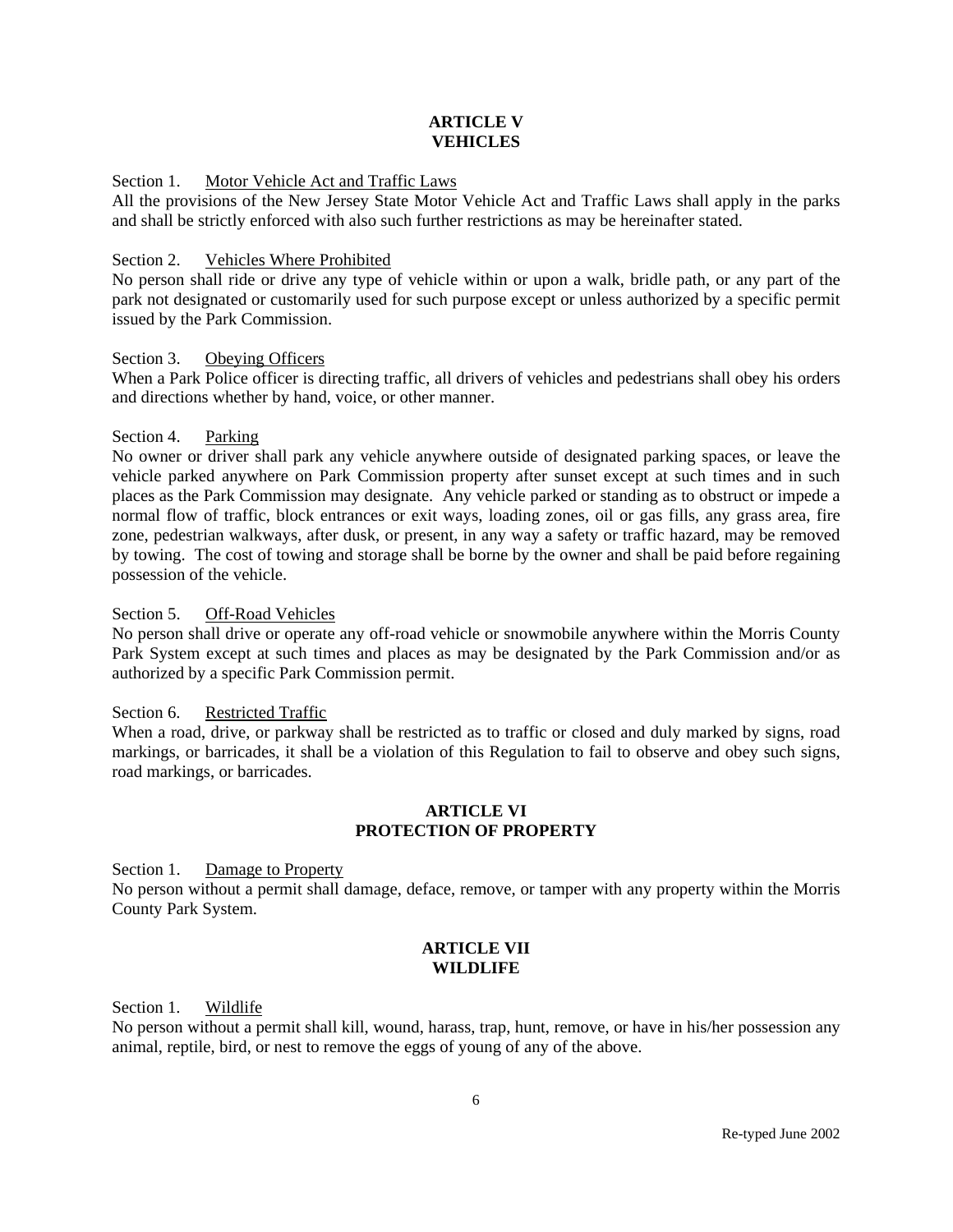## ARTICLE V
## VEHICLES

Section 1. Motor Vehicle Act and Traffic Laws
All the provisions of the New Jersey State Motor Vehicle Act and Traffic Laws shall apply in the parks and shall be strictly enforced with also such further restrictions as may be hereinafter stated.

Section 2. Vehicles Where Prohibited
No person shall ride or drive any type of vehicle within or upon a walk, bridle path, or any part of the park not designated or customarily used for such purpose except or unless authorized by a specific permit issued by the Park Commission.

Section 3. Obeying Officers
When a Park Police officer is directing traffic, all drivers of vehicles and pedestrians shall obey his orders and directions whether by hand, voice, or other manner.

Section 4. Parking
No owner or driver shall park any vehicle anywhere outside of designated parking spaces, or leave the vehicle parked anywhere on Park Commission property after sunset except at such times and in such places as the Park Commission may designate. Any vehicle parked or standing as to obstruct or impede a normal flow of traffic, block entrances or exit ways, loading zones, oil or gas fills, any grass area, fire zone, pedestrian walkways, after dusk, or present, in any way a safety or traffic hazard, may be removed by towing. The cost of towing and storage shall be borne by the owner and shall be paid before regaining possession of the vehicle.

Section 5. Off-Road Vehicles
No person shall drive or operate any off-road vehicle or snowmobile anywhere within the Morris County Park System except at such times and places as may be designated by the Park Commission and/or as authorized by a specific Park Commission permit.

Section 6. Restricted Traffic
When a road, drive, or parkway shall be restricted as to traffic or closed and duly marked by signs, road markings, or barricades, it shall be a violation of this Regulation to fail to observe and obey such signs, road markings, or barricades.

## ARTICLE VI
## PROTECTION OF PROPERTY

Section 1. Damage to Property
No person without a permit shall damage, deface, remove, or tamper with any property within the Morris County Park System.

## ARTICLE VII
## WILDLIFE

Section 1. Wildlife
No person without a permit shall kill, wound, harass, trap, hunt, remove, or have in his/her possession any animal, reptile, bird, or nest to remove the eggs of young of any of the above.

Re-typed June 2002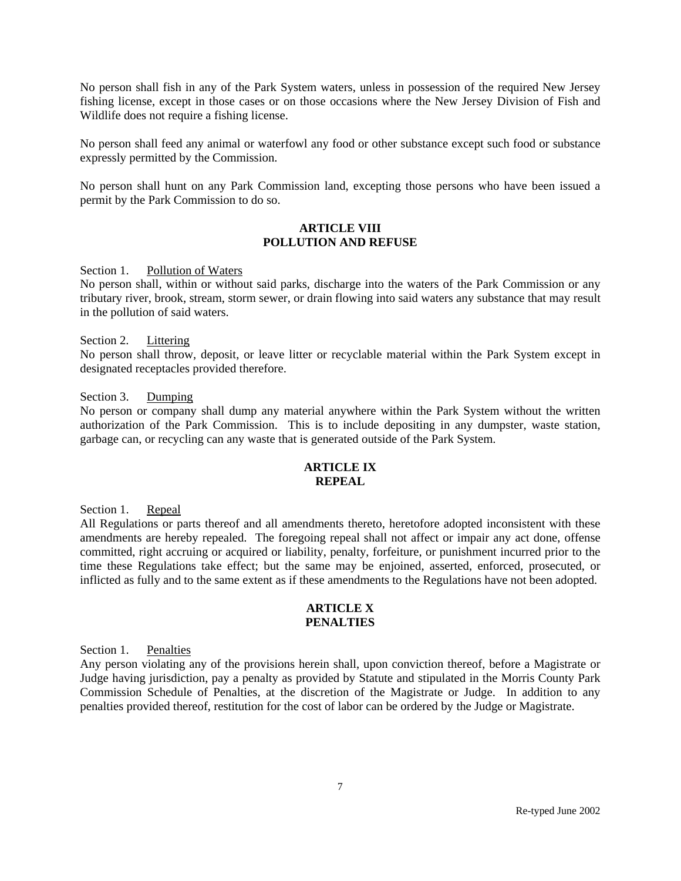No person shall fish in any of the Park System waters, unless in possession of the required New Jersey fishing license, except in those cases or on those occasions where the New Jersey Division of Fish and Wildlife does not require a fishing license.

No person shall feed any animal or waterfowl any food or other substance except such food or substance expressly permitted by the Commission.

No person shall hunt on any Park Commission land, excepting those persons who have been issued a permit by the Park Commission to do so.

## ARTICLE VIII
## POLLUTION AND REFUSE

Section 1. Pollution of Waters
No person shall, within or without said parks, discharge into the waters of the Park Commission or any tributary river, brook, stream, storm sewer, or drain flowing into said waters any substance that may result in the pollution of said waters.

Section 2. Littering
No person shall throw, deposit, or leave litter or recyclable material within the Park System except in designated receptacles provided therefore.

Section 3. Dumping
No person or company shall dump any material anywhere within the Park System without the written authorization of the Park Commission. This is to include depositing in any dumpster, waste station, garbage can, or recycling can any waste that is generated outside of the Park System.

## ARTICLE IX
## REPEAL

Section 1. Repeal
All Regulations or parts thereof and all amendments thereto, heretofore adopted inconsistent with these amendments are hereby repealed. The foregoing repeal shall not affect or impair any act done, offense committed, right accruing or acquired or liability, penalty, forfeiture, or punishment incurred prior to the time these Regulations take effect; but the same may be enjoined, asserted, enforced, prosecuted, or inflicted as fully and to the same extent as if these amendments to the Regulations have not been adopted.

## ARTICLE X
## PENALTIES

Section 1. Penalties
Any person violating any of the provisions herein shall, upon conviction thereof, before a Magistrate or Judge having jurisdiction, pay a penalty as provided by Statute and stipulated in the Morris County Park Commission Schedule of Penalties, at the discretion of the Magistrate or Judge. In addition to any penalties provided thereof, restitution for the cost of labor can be ordered by the Judge or Magistrate.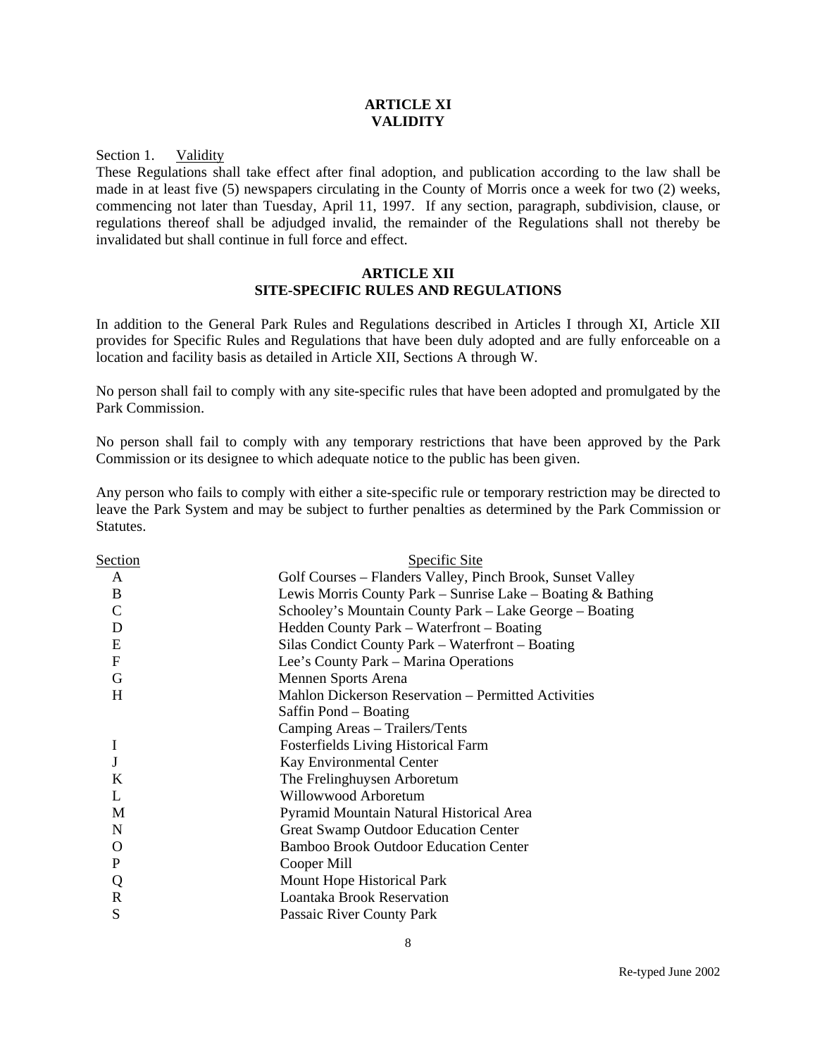## ARTICLE XI
## VALIDITY

Section 1. Validity

These Regulations shall take effect after final adoption, and publication according to the law shall be made in at least five (5) newspapers circulating in the County of Morris once a week for two (2) weeks, commencing not later than Tuesday, April 11, 1997. If any section, paragraph, subdivision, clause, or regulations thereof shall be adjudged invalid, the remainder of the Regulations shall not thereby be invalidated but shall continue in full force and effect.

## ARTICLE XII
## SITE-SPECIFIC RULES AND REGULATIONS

In addition to the General Park Rules and Regulations described in Articles I through XI, Article XII provides for Specific Rules and Regulations that have been duly adopted and are fully enforceable on a location and facility basis as detailed in Article XII, Sections A through W.

No person shall fail to comply with any site-specific rules that have been adopted and promulgated by the Park Commission.

No person shall fail to comply with any temporary restrictions that have been approved by the Park Commission or its designee to which adequate notice to the public has been given.

Any person who fails to comply with either a site-specific rule or temporary restriction may be directed to leave the Park System and may be subject to further penalties as determined by the Park Commission or Statutes.

| Section | Specific Site |
|---|---|
| A | Golf Courses – Flanders Valley, Pinch Brook, Sunset Valley |
| B | Lewis Morris County Park – Sunrise Lake – Boating & Bathing |
| C | Schooley's Mountain County Park – Lake George – Boating |
| D | Hedden County Park – Waterfront – Boating |
| E | Silas Condict County Park – Waterfront – Boating |
| F | Lee's County Park – Marina Operations |
| G | Mennen Sports Arena |
| H | Mahlon Dickerson Reservation – Permitted Activities |
| | Saffin Pond – Boating |
| | Camping Areas – Trailers/Tents |
| I | Fosterfields Living Historical Farm |
| J | Kay Environmental Center |
| K | The Frelinghuysen Arboretum |
| L | Willowwood Arboretum |
| M | Pyramid Mountain Natural Historical Area |
| N | Great Swamp Outdoor Education Center |
| O | Bamboo Brook Outdoor Education Center |
| P | Cooper Mill |
| Q | Mount Hope Historical Park |
| R | Loantaka Brook Reservation |
| S | Passaic River County Park |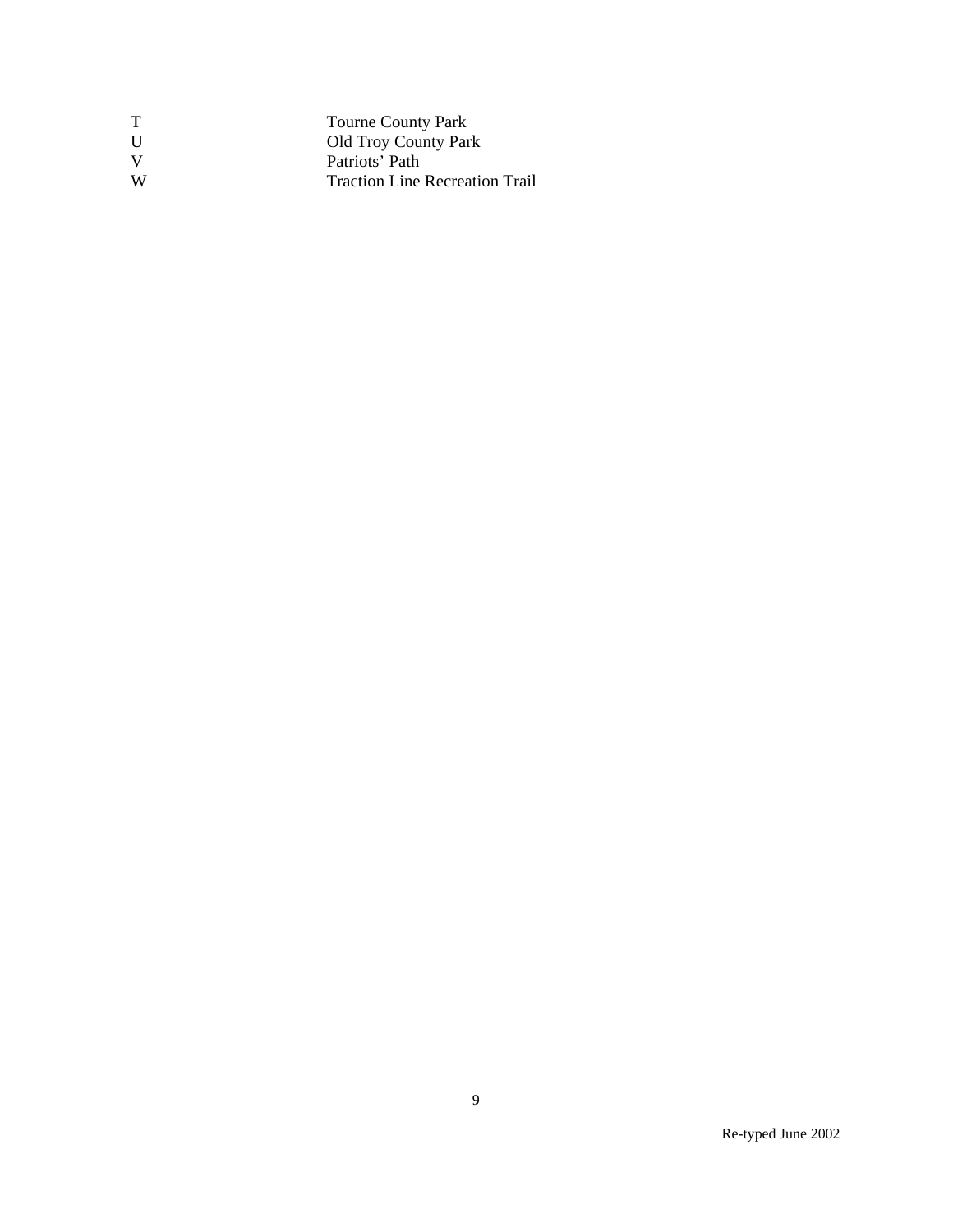| | |
|---|---|
| T | Tourne County Park |
| U | Old Troy County Park |
| V | Patriots' Path |
| W | Traction Line Recreation Trail |

Re-typed June 2002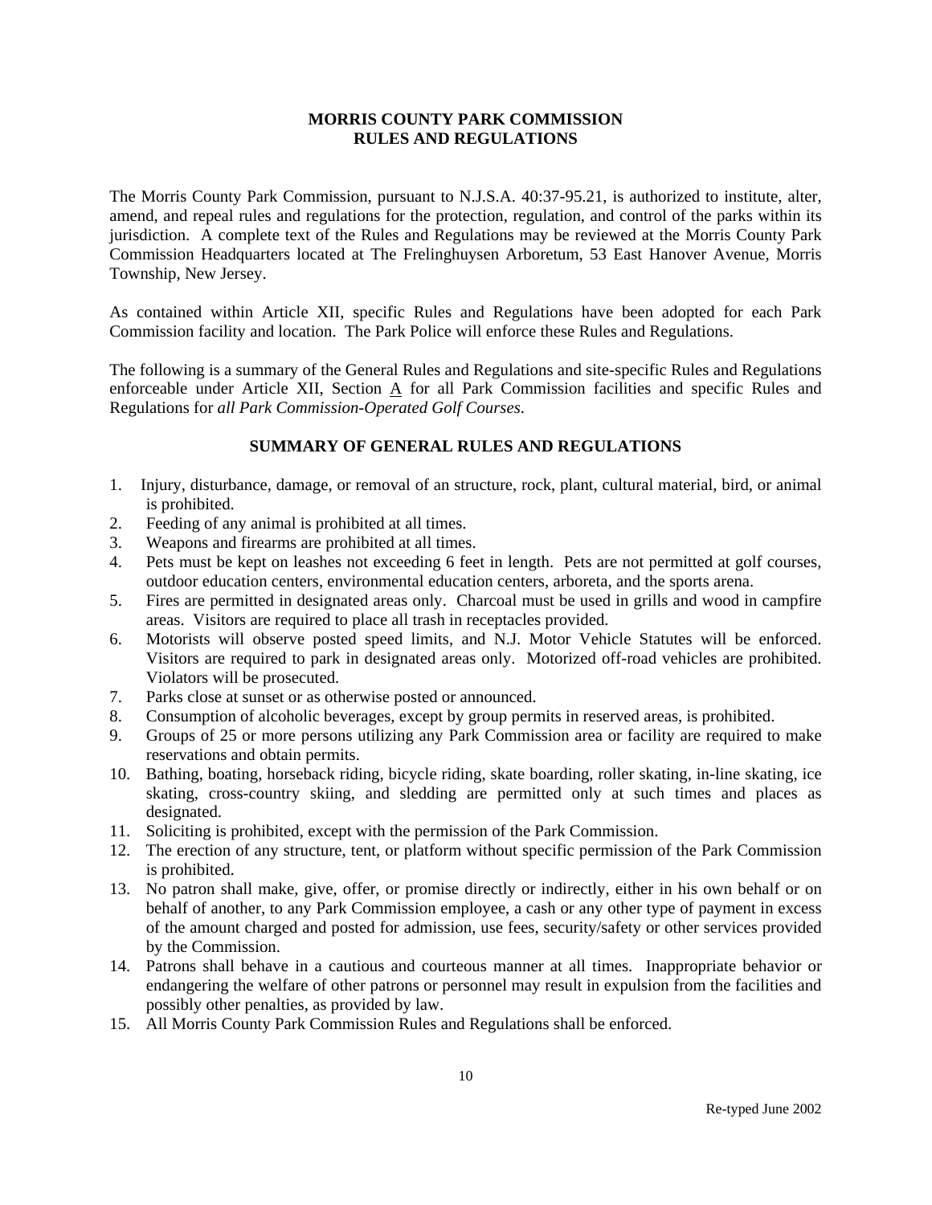# MORRIS COUNTY PARK COMMISSION
# RULES AND REGULATIONS

The Morris County Park Commission, pursuant to N.J.S.A. 40:37-95.21, is authorized to institute, alter, amend, and repeal rules and regulations for the protection, regulation, and control of the parks within its jurisdiction. A complete text of the Rules and Regulations may be reviewed at the Morris County Park Commission Headquarters located at The Frelinghuysen Arboretum, 53 East Hanover Avenue, Morris Township, New Jersey.

As contained within Article XII, specific Rules and Regulations have been adopted for each Park Commission facility and location. The Park Police will enforce these Rules and Regulations.

The following is a summary of the General Rules and Regulations and site-specific Rules and Regulations enforceable under Article XII, Section A for all Park Commission facilities and specific Rules and Regulations for *all Park Commission-Operated Golf Courses.*

## SUMMARY OF GENERAL RULES AND REGULATIONS

1. Injury, disturbance, damage, or removal of an structure, rock, plant, cultural material, bird, or animal is prohibited.
2. Feeding of any animal is prohibited at all times.
3. Weapons and firearms are prohibited at all times.
4. Pets must be kept on leashes not exceeding 6 feet in length. Pets are not permitted at golf courses, outdoor education centers, environmental education centers, arboreta, and the sports arena.
5. Fires are permitted in designated areas only. Charcoal must be used in grills and wood in campfire areas. Visitors are required to place all trash in receptacles provided.
6. Motorists will observe posted speed limits, and N.J. Motor Vehicle Statutes will be enforced. Visitors are required to park in designated areas only. Motorized off-road vehicles are prohibited. Violators will be prosecuted.
7. Parks close at sunset or as otherwise posted or announced.
8. Consumption of alcoholic beverages, except by group permits in reserved areas, is prohibited.
9. Groups of 25 or more persons utilizing any Park Commission area or facility are required to make reservations and obtain permits.
10. Bathing, boating, horseback riding, bicycle riding, skate boarding, roller skating, in-line skating, ice skating, cross-country skiing, and sledding are permitted only at such times and places as designated.
11. Soliciting is prohibited, except with the permission of the Park Commission.
12. The erection of any structure, tent, or platform without specific permission of the Park Commission is prohibited.
13. No patron shall make, give, offer, or promise directly or indirectly, either in his own behalf or on behalf of another, to any Park Commission employee, a cash or any other type of payment in excess of the amount charged and posted for admission, use fees, security/safety or other services provided by the Commission.
14. Patrons shall behave in a cautious and courteous manner at all times. Inappropriate behavior or endangering the welfare of other patrons or personnel may result in expulsion from the facilities and possibly other penalties, as provided by law.
15. All Morris County Park Commission Rules and Regulations shall be enforced.

Re-typed June 2002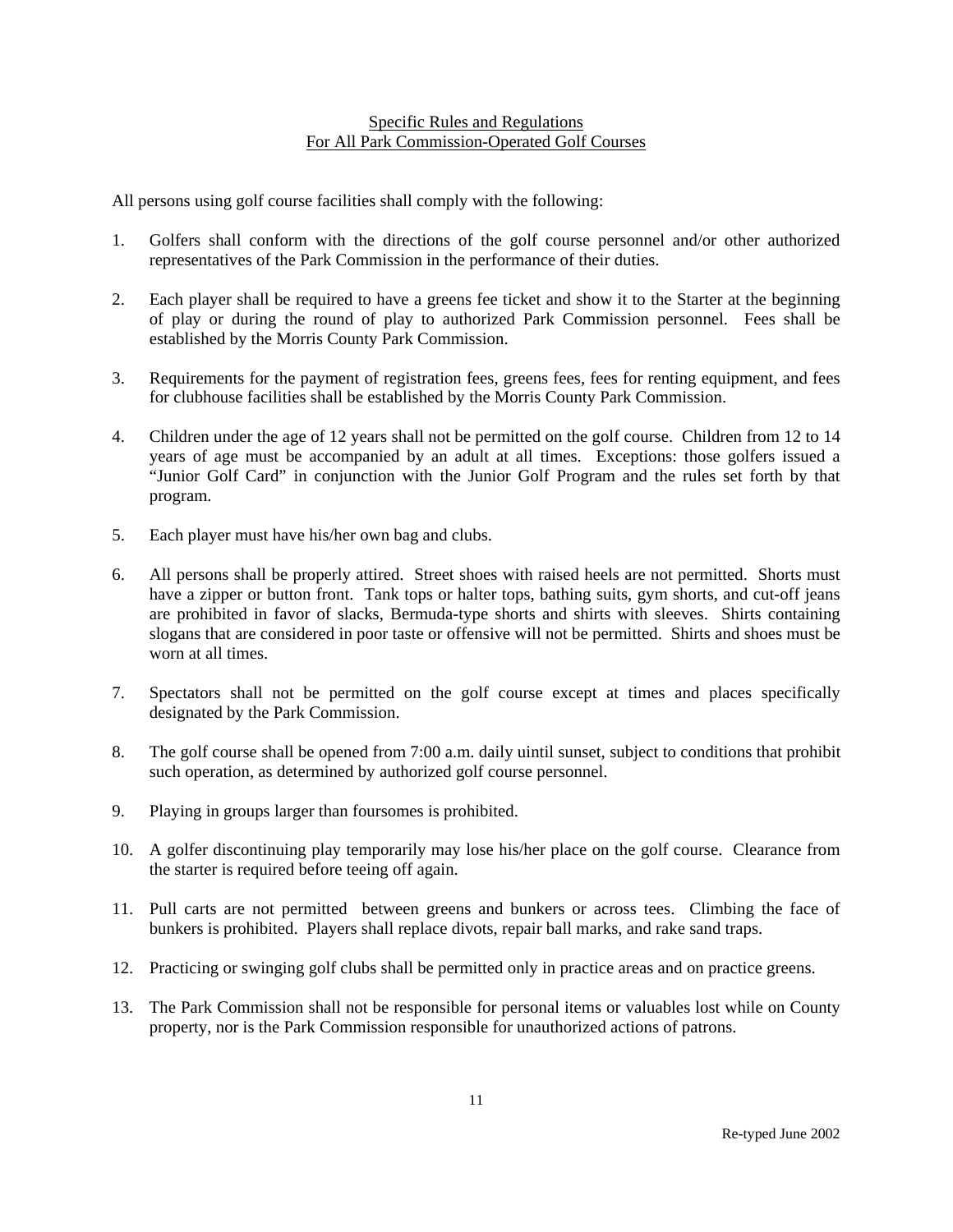## Specific Rules and Regulations
## For All Park Commission-Operated Golf Courses

All persons using golf course facilities shall comply with the following:

1. Golfers shall conform with the directions of the golf course personnel and/or other authorized representatives of the Park Commission in the performance of their duties.

2. Each player shall be required to have a greens fee ticket and show it to the Starter at the beginning of play or during the round of play to authorized Park Commission personnel. Fees shall be established by the Morris County Park Commission.

3. Requirements for the payment of registration fees, greens fees, fees for renting equipment, and fees for clubhouse facilities shall be established by the Morris County Park Commission.

4. Children under the age of 12 years shall not be permitted on the golf course. Children from 12 to 14 years of age must be accompanied by an adult at all times. Exceptions: those golfers issued a "Junior Golf Card" in conjunction with the Junior Golf Program and the rules set forth by that program.

5. Each player must have his/her own bag and clubs.

6. All persons shall be properly attired. Street shoes with raised heels are not permitted. Shorts must have a zipper or button front. Tank tops or halter tops, bathing suits, gym shorts, and cut-off jeans are prohibited in favor of slacks, Bermuda-type shorts and shirts with sleeves. Shirts containing slogans that are considered in poor taste or offensive will not be permitted. Shirts and shoes must be worn at all times.

7. Spectators shall not be permitted on the golf course except at times and places specifically designated by the Park Commission.

8. The golf course shall be opened from 7:00 a.m. daily uintil sunset, subject to conditions that prohibit such operation, as determined by authorized golf course personnel.

9. Playing in groups larger than foursomes is prohibited.

10. A golfer discontinuing play temporarily may lose his/her place on the golf course. Clearance from the starter is required before teeing off again.

11. Pull carts are not permitted between greens and bunkers or across tees. Climbing the face of bunkers is prohibited. Players shall replace divots, repair ball marks, and rake sand traps.

12. Practicing or swinging golf clubs shall be permitted only in practice areas and on practice greens.

13. The Park Commission shall not be responsible for personal items or valuables lost while on County property, nor is the Park Commission responsible for unauthorized actions of patrons.

Re-typed June 2002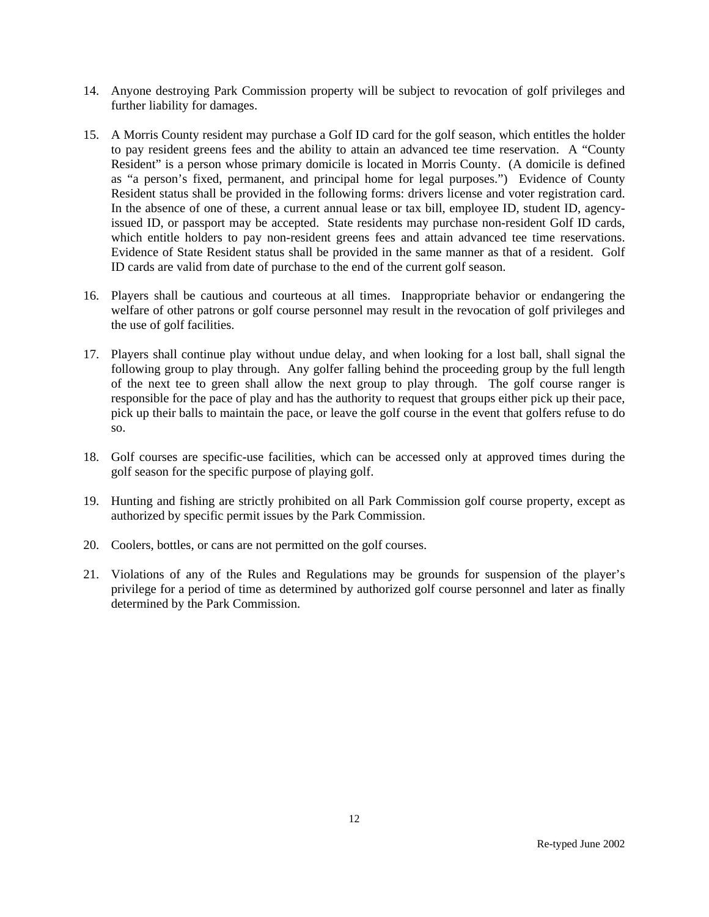14. Anyone destroying Park Commission property will be subject to revocation of golf privileges and further liability for damages.

15. A Morris County resident may purchase a Golf ID card for the golf season, which entitles the holder to pay resident greens fees and the ability to attain an advanced tee time reservation. A "County Resident" is a person whose primary domicile is located in Morris County. (A domicile is defined as "a person's fixed, permanent, and principal home for legal purposes.") Evidence of County Resident status shall be provided in the following forms: drivers license and voter registration card. In the absence of one of these, a current annual lease or tax bill, employee ID, student ID, agency-issued ID, or passport may be accepted. State residents may purchase non-resident Golf ID cards, which entitle holders to pay non-resident greens fees and attain advanced tee time reservations. Evidence of State Resident status shall be provided in the same manner as that of a resident. Golf ID cards are valid from date of purchase to the end of the current golf season.

16. Players shall be cautious and courteous at all times. Inappropriate behavior or endangering the welfare of other patrons or golf course personnel may result in the revocation of golf privileges and the use of golf facilities.

17. Players shall continue play without undue delay, and when looking for a lost ball, shall signal the following group to play through. Any golfer falling behind the proceeding group by the full length of the next tee to green shall allow the next group to play through. The golf course ranger is responsible for the pace of play and has the authority to request that groups either pick up their pace, pick up their balls to maintain the pace, or leave the golf course in the event that golfers refuse to do so.

18. Golf courses are specific-use facilities, which can be accessed only at approved times during the golf season for the specific purpose of playing golf.

19. Hunting and fishing are strictly prohibited on all Park Commission golf course property, except as authorized by specific permit issues by the Park Commission.

20. Coolers, bottles, or cans are not permitted on the golf courses.

21. Violations of any of the Rules and Regulations may be grounds for suspension of the player's privilege for a period of time as determined by authorized golf course personnel and later as finally determined by the Park Commission.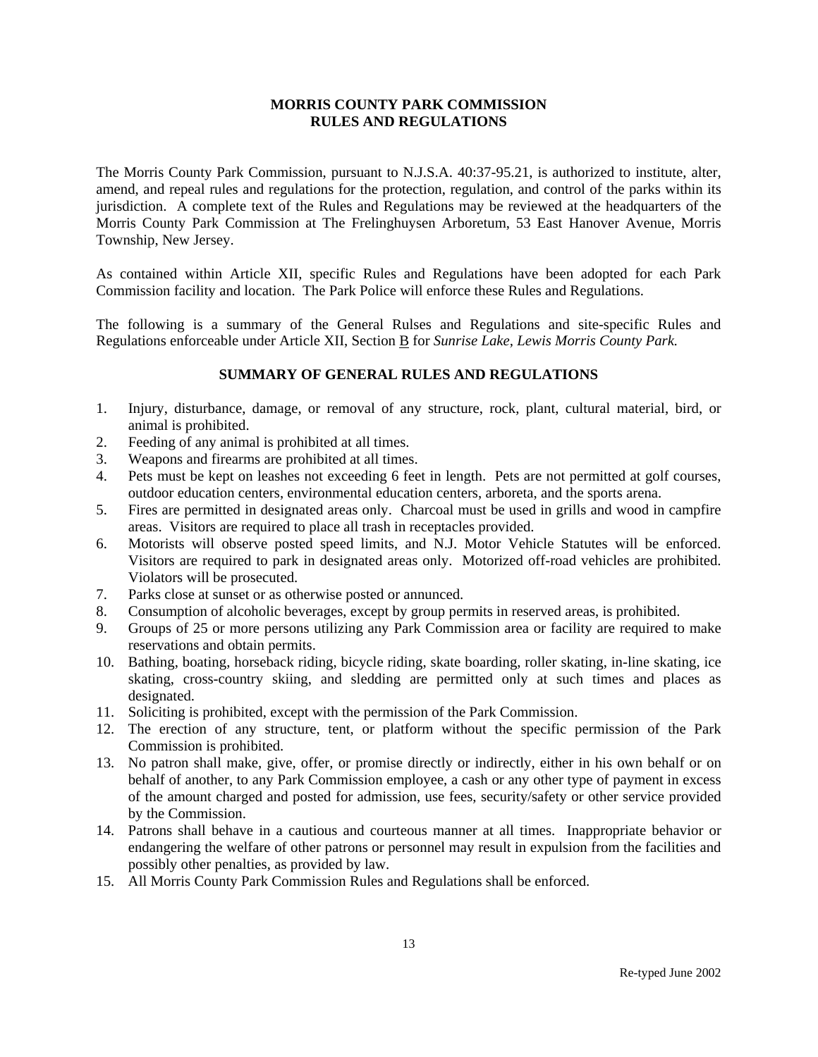**MORRIS COUNTY PARK COMMISSION**
**RULES AND REGULATIONS**

The Morris County Park Commission, pursuant to N.J.S.A. 40:37-95.21, is authorized to institute, alter, amend, and repeal rules and regulations for the protection, regulation, and control of the parks within its jurisdiction. A complete text of the Rules and Regulations may be reviewed at the headquarters of the Morris County Park Commission at The Frelinghuysen Arboretum, 53 East Hanover Avenue, Morris Township, New Jersey.

As contained within Article XII, specific Rules and Regulations have been adopted for each Park Commission facility and location. The Park Police will enforce these Rules and Regulations.

The following is a summary of the General Rulses and Regulations and site-specific Rules and Regulations enforceable under Article XII, Section B for *Sunrise Lake, Lewis Morris County Park.*

**SUMMARY OF GENERAL RULES AND REGULATIONS**

1. Injury, disturbance, damage, or removal of any structure, rock, plant, cultural material, bird, or animal is prohibited.
2. Feeding of any animal is prohibited at all times.
3. Weapons and firearms are prohibited at all times.
4. Pets must be kept on leashes not exceeding 6 feet in length. Pets are not permitted at golf courses, outdoor education centers, environmental education centers, arboreta, and the sports arena.
5. Fires are permitted in designated areas only. Charcoal must be used in grills and wood in campfire areas. Visitors are required to place all trash in receptacles provided.
6. Motorists will observe posted speed limits, and N.J. Motor Vehicle Statutes will be enforced. Visitors are required to park in designated areas only. Motorized off-road vehicles are prohibited. Violators will be prosecuted.
7. Parks close at sunset or as otherwise posted or annunced.
8. Consumption of alcoholic beverages, except by group permits in reserved areas, is prohibited.
9. Groups of 25 or more persons utilizing any Park Commission area or facility are required to make reservations and obtain permits.
10. Bathing, boating, horseback riding, bicycle riding, skate boarding, roller skating, in-line skating, ice skating, cross-country skiing, and sledding are permitted only at such times and places as designated.
11. Soliciting is prohibited, except with the permission of the Park Commission.
12. The erection of any structure, tent, or platform without the specific permission of the Park Commission is prohibited.
13. No patron shall make, give, offer, or promise directly or indirectly, either in his own behalf or on behalf of another, to any Park Commission employee, a cash or any other type of payment in excess of the amount charged and posted for admission, use fees, security/safety or other service provided by the Commission.
14. Patrons shall behave in a cautious and courteous manner at all times. Inappropriate behavior or endangering the welfare of other patrons or personnel may result in expulsion from the facilities and possibly other penalties, as provided by law.
15. All Morris County Park Commission Rules and Regulations shall be enforced.

Re-typed June 2002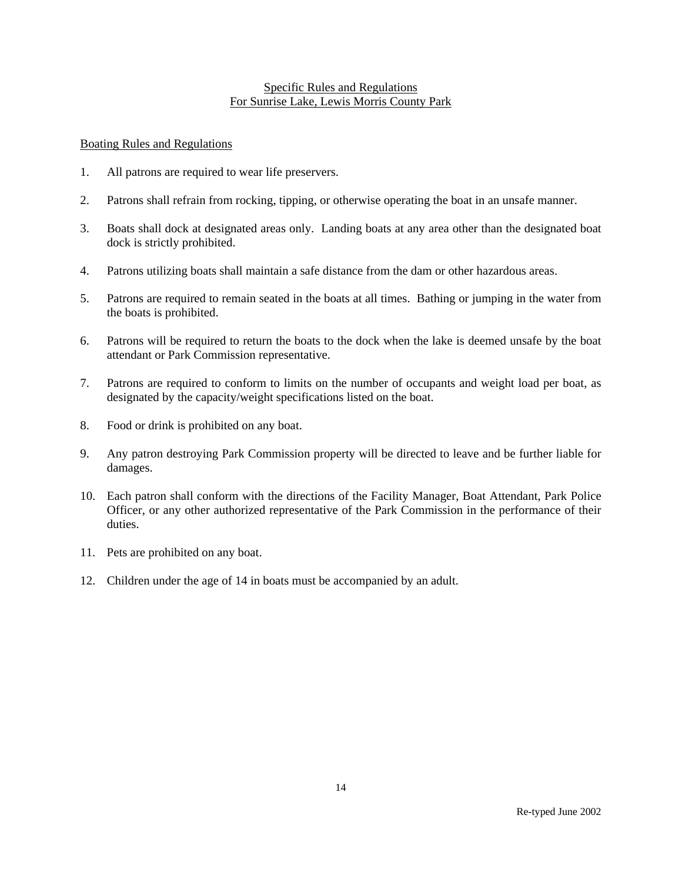## Specific Rules and Regulations
## For Sunrise Lake, Lewis Morris County Park

### Boating Rules and Regulations

1. All patrons are required to wear life preservers.

2. Patrons shall refrain from rocking, tipping, or otherwise operating the boat in an unsafe manner.

3. Boats shall dock at designated areas only. Landing boats at any area other than the designated boat dock is strictly prohibited.

4. Patrons utilizing boats shall maintain a safe distance from the dam or other hazardous areas.

5. Patrons are required to remain seated in the boats at all times. Bathing or jumping in the water from the boats is prohibited.

6. Patrons will be required to return the boats to the dock when the lake is deemed unsafe by the boat attendant or Park Commission representative.

7. Patrons are required to conform to limits on the number of occupants and weight load per boat, as designated by the capacity/weight specifications listed on the boat.

8. Food or drink is prohibited on any boat.

9. Any patron destroying Park Commission property will be directed to leave and be further liable for damages.

10. Each patron shall conform with the directions of the Facility Manager, Boat Attendant, Park Police Officer, or any other authorized representative of the Park Commission in the performance of their duties.

11. Pets are prohibited on any boat.

12. Children under the age of 14 in boats must be accompanied by an adult.

Re-typed June 2002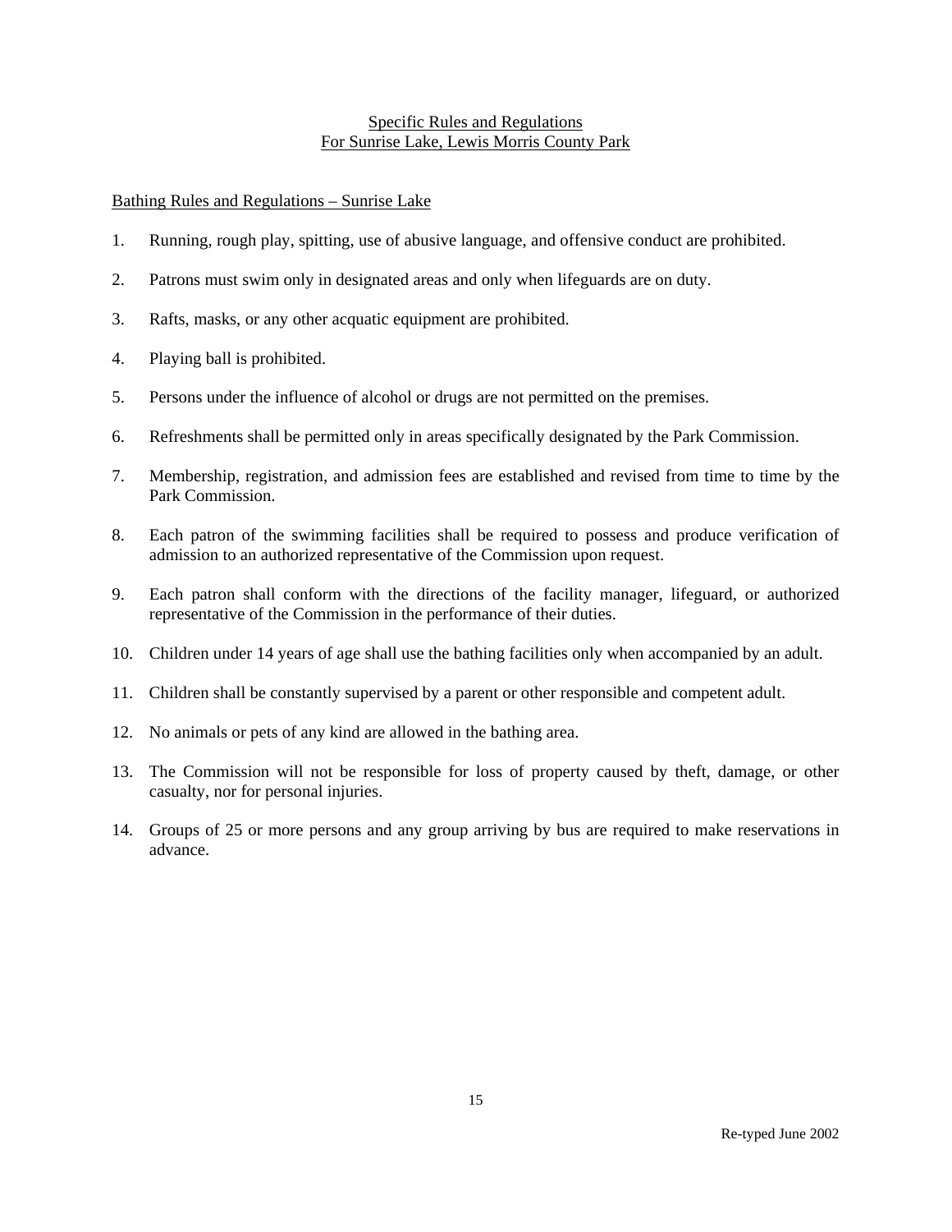## Specific Rules and Regulations
## For Sunrise Lake, Lewis Morris County Park

### Bathing Rules and Regulations – Sunrise Lake

1. Running, rough play, spitting, use of abusive language, and offensive conduct are prohibited.
2. Patrons must swim only in designated areas and only when lifeguards are on duty.
3. Rafts, masks, or any other acquatic equipment are prohibited.
4. Playing ball is prohibited.
5. Persons under the influence of alcohol or drugs are not permitted on the premises.
6. Refreshments shall be permitted only in areas specifically designated by the Park Commission.
7. Membership, registration, and admission fees are established and revised from time to time by the Park Commission.
8. Each patron of the swimming facilities shall be required to possess and produce verification of admission to an authorized representative of the Commission upon request.
9. Each patron shall conform with the directions of the facility manager, lifeguard, or authorized representative of the Commission in the performance of their duties.
10. Children under 14 years of age shall use the bathing facilities only when accompanied by an adult.
11. Children shall be constantly supervised by a parent or other responsible and competent adult.
12. No animals or pets of any kind are allowed in the bathing area.
13. The Commission will not be responsible for loss of property caused by theft, damage, or other casualty, nor for personal injuries.
14. Groups of 25 or more persons and any group arriving by bus are required to make reservations in advance.

Re-typed June 2002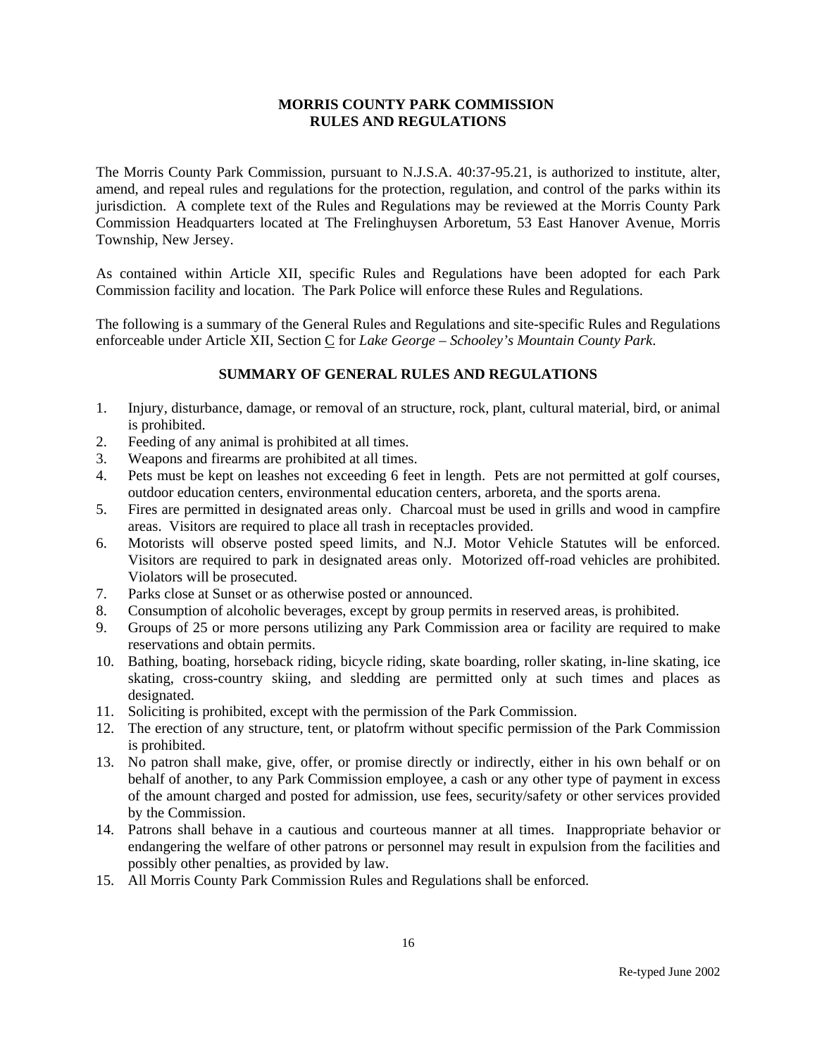# MORRIS COUNTY PARK COMMISSION
# RULES AND REGULATIONS

The Morris County Park Commission, pursuant to N.J.S.A. 40:37-95.21, is authorized to institute, alter, amend, and repeal rules and regulations for the protection, regulation, and control of the parks within its jurisdiction. A complete text of the Rules and Regulations may be reviewed at the Morris County Park Commission Headquarters located at The Frelinghuysen Arboretum, 53 East Hanover Avenue, Morris Township, New Jersey.

As contained within Article XII, specific Rules and Regulations have been adopted for each Park Commission facility and location. The Park Police will enforce these Rules and Regulations.

The following is a summary of the General Rules and Regulations and site-specific Rules and Regulations enforceable under Article XII, Section C for *Lake George – Schooley's Mountain County Park*.

## SUMMARY OF GENERAL RULES AND REGULATIONS

1. Injury, disturbance, damage, or removal of an structure, rock, plant, cultural material, bird, or animal is prohibited.
2. Feeding of any animal is prohibited at all times.
3. Weapons and firearms are prohibited at all times.
4. Pets must be kept on leashes not exceeding 6 feet in length. Pets are not permitted at golf courses, outdoor education centers, environmental education centers, arboreta, and the sports arena.
5. Fires are permitted in designated areas only. Charcoal must be used in grills and wood in campfire areas. Visitors are required to place all trash in receptacles provided.
6. Motorists will observe posted speed limits, and N.J. Motor Vehicle Statutes will be enforced. Visitors are required to park in designated areas only. Motorized off-road vehicles are prohibited. Violators will be prosecuted.
7. Parks close at Sunset or as otherwise posted or announced.
8. Consumption of alcoholic beverages, except by group permits in reserved areas, is prohibited.
9. Groups of 25 or more persons utilizing any Park Commission area or facility are required to make reservations and obtain permits.
10. Bathing, boating, horseback riding, bicycle riding, skate boarding, roller skating, in-line skating, ice skating, cross-country skiing, and sledding are permitted only at such times and places as designated.
11. Soliciting is prohibited, except with the permission of the Park Commission.
12. The erection of any structure, tent, or platofrm without specific permission of the Park Commission is prohibited.
13. No patron shall make, give, offer, or promise directly or indirectly, either in his own behalf or on behalf of another, to any Park Commission employee, a cash or any other type of payment in excess of the amount charged and posted for admission, use fees, security/safety or other services provided by the Commission.
14. Patrons shall behave in a cautious and courteous manner at all times. Inappropriate behavior or endangering the welfare of other patrons or personnel may result in expulsion from the facilities and possibly other penalties, as provided by law.
15. All Morris County Park Commission Rules and Regulations shall be enforced.

Re-typed June 2002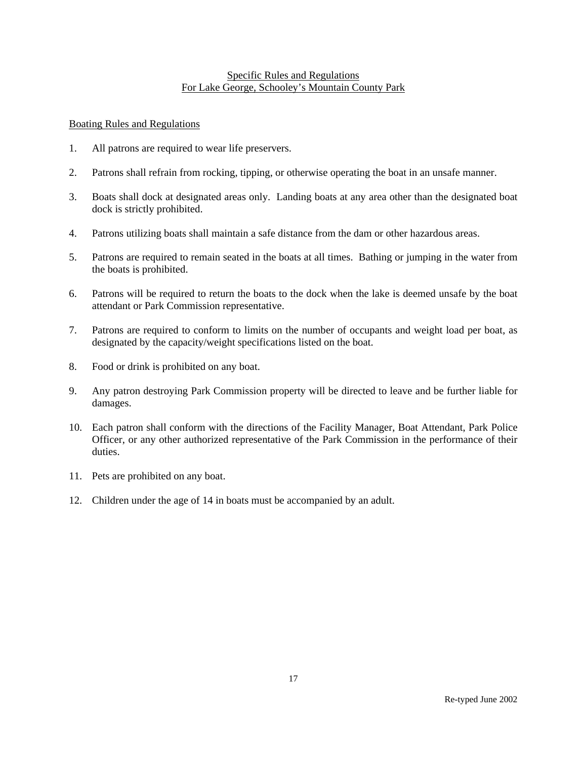## Specific Rules and Regulations
## For Lake George, Schooley's Mountain County Park

### Boating Rules and Regulations

1. All patrons are required to wear life preservers.

2. Patrons shall refrain from rocking, tipping, or otherwise operating the boat in an unsafe manner.

3. Boats shall dock at designated areas only. Landing boats at any area other than the designated boat dock is strictly prohibited.

4. Patrons utilizing boats shall maintain a safe distance from the dam or other hazardous areas.

5. Patrons are required to remain seated in the boats at all times. Bathing or jumping in the water from the boats is prohibited.

6. Patrons will be required to return the boats to the dock when the lake is deemed unsafe by the boat attendant or Park Commission representative.

7. Patrons are required to conform to limits on the number of occupants and weight load per boat, as designated by the capacity/weight specifications listed on the boat.

8. Food or drink is prohibited on any boat.

9. Any patron destroying Park Commission property will be directed to leave and be further liable for damages.

10. Each patron shall conform with the directions of the Facility Manager, Boat Attendant, Park Police Officer, or any other authorized representative of the Park Commission in the performance of their duties.

11. Pets are prohibited on any boat.

12. Children under the age of 14 in boats must be accompanied by an adult.

Re-typed June 2002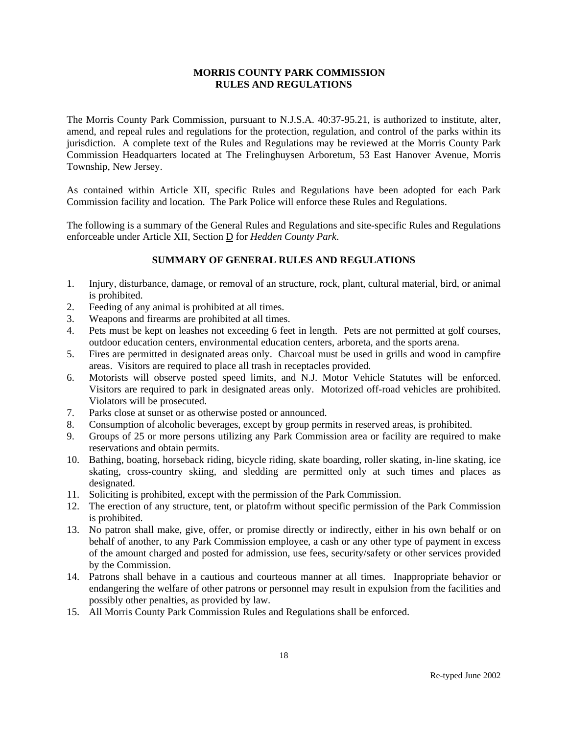# MORRIS COUNTY PARK COMMISSION
# RULES AND REGULATIONS

The Morris County Park Commission, pursuant to N.J.S.A. 40:37-95.21, is authorized to institute, alter, amend, and repeal rules and regulations for the protection, regulation, and control of the parks within its jurisdiction. A complete text of the Rules and Regulations may be reviewed at the Morris County Park Commission Headquarters located at The Frelinghuysen Arboretum, 53 East Hanover Avenue, Morris Township, New Jersey.

As contained within Article XII, specific Rules and Regulations have been adopted for each Park Commission facility and location. The Park Police will enforce these Rules and Regulations.

The following is a summary of the General Rules and Regulations and site-specific Rules and Regulations enforceable under Article XII, Section D for *Hedden County Park*.

## SUMMARY OF GENERAL RULES AND REGULATIONS

1. Injury, disturbance, damage, or removal of an structure, rock, plant, cultural material, bird, or animal is prohibited.
2. Feeding of any animal is prohibited at all times.
3. Weapons and firearms are prohibited at all times.
4. Pets must be kept on leashes not exceeding 6 feet in length. Pets are not permitted at golf courses, outdoor education centers, environmental education centers, arboreta, and the sports arena.
5. Fires are permitted in designated areas only. Charcoal must be used in grills and wood in campfire areas. Visitors are required to place all trash in receptacles provided.
6. Motorists will observe posted speed limits, and N.J. Motor Vehicle Statutes will be enforced. Visitors are required to park in designated areas only. Motorized off-road vehicles are prohibited. Violators will be prosecuted.
7. Parks close at sunset or as otherwise posted or announced.
8. Consumption of alcoholic beverages, except by group permits in reserved areas, is prohibited.
9. Groups of 25 or more persons utilizing any Park Commission area or facility are required to make reservations and obtain permits.
10. Bathing, boating, horseback riding, bicycle riding, skate boarding, roller skating, in-line skating, ice skating, cross-country skiing, and sledding are permitted only at such times and places as designated.
11. Soliciting is prohibited, except with the permission of the Park Commission.
12. The erection of any structure, tent, or platofrm without specific permission of the Park Commission is prohibited.
13. No patron shall make, give, offer, or promise directly or indirectly, either in his own behalf or on behalf of another, to any Park Commission employee, a cash or any other type of payment in excess of the amount charged and posted for admission, use fees, security/safety or other services provided by the Commission.
14. Patrons shall behave in a cautious and courteous manner at all times. Inappropriate behavior or endangering the welfare of other patrons or personnel may result in expulsion from the facilities and possibly other penalties, as provided by law.
15. All Morris County Park Commission Rules and Regulations shall be enforced.

Re-typed June 2002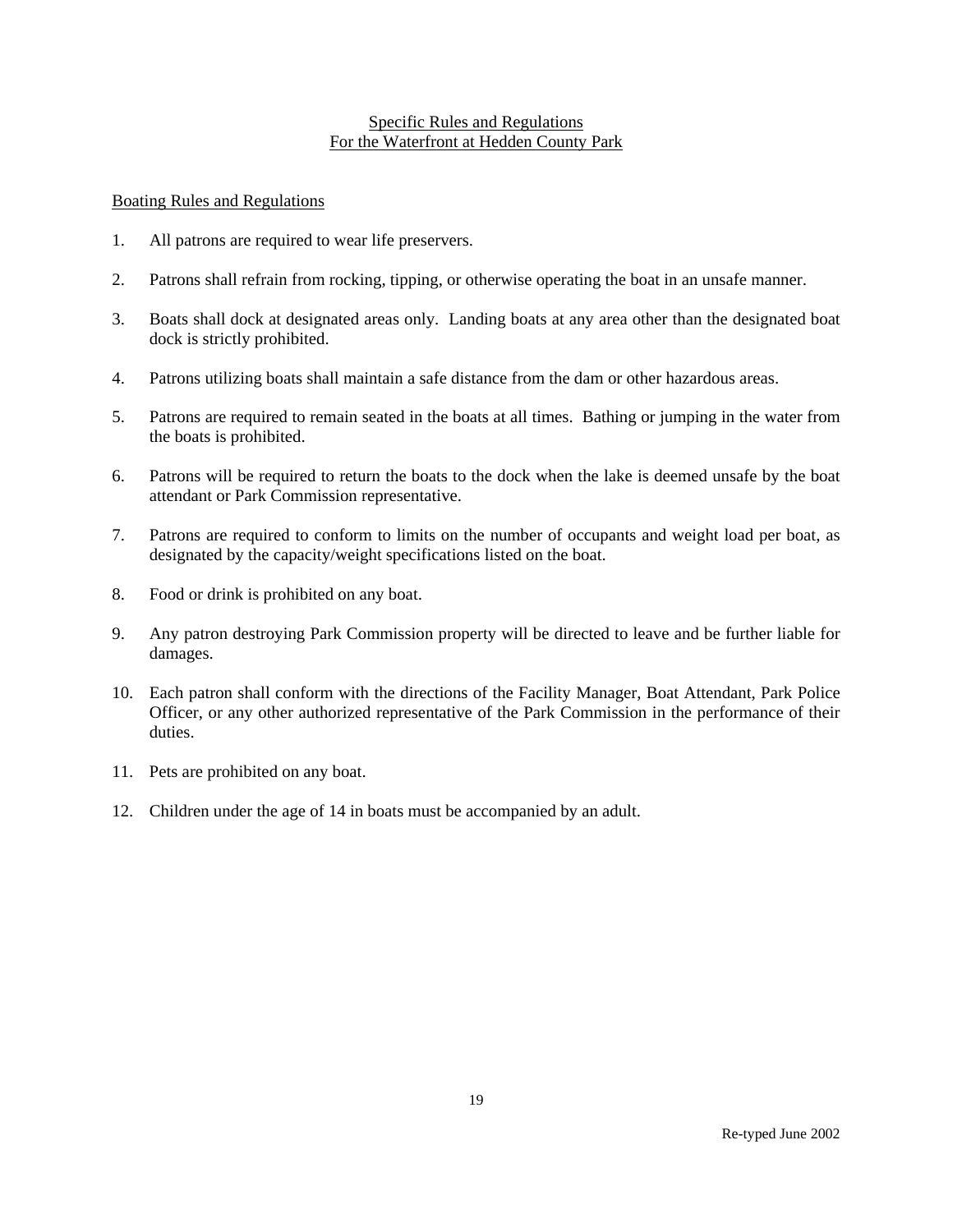## Specific Rules and Regulations
## For the Waterfront at Hedden County Park

### Boating Rules and Regulations

1. All patrons are required to wear life preservers.

2. Patrons shall refrain from rocking, tipping, or otherwise operating the boat in an unsafe manner.

3. Boats shall dock at designated areas only. Landing boats at any area other than the designated boat dock is strictly prohibited.

4. Patrons utilizing boats shall maintain a safe distance from the dam or other hazardous areas.

5. Patrons are required to remain seated in the boats at all times. Bathing or jumping in the water from the boats is prohibited.

6. Patrons will be required to return the boats to the dock when the lake is deemed unsafe by the boat attendant or Park Commission representative.

7. Patrons are required to conform to limits on the number of occupants and weight load per boat, as designated by the capacity/weight specifications listed on the boat.

8. Food or drink is prohibited on any boat.

9. Any patron destroying Park Commission property will be directed to leave and be further liable for damages.

10. Each patron shall conform with the directions of the Facility Manager, Boat Attendant, Park Police Officer, or any other authorized representative of the Park Commission in the performance of their duties.

11. Pets are prohibited on any boat.

12. Children under the age of 14 in boats must be accompanied by an adult.

Re-typed June 2002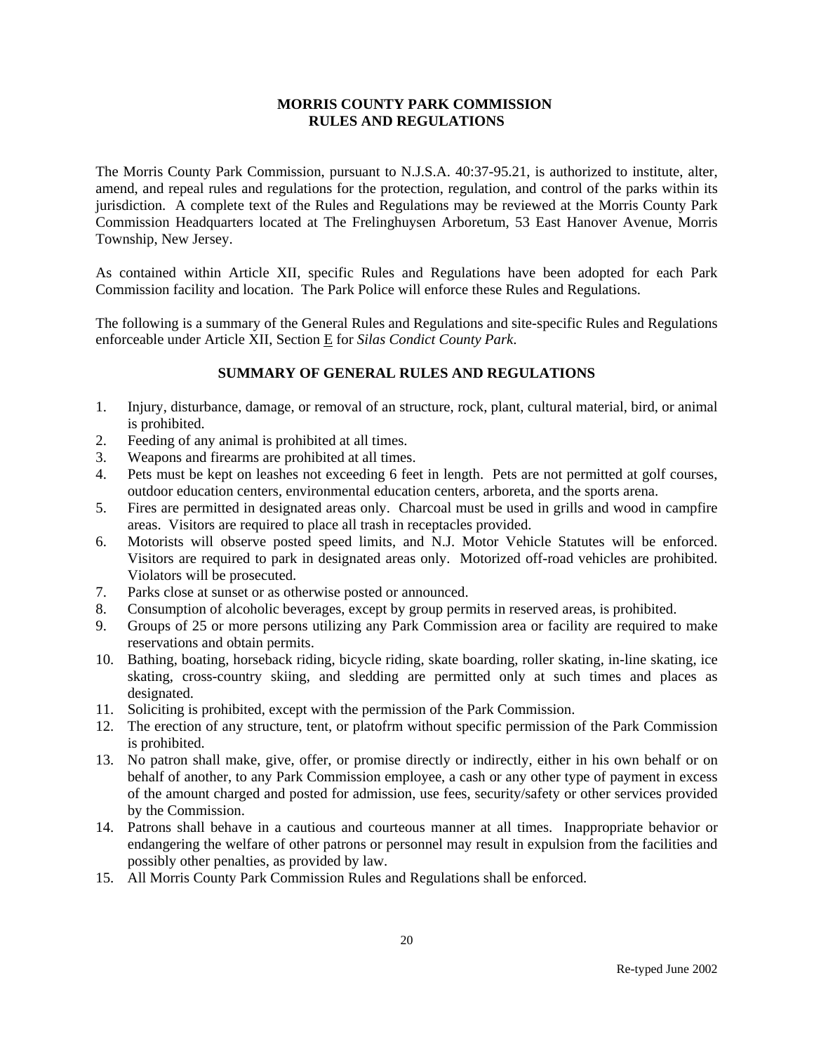**MORRIS COUNTY PARK COMMISSION**
**RULES AND REGULATIONS**

The Morris County Park Commission, pursuant to N.J.S.A. 40:37-95.21, is authorized to institute, alter, amend, and repeal rules and regulations for the protection, regulation, and control of the parks within its jurisdiction. A complete text of the Rules and Regulations may be reviewed at the Morris County Park Commission Headquarters located at The Frelinghuysen Arboretum, 53 East Hanover Avenue, Morris Township, New Jersey.

As contained within Article XII, specific Rules and Regulations have been adopted for each Park Commission facility and location. The Park Police will enforce these Rules and Regulations.

The following is a summary of the General Rules and Regulations and site-specific Rules and Regulations enforceable under Article XII, Section E for *Silas Condict County Park*.

**SUMMARY OF GENERAL RULES AND REGULATIONS**

1. Injury, disturbance, damage, or removal of an structure, rock, plant, cultural material, bird, or animal is prohibited.
2. Feeding of any animal is prohibited at all times.
3. Weapons and firearms are prohibited at all times.
4. Pets must be kept on leashes not exceeding 6 feet in length. Pets are not permitted at golf courses, outdoor education centers, environmental education centers, arboreta, and the sports arena.
5. Fires are permitted in designated areas only. Charcoal must be used in grills and wood in campfire areas. Visitors are required to place all trash in receptacles provided.
6. Motorists will observe posted speed limits, and N.J. Motor Vehicle Statutes will be enforced. Visitors are required to park in designated areas only. Motorized off-road vehicles are prohibited. Violators will be prosecuted.
7. Parks close at sunset or as otherwise posted or announced.
8. Consumption of alcoholic beverages, except by group permits in reserved areas, is prohibited.
9. Groups of 25 or more persons utilizing any Park Commission area or facility are required to make reservations and obtain permits.
10. Bathing, boating, horseback riding, bicycle riding, skate boarding, roller skating, in-line skating, ice skating, cross-country skiing, and sledding are permitted only at such times and places as designated.
11. Soliciting is prohibited, except with the permission of the Park Commission.
12. The erection of any structure, tent, or platofrm without specific permission of the Park Commission is prohibited.
13. No patron shall make, give, offer, or promise directly or indirectly, either in his own behalf or on behalf of another, to any Park Commission employee, a cash or any other type of payment in excess of the amount charged and posted for admission, use fees, security/safety or other services provided by the Commission.
14. Patrons shall behave in a cautious and courteous manner at all times. Inappropriate behavior or endangering the welfare of other patrons or personnel may result in expulsion from the facilities and possibly other penalties, as provided by law.
15. All Morris County Park Commission Rules and Regulations shall be enforced.

Re-typed June 2002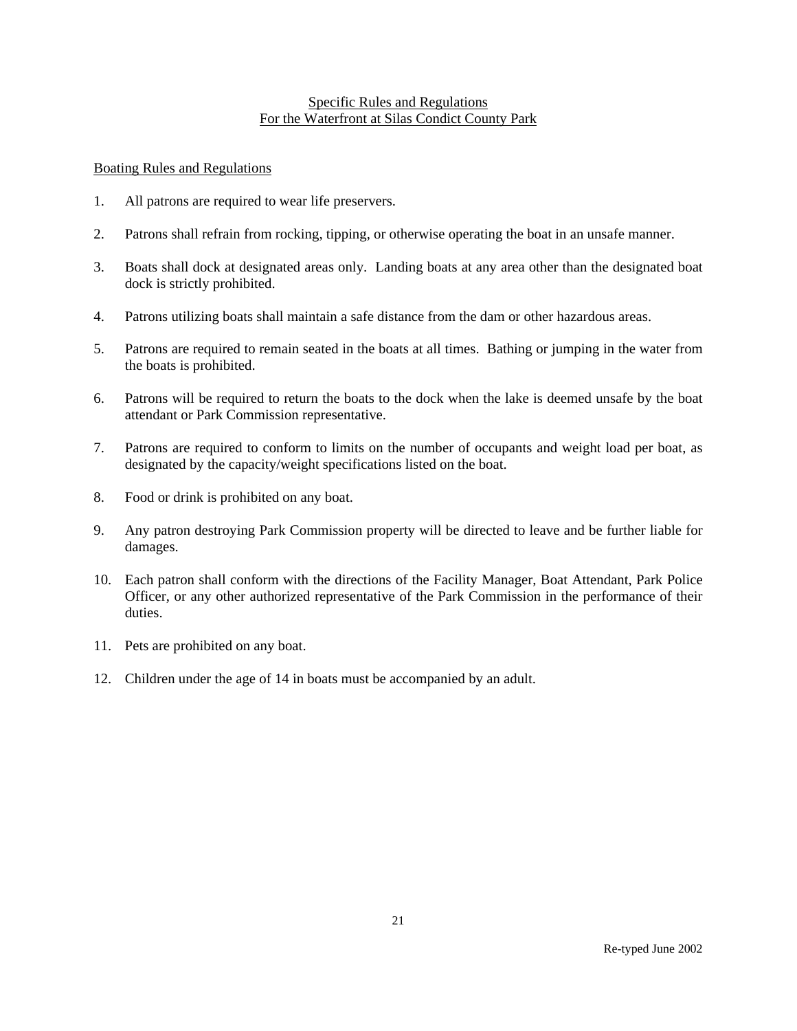## Specific Rules and Regulations
## For the Waterfront at Silas Condict County Park

### Boating Rules and Regulations

1. All patrons are required to wear life preservers.

2. Patrons shall refrain from rocking, tipping, or otherwise operating the boat in an unsafe manner.

3. Boats shall dock at designated areas only. Landing boats at any area other than the designated boat dock is strictly prohibited.

4. Patrons utilizing boats shall maintain a safe distance from the dam or other hazardous areas.

5. Patrons are required to remain seated in the boats at all times. Bathing or jumping in the water from the boats is prohibited.

6. Patrons will be required to return the boats to the dock when the lake is deemed unsafe by the boat attendant or Park Commission representative.

7. Patrons are required to conform to limits on the number of occupants and weight load per boat, as designated by the capacity/weight specifications listed on the boat.

8. Food or drink is prohibited on any boat.

9. Any patron destroying Park Commission property will be directed to leave and be further liable for damages.

10. Each patron shall conform with the directions of the Facility Manager, Boat Attendant, Park Police Officer, or any other authorized representative of the Park Commission in the performance of their duties.

11. Pets are prohibited on any boat.

12. Children under the age of 14 in boats must be accompanied by an adult.

Re-typed June 2002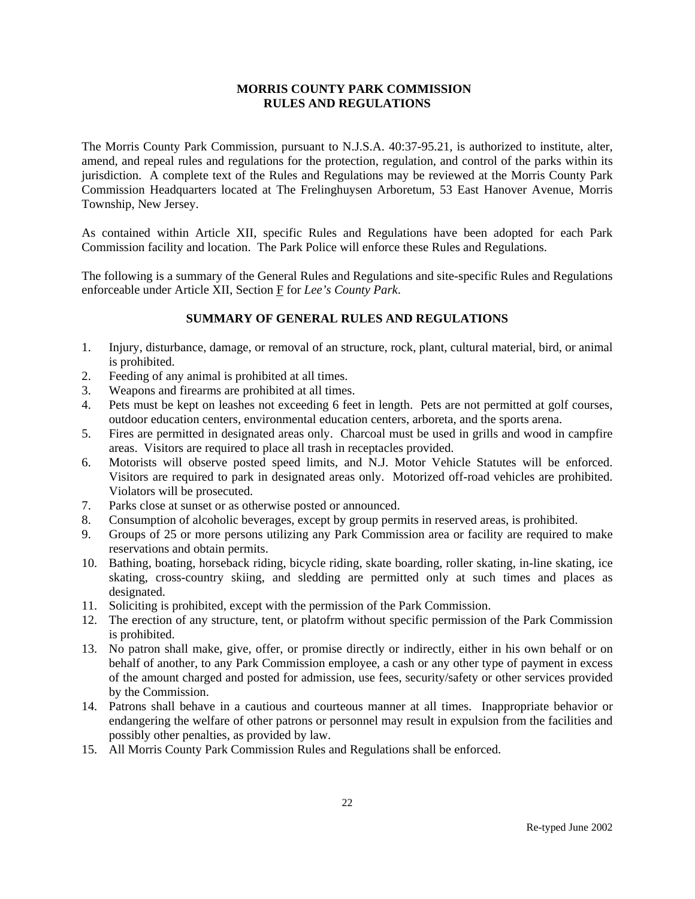# MORRIS COUNTY PARK COMMISSION
# RULES AND REGULATIONS

The Morris County Park Commission, pursuant to N.J.S.A. 40:37-95.21, is authorized to institute, alter, amend, and repeal rules and regulations for the protection, regulation, and control of the parks within its jurisdiction. A complete text of the Rules and Regulations may be reviewed at the Morris County Park Commission Headquarters located at The Frelinghuysen Arboretum, 53 East Hanover Avenue, Morris Township, New Jersey.

As contained within Article XII, specific Rules and Regulations have been adopted for each Park Commission facility and location. The Park Police will enforce these Rules and Regulations.

The following is a summary of the General Rules and Regulations and site-specific Rules and Regulations enforceable under Article XII, Section F for *Lee's County Park*.

## SUMMARY OF GENERAL RULES AND REGULATIONS

1. Injury, disturbance, damage, or removal of an structure, rock, plant, cultural material, bird, or animal is prohibited.
2. Feeding of any animal is prohibited at all times.
3. Weapons and firearms are prohibited at all times.
4. Pets must be kept on leashes not exceeding 6 feet in length. Pets are not permitted at golf courses, outdoor education centers, environmental education centers, arboreta, and the sports arena.
5. Fires are permitted in designated areas only. Charcoal must be used in grills and wood in campfire areas. Visitors are required to place all trash in receptacles provided.
6. Motorists will observe posted speed limits, and N.J. Motor Vehicle Statutes will be enforced. Visitors are required to park in designated areas only. Motorized off-road vehicles are prohibited. Violators will be prosecuted.
7. Parks close at sunset or as otherwise posted or announced.
8. Consumption of alcoholic beverages, except by group permits in reserved areas, is prohibited.
9. Groups of 25 or more persons utilizing any Park Commission area or facility are required to make reservations and obtain permits.
10. Bathing, boating, horseback riding, bicycle riding, skate boarding, roller skating, in-line skating, ice skating, cross-country skiing, and sledding are permitted only at such times and places as designated.
11. Soliciting is prohibited, except with the permission of the Park Commission.
12. The erection of any structure, tent, or platofrm without specific permission of the Park Commission is prohibited.
13. No patron shall make, give, offer, or promise directly or indirectly, either in his own behalf or on behalf of another, to any Park Commission employee, a cash or any other type of payment in excess of the amount charged and posted for admission, use fees, security/safety or other services provided by the Commission.
14. Patrons shall behave in a cautious and courteous manner at all times. Inappropriate behavior or endangering the welfare of other patrons or personnel may result in expulsion from the facilities and possibly other penalties, as provided by law.
15. All Morris County Park Commission Rules and Regulations shall be enforced.

Re-typed June 2002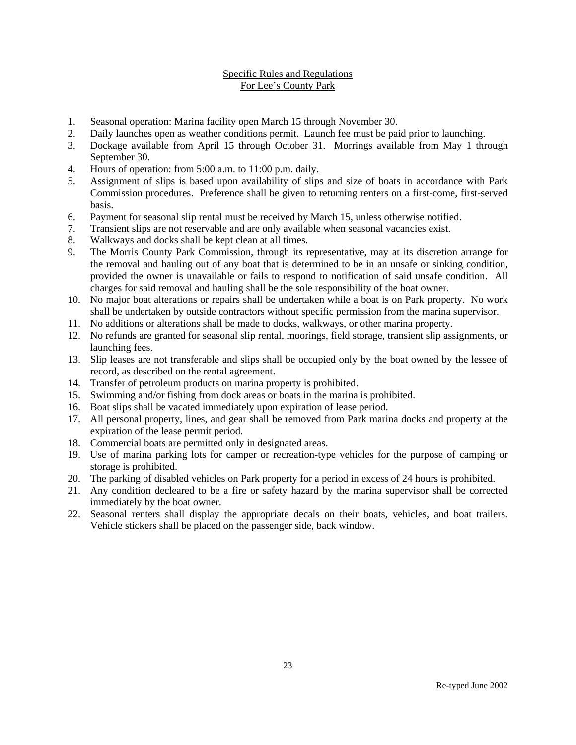## Specific Rules and Regulations
## For Lee's County Park

1. Seasonal operation: Marina facility open March 15 through November 30.
2. Daily launches open as weather conditions permit. Launch fee must be paid prior to launching.
3. Dockage available from April 15 through October 31. Morrings available from May 1 through September 30.
4. Hours of operation: from 5:00 a.m. to 11:00 p.m. daily.
5. Assignment of slips is based upon availability of slips and size of boats in accordance with Park Commission procedures. Preference shall be given to returning renters on a first-come, first-served basis.
6. Payment for seasonal slip rental must be received by March 15, unless otherwise notified.
7. Transient slips are not reservable and are only available when seasonal vacancies exist.
8. Walkways and docks shall be kept clean at all times.
9. The Morris County Park Commission, through its representative, may at its discretion arrange for the removal and hauling out of any boat that is determined to be in an unsafe or sinking condition, provided the owner is unavailable or fails to respond to notification of said unsafe condition. All charges for said removal and hauling shall be the sole responsibility of the boat owner.
10. No major boat alterations or repairs shall be undertaken while a boat is on Park property. No work shall be undertaken by outside contractors without specific permission from the marina supervisor.
11. No additions or alterations shall be made to docks, walkways, or other marina property.
12. No refunds are granted for seasonal slip rental, moorings, field storage, transient slip assignments, or launching fees.
13. Slip leases are not transferable and slips shall be occupied only by the boat owned by the lessee of record, as described on the rental agreement.
14. Transfer of petroleum products on marina property is prohibited.
15. Swimming and/or fishing from dock areas or boats in the marina is prohibited.
16. Boat slips shall be vacated immediately upon expiration of lease period.
17. All personal property, lines, and gear shall be removed from Park marina docks and property at the expiration of the lease permit period.
18. Commercial boats are permitted only in designated areas.
19. Use of marina parking lots for camper or recreation-type vehicles for the purpose of camping or storage is prohibited.
20. The parking of disabled vehicles on Park property for a period in excess of 24 hours is prohibited.
21. Any condition decleared to be a fire or safety hazard by the marina supervisor shall be corrected immediately by the boat owner.
22. Seasonal renters shall display the appropriate decals on their boats, vehicles, and boat trailers. Vehicle stickers shall be placed on the passenger side, back window.

Re-typed June 2002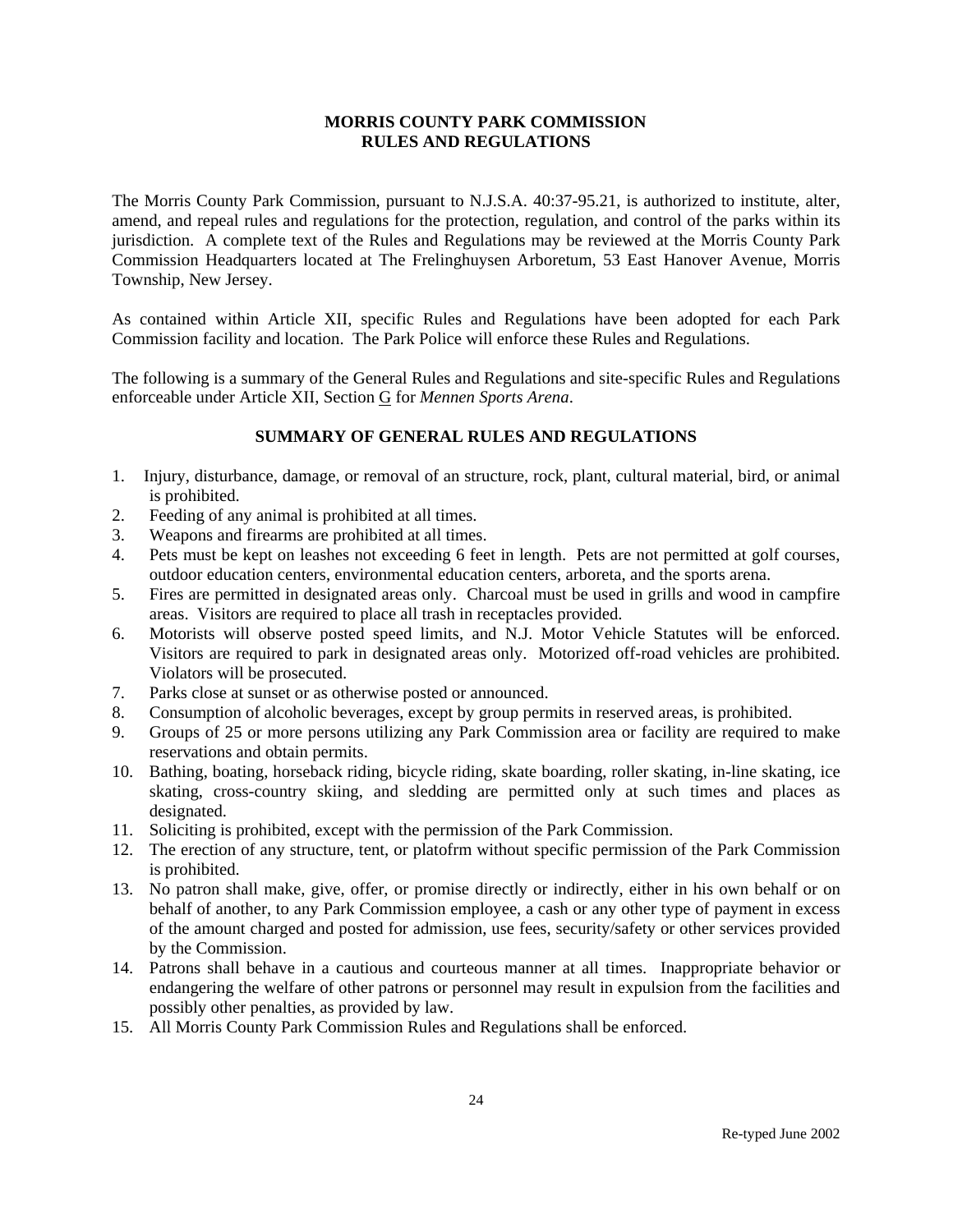# MORRIS COUNTY PARK COMMISSION
## RULES AND REGULATIONS

The Morris County Park Commission, pursuant to N.J.S.A. 40:37-95.21, is authorized to institute, alter, amend, and repeal rules and regulations for the protection, regulation, and control of the parks within its jurisdiction. A complete text of the Rules and Regulations may be reviewed at the Morris County Park Commission Headquarters located at The Frelinghuysen Arboretum, 53 East Hanover Avenue, Morris Township, New Jersey.

As contained within Article XII, specific Rules and Regulations have been adopted for each Park Commission facility and location. The Park Police will enforce these Rules and Regulations.

The following is a summary of the General Rules and Regulations and site-specific Rules and Regulations enforceable under Article XII, Section G for *Mennen Sports Arena*.

### SUMMARY OF GENERAL RULES AND REGULATIONS

1. Injury, disturbance, damage, or removal of an structure, rock, plant, cultural material, bird, or animal is prohibited.
2. Feeding of any animal is prohibited at all times.
3. Weapons and firearms are prohibited at all times.
4. Pets must be kept on leashes not exceeding 6 feet in length. Pets are not permitted at golf courses, outdoor education centers, environmental education centers, arboreta, and the sports arena.
5. Fires are permitted in designated areas only. Charcoal must be used in grills and wood in campfire areas. Visitors are required to place all trash in receptacles provided.
6. Motorists will observe posted speed limits, and N.J. Motor Vehicle Statutes will be enforced. Visitors are required to park in designated areas only. Motorized off-road vehicles are prohibited. Violators will be prosecuted.
7. Parks close at sunset or as otherwise posted or announced.
8. Consumption of alcoholic beverages, except by group permits in reserved areas, is prohibited.
9. Groups of 25 or more persons utilizing any Park Commission area or facility are required to make reservations and obtain permits.
10. Bathing, boating, horseback riding, bicycle riding, skate boarding, roller skating, in-line skating, ice skating, cross-country skiing, and sledding are permitted only at such times and places as designated.
11. Soliciting is prohibited, except with the permission of the Park Commission.
12. The erection of any structure, tent, or platofrm without specific permission of the Park Commission is prohibited.
13. No patron shall make, give, offer, or promise directly or indirectly, either in his own behalf or on behalf of another, to any Park Commission employee, a cash or any other type of payment in excess of the amount charged and posted for admission, use fees, security/safety or other services provided by the Commission.
14. Patrons shall behave in a cautious and courteous manner at all times. Inappropriate behavior or endangering the welfare of other patrons or personnel may result in expulsion from the facilities and possibly other penalties, as provided by law.
15. All Morris County Park Commission Rules and Regulations shall be enforced.

Re-typed June 2002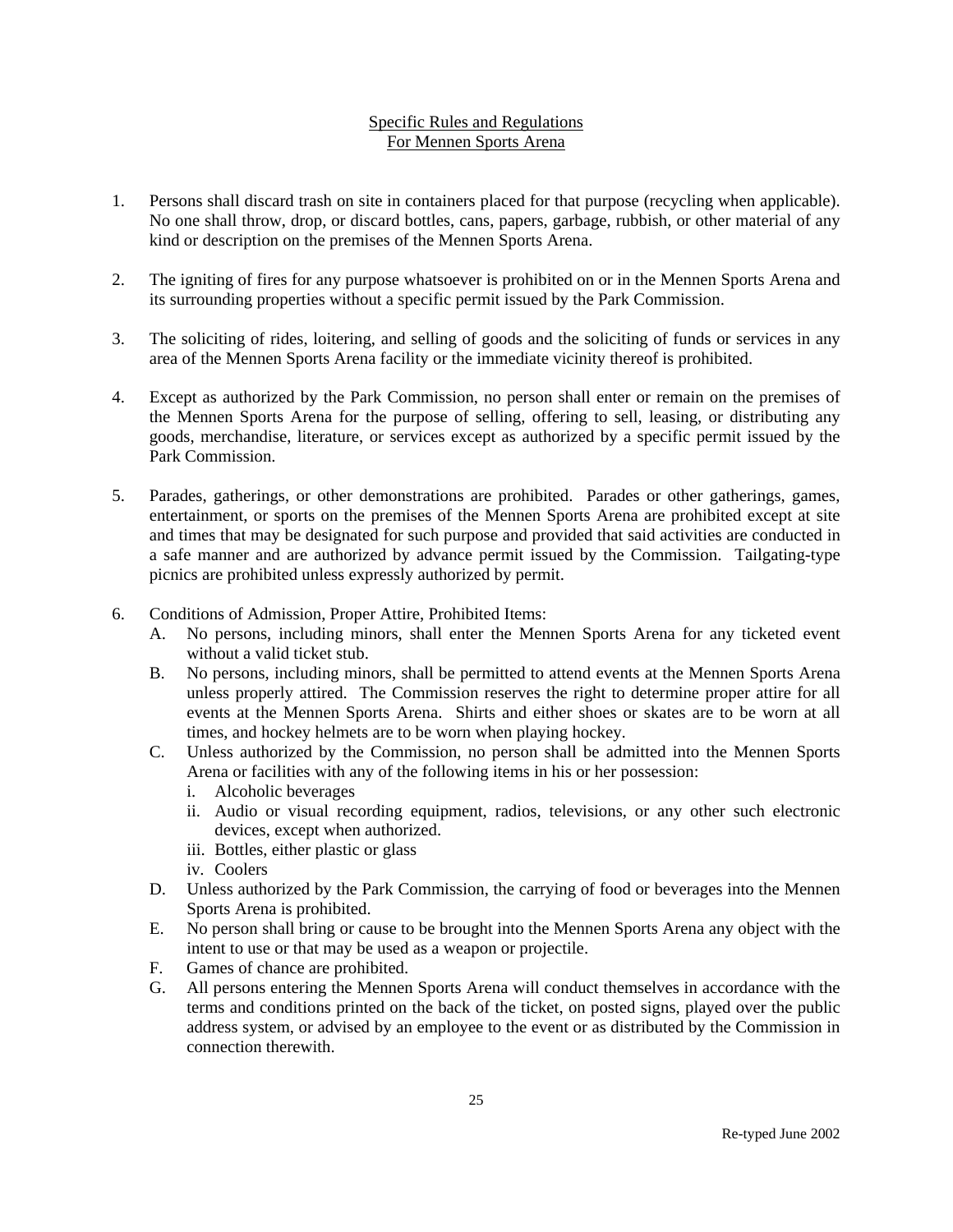## Specific Rules and Regulations For Mennen Sports Arena

1. Persons shall discard trash on site in containers placed for that purpose (recycling when applicable). No one shall throw, drop, or discard bottles, cans, papers, garbage, rubbish, or other material of any kind or description on the premises of the Mennen Sports Arena.

2. The igniting of fires for any purpose whatsoever is prohibited on or in the Mennen Sports Arena and its surrounding properties without a specific permit issued by the Park Commission.

3. The soliciting of rides, loitering, and selling of goods and the soliciting of funds or services in any area of the Mennen Sports Arena facility or the immediate vicinity thereof is prohibited.

4. Except as authorized by the Park Commission, no person shall enter or remain on the premises of the Mennen Sports Arena for the purpose of selling, offering to sell, leasing, or distributing any goods, merchandise, literature, or services except as authorized by a specific permit issued by the Park Commission.

5. Parades, gatherings, or other demonstrations are prohibited. Parades or other gatherings, games, entertainment, or sports on the premises of the Mennen Sports Arena are prohibited except at site and times that may be designated for such purpose and provided that said activities are conducted in a safe manner and are authorized by advance permit issued by the Commission. Tailgating-type picnics are prohibited unless expressly authorized by permit.

6. Conditions of Admission, Proper Attire, Prohibited Items:
   - A. No persons, including minors, shall enter the Mennen Sports Arena for any ticketed event without a valid ticket stub.
   - B. No persons, including minors, shall be permitted to attend events at the Mennen Sports Arena unless properly attired. The Commission reserves the right to determine proper attire for all events at the Mennen Sports Arena. Shirts and either shoes or skates are to be worn at all times, and hockey helmets are to be worn when playing hockey.
   - C. Unless authorized by the Commission, no person shall be admitted into the Mennen Sports Arena or facilities with any of the following items in his or her possession:
     - i. Alcoholic beverages
     - ii. Audio or visual recording equipment, radios, televisions, or any other such electronic devices, except when authorized.
     - iii. Bottles, either plastic or glass
     - iv. Coolers
   - D. Unless authorized by the Park Commission, the carrying of food or beverages into the Mennen Sports Arena is prohibited.
   - E. No person shall bring or cause to be brought into the Mennen Sports Arena any object with the intent to use or that may be used as a weapon or projectile.
   - F. Games of chance are prohibited.
   - G. All persons entering the Mennen Sports Arena will conduct themselves in accordance with the terms and conditions printed on the back of the ticket, on posted signs, played over the public address system, or advised by an employee to the event or as distributed by the Commission in connection therewith.

Re-typed June 2002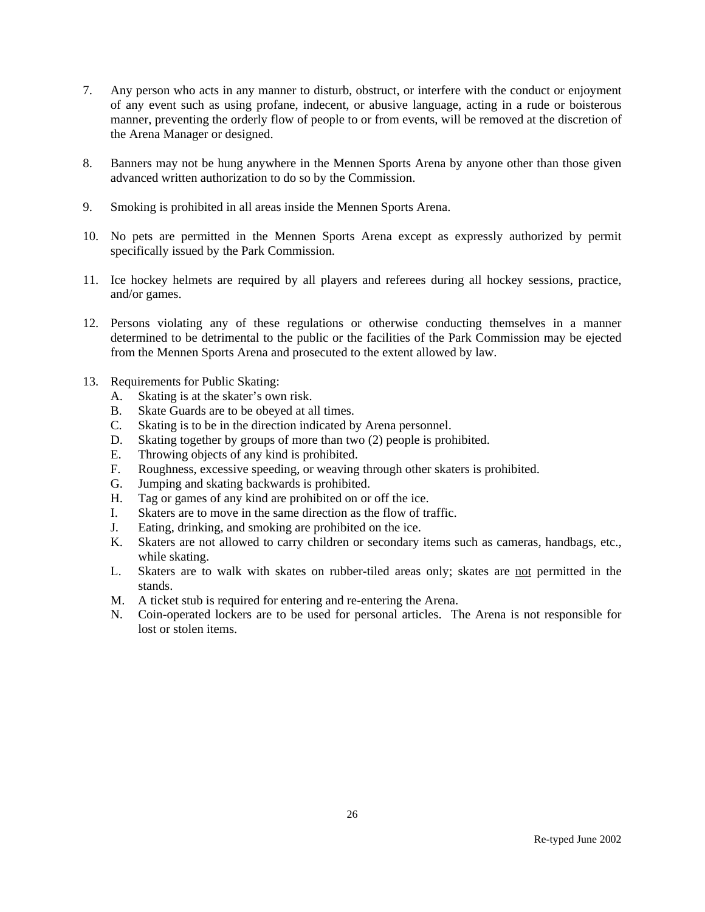7. Any person who acts in any manner to disturb, obstruct, or interfere with the conduct or enjoyment of any event such as using profane, indecent, or abusive language, acting in a rude or boisterous manner, preventing the orderly flow of people to or from events, will be removed at the discretion of the Arena Manager or designed.

8. Banners may not be hung anywhere in the Mennen Sports Arena by anyone other than those given advanced written authorization to do so by the Commission.

9. Smoking is prohibited in all areas inside the Mennen Sports Arena.

10. No pets are permitted in the Mennen Sports Arena except as expressly authorized by permit specifically issued by the Park Commission.

11. Ice hockey helmets are required by all players and referees during all hockey sessions, practice, and/or games.

12. Persons violating any of these regulations or otherwise conducting themselves in a manner determined to be detrimental to the public or the facilities of the Park Commission may be ejected from the Mennen Sports Arena and prosecuted to the extent allowed by law.

13. Requirements for Public Skating:
    A. Skating is at the skater's own risk.
    B. Skate Guards are to be obeyed at all times.
    C. Skating is to be in the direction indicated by Arena personnel.
    D. Skating together by groups of more than two (2) people is prohibited.
    E. Throwing objects of any kind is prohibited.
    F. Roughness, excessive speeding, or weaving through other skaters is prohibited.
    G. Jumping and skating backwards is prohibited.
    H. Tag or games of any kind are prohibited on or off the ice.
    I. Skaters are to move in the same direction as the flow of traffic.
    J. Eating, drinking, and smoking are prohibited on the ice.
    K. Skaters are not allowed to carry children or secondary items such as cameras, handbags, etc., while skating.
    L. Skaters are to walk with skates on rubber-tiled areas only; skates are <u>not</u> permitted in the stands.
    M. A ticket stub is required for entering and re-entering the Arena.
    N. Coin-operated lockers are to be used for personal articles. The Arena is not responsible for lost or stolen items.

Re-typed June 2002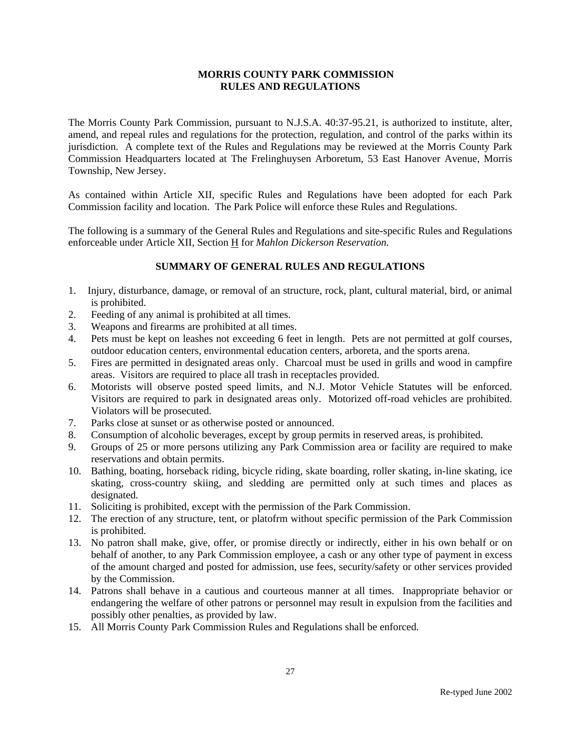# MORRIS COUNTY PARK COMMISSION
## RULES AND REGULATIONS

The Morris County Park Commission, pursuant to N.J.S.A. 40:37-95.21, is authorized to institute, alter, amend, and repeal rules and regulations for the protection, regulation, and control of the parks within its jurisdiction. A complete text of the Rules and Regulations may be reviewed at the Morris County Park Commission Headquarters located at The Frelinghuysen Arboretum, 53 East Hanover Avenue, Morris Township, New Jersey.

As contained within Article XII, specific Rules and Regulations have been adopted for each Park Commission facility and location. The Park Police will enforce these Rules and Regulations.

The following is a summary of the General Rules and Regulations and site-specific Rules and Regulations enforceable under Article XII, Section H for *Mahlon Dickerson Reservation*.

### SUMMARY OF GENERAL RULES AND REGULATIONS

1. Injury, disturbance, damage, or removal of an structure, rock, plant, cultural material, bird, or animal is prohibited.
2. Feeding of any animal is prohibited at all times.
3. Weapons and firearms are prohibited at all times.
4. Pets must be kept on leashes not exceeding 6 feet in length. Pets are not permitted at golf courses, outdoor education centers, environmental education centers, arboreta, and the sports arena.
5. Fires are permitted in designated areas only. Charcoal must be used in grills and wood in campfire areas. Visitors are required to place all trash in receptacles provided.
6. Motorists will observe posted speed limits, and N.J. Motor Vehicle Statutes will be enforced. Visitors are required to park in designated areas only. Motorized off-road vehicles are prohibited. Violators will be prosecuted.
7. Parks close at sunset or as otherwise posted or announced.
8. Consumption of alcoholic beverages, except by group permits in reserved areas, is prohibited.
9. Groups of 25 or more persons utilizing any Park Commission area or facility are required to make reservations and obtain permits.
10. Bathing, boating, horseback riding, bicycle riding, skate boarding, roller skating, in-line skating, ice skating, cross-country skiing, and sledding are permitted only at such times and places as designated.
11. Soliciting is prohibited, except with the permission of the Park Commission.
12. The erection of any structure, tent, or platofrm without specific permission of the Park Commission is prohibited.
13. No patron shall make, give, offer, or promise directly or indirectly, either in his own behalf or on behalf of another, to any Park Commission employee, a cash or any other type of payment in excess of the amount charged and posted for admission, use fees, security/safety or other services provided by the Commission.
14. Patrons shall behave in a cautious and courteous manner at all times. Inappropriate behavior or endangering the welfare of other patrons or personnel may result in expulsion from the facilities and possibly other penalties, as provided by law.
15. All Morris County Park Commission Rules and Regulations shall be enforced.

Re-typed June 2002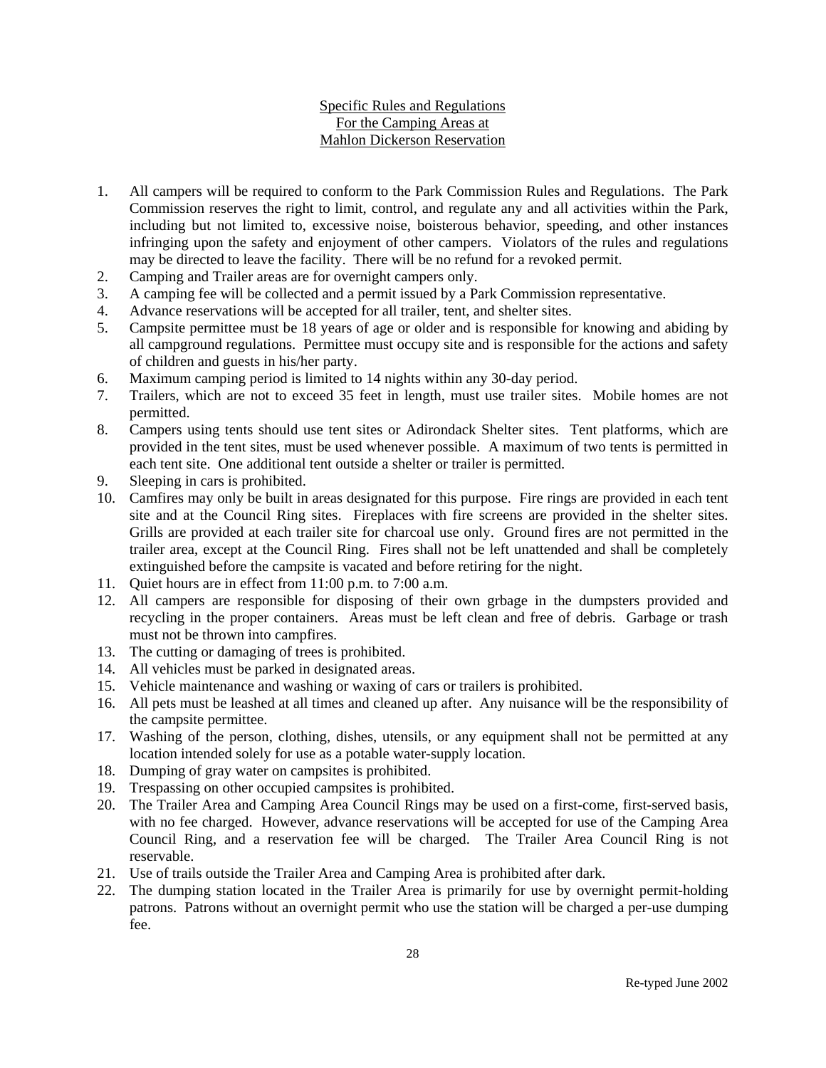# Specific Rules and Regulations For the Camping Areas at Mahlon Dickerson Reservation

1. All campers will be required to conform to the Park Commission Rules and Regulations. The Park Commission reserves the right to limit, control, and regulate any and all activities within the Park, including but not limited to, excessive noise, boisterous behavior, speeding, and other instances infringing upon the safety and enjoyment of other campers. Violators of the rules and regulations may be directed to leave the facility. There will be no refund for a revoked permit.
2. Camping and Trailer areas are for overnight campers only.
3. A camping fee will be collected and a permit issued by a Park Commission representative.
4. Advance reservations will be accepted for all trailer, tent, and shelter sites.
5. Campsite permittee must be 18 years of age or older and is responsible for knowing and abiding by all campground regulations. Permittee must occupy site and is responsible for the actions and safety of children and guests in his/her party.
6. Maximum camping period is limited to 14 nights within any 30-day period.
7. Trailers, which are not to exceed 35 feet in length, must use trailer sites. Mobile homes are not permitted.
8. Campers using tents should use tent sites or Adirondack Shelter sites. Tent platforms, which are provided in the tent sites, must be used whenever possible. A maximum of two tents is permitted in each tent site. One additional tent outside a shelter or trailer is permitted.
9. Sleeping in cars is prohibited.
10. Camfires may only be built in areas designated for this purpose. Fire rings are provided in each tent site and at the Council Ring sites. Fireplaces with fire screens are provided in the shelter sites. Grills are provided at each trailer site for charcoal use only. Ground fires are not permitted in the trailer area, except at the Council Ring. Fires shall not be left unattended and shall be completely extinguished before the campsite is vacated and before retiring for the night.
11. Quiet hours are in effect from 11:00 p.m. to 7:00 a.m.
12. All campers are responsible for disposing of their own grbage in the dumpsters provided and recycling in the proper containers. Areas must be left clean and free of debris. Garbage or trash must not be thrown into campfires.
13. The cutting or damaging of trees is prohibited.
14. All vehicles must be parked in designated areas.
15. Vehicle maintenance and washing or waxing of cars or trailers is prohibited.
16. All pets must be leashed at all times and cleaned up after. Any nuisance will be the responsibility of the campsite permittee.
17. Washing of the person, clothing, dishes, utensils, or any equipment shall not be permitted at any location intended solely for use as a potable water-supply location.
18. Dumping of gray water on campsites is prohibited.
19. Trespassing on other occupied campsites is prohibited.
20. The Trailer Area and Camping Area Council Rings may be used on a first-come, first-served basis, with no fee charged. However, advance reservations will be accepted for use of the Camping Area Council Ring, and a reservation fee will be charged. The Trailer Area Council Ring is not reservable.
21. Use of trails outside the Trailer Area and Camping Area is prohibited after dark.
22. The dumping station located in the Trailer Area is primarily for use by overnight permit-holding patrons. Patrons without an overnight permit who use the station will be charged a per-use dumping fee.

Re-typed June 2002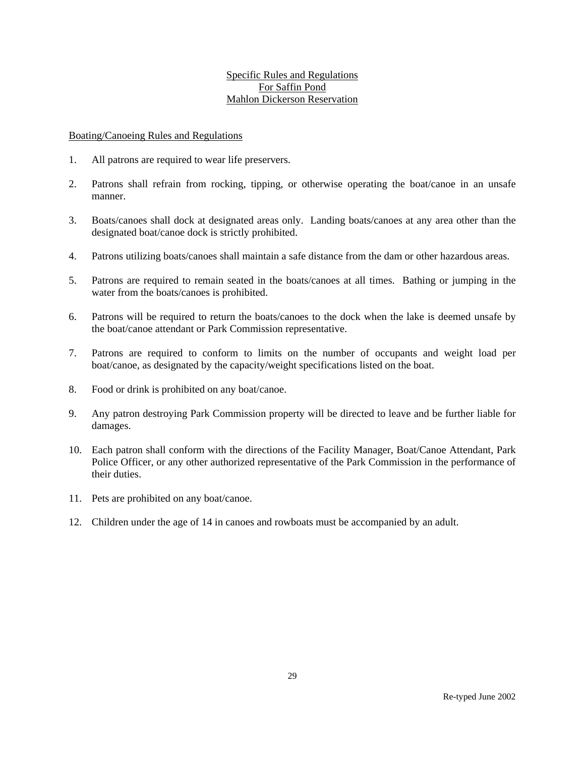# Specific Rules and Regulations
# For Saffin Pond
# Mahlon Dickerson Reservation

## Boating/Canoeing Rules and Regulations

1. All patrons are required to wear life preservers.

2. Patrons shall refrain from rocking, tipping, or otherwise operating the boat/canoe in an unsafe manner.

3. Boats/canoes shall dock at designated areas only. Landing boats/canoes at any area other than the designated boat/canoe dock is strictly prohibited.

4. Patrons utilizing boats/canoes shall maintain a safe distance from the dam or other hazardous areas.

5. Patrons are required to remain seated in the boats/canoes at all times. Bathing or jumping in the water from the boats/canoes is prohibited.

6. Patrons will be required to return the boats/canoes to the dock when the lake is deemed unsafe by the boat/canoe attendant or Park Commission representative.

7. Patrons are required to conform to limits on the number of occupants and weight load per boat/canoe, as designated by the capacity/weight specifications listed on the boat.

8. Food or drink is prohibited on any boat/canoe.

9. Any patron destroying Park Commission property will be directed to leave and be further liable for damages.

10. Each patron shall conform with the directions of the Facility Manager, Boat/Canoe Attendant, Park Police Officer, or any other authorized representative of the Park Commission in the performance of their duties.

11. Pets are prohibited on any boat/canoe.

12. Children under the age of 14 in canoes and rowboats must be accompanied by an adult.

Re-typed June 2002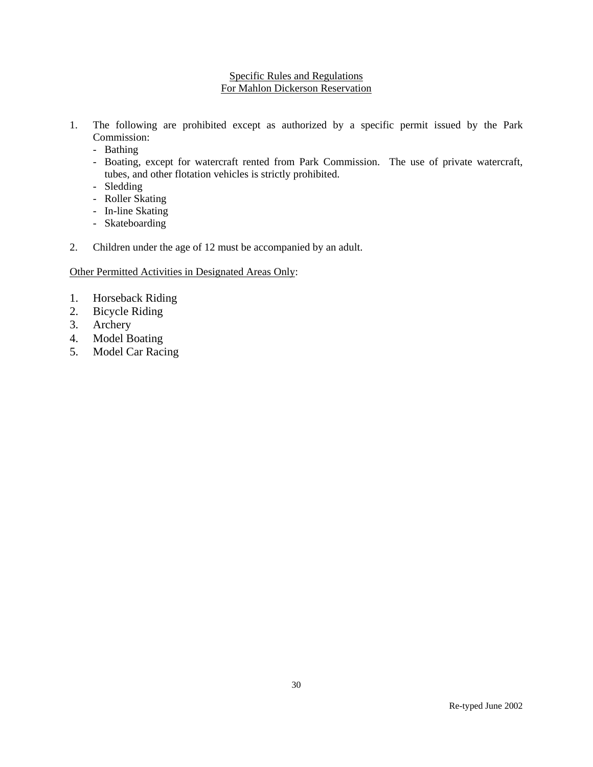## Specific Rules and Regulations For Mahlon Dickerson Reservation

1. The following are prohibited except as authorized by a specific permit issued by the Park Commission:
   - Bathing
   - Boating, except for watercraft rented from Park Commission. The use of private watercraft, tubes, and other flotation vehicles is strictly prohibited.
   - Sledding
   - Roller Skating
   - In-line Skating
   - Skateboarding

2. Children under the age of 12 must be accompanied by an adult.

Other Permitted Activities in Designated Areas Only:

1. Horseback Riding
2. Bicycle Riding
3. Archery
4. Model Boating
5. Model Car Racing

Re-typed June 2002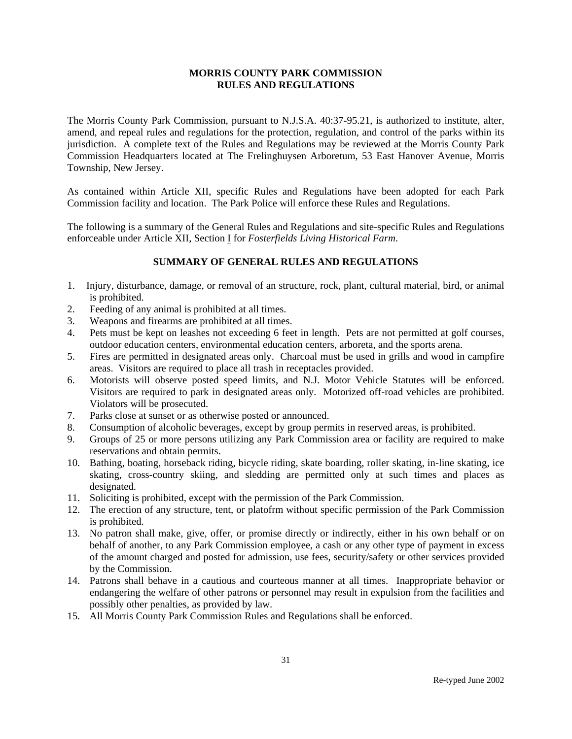# MORRIS COUNTY PARK COMMISSION
# RULES AND REGULATIONS

The Morris County Park Commission, pursuant to N.J.S.A. 40:37-95.21, is authorized to institute, alter, amend, and repeal rules and regulations for the protection, regulation, and control of the parks within its jurisdiction. A complete text of the Rules and Regulations may be reviewed at the Morris County Park Commission Headquarters located at The Frelinghuysen Arboretum, 53 East Hanover Avenue, Morris Township, New Jersey.

As contained within Article XII, specific Rules and Regulations have been adopted for each Park Commission facility and location. The Park Police will enforce these Rules and Regulations.

The following is a summary of the General Rules and Regulations and site-specific Rules and Regulations enforceable under Article XII, Section I for *Fosterfields Living Historical Farm*.

## SUMMARY OF GENERAL RULES AND REGULATIONS

1. Injury, disturbance, damage, or removal of an structure, rock, plant, cultural material, bird, or animal is prohibited.
2. Feeding of any animal is prohibited at all times.
3. Weapons and firearms are prohibited at all times.
4. Pets must be kept on leashes not exceeding 6 feet in length. Pets are not permitted at golf courses, outdoor education centers, environmental education centers, arboreta, and the sports arena.
5. Fires are permitted in designated areas only. Charcoal must be used in grills and wood in campfire areas. Visitors are required to place all trash in receptacles provided.
6. Motorists will observe posted speed limits, and N.J. Motor Vehicle Statutes will be enforced. Visitors are required to park in designated areas only. Motorized off-road vehicles are prohibited. Violators will be prosecuted.
7. Parks close at sunset or as otherwise posted or announced.
8. Consumption of alcoholic beverages, except by group permits in reserved areas, is prohibited.
9. Groups of 25 or more persons utilizing any Park Commission area or facility are required to make reservations and obtain permits.
10. Bathing, boating, horseback riding, bicycle riding, skate boarding, roller skating, in-line skating, ice skating, cross-country skiing, and sledding are permitted only at such times and places as designated.
11. Soliciting is prohibited, except with the permission of the Park Commission.
12. The erection of any structure, tent, or platofrm without specific permission of the Park Commission is prohibited.
13. No patron shall make, give, offer, or promise directly or indirectly, either in his own behalf or on behalf of another, to any Park Commission employee, a cash or any other type of payment in excess of the amount charged and posted for admission, use fees, security/safety or other services provided by the Commission.
14. Patrons shall behave in a cautious and courteous manner at all times. Inappropriate behavior or endangering the welfare of other patrons or personnel may result in expulsion from the facilities and possibly other penalties, as provided by law.
15. All Morris County Park Commission Rules and Regulations shall be enforced.

Re-typed June 2002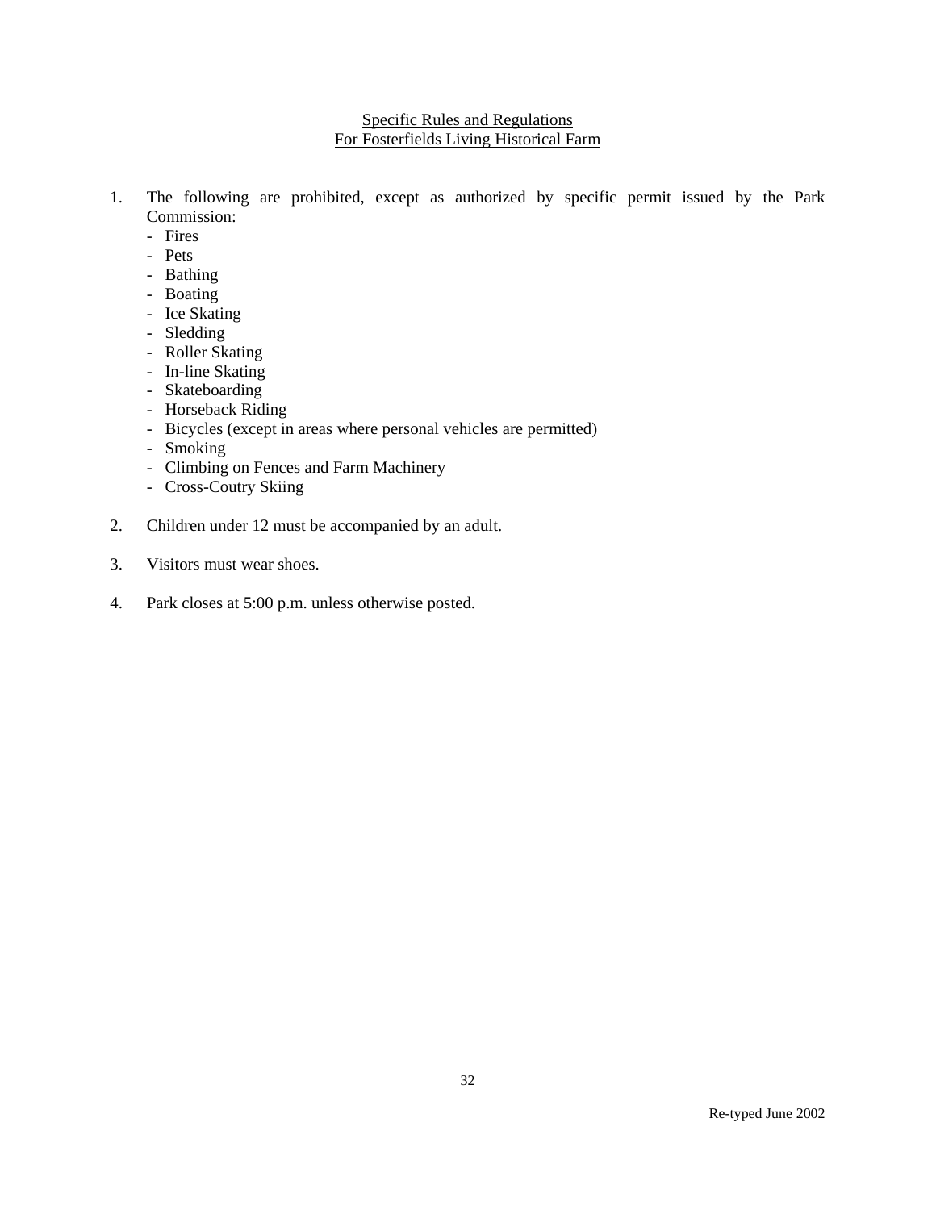## Specific Rules and Regulations
## For Fosterfields Living Historical Farm

1. The following are prohibited, except as authorized by specific permit issued by the Park Commission:
   - Fires
   - Pets
   - Bathing
   - Boating
   - Ice Skating
   - Sledding
   - Roller Skating
   - In-line Skating
   - Skateboarding
   - Horseback Riding
   - Bicycles (except in areas where personal vehicles are permitted)
   - Smoking
   - Climbing on Fences and Farm Machinery
   - Cross-Coutry Skiing

2. Children under 12 must be accompanied by an adult.

3. Visitors must wear shoes.

4. Park closes at 5:00 p.m. unless otherwise posted.

Re-typed June 2002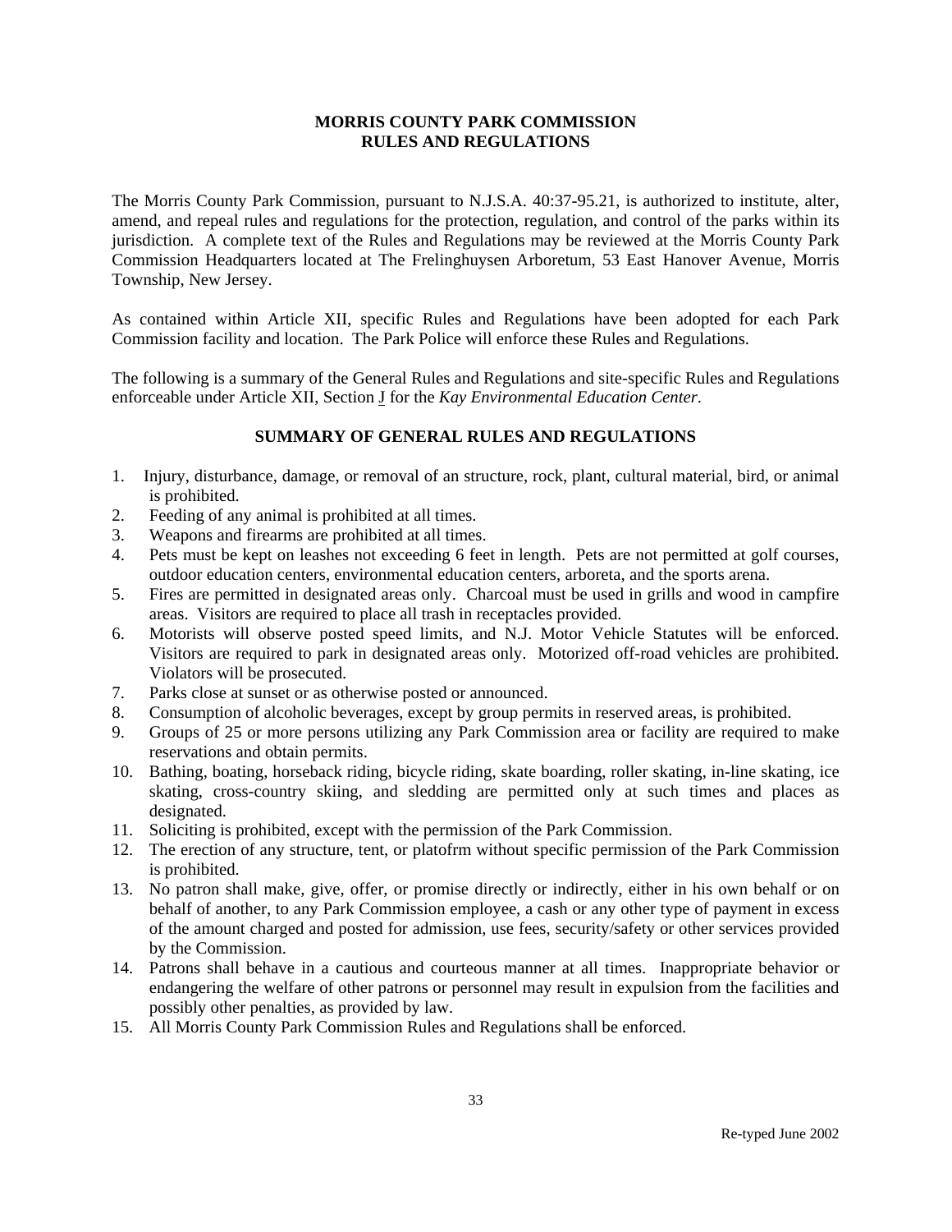# MORRIS COUNTY PARK COMMISSION
# RULES AND REGULATIONS

The Morris County Park Commission, pursuant to N.J.S.A. 40:37-95.21, is authorized to institute, alter, amend, and repeal rules and regulations for the protection, regulation, and control of the parks within its jurisdiction. A complete text of the Rules and Regulations may be reviewed at the Morris County Park Commission Headquarters located at The Frelinghuysen Arboretum, 53 East Hanover Avenue, Morris Township, New Jersey.

As contained within Article XII, specific Rules and Regulations have been adopted for each Park Commission facility and location. The Park Police will enforce these Rules and Regulations.

The following is a summary of the General Rules and Regulations and site-specific Rules and Regulations enforceable under Article XII, Section J for the *Kay Environmental Education Center*.

## SUMMARY OF GENERAL RULES AND REGULATIONS

1. Injury, disturbance, damage, or removal of an structure, rock, plant, cultural material, bird, or animal is prohibited.
2. Feeding of any animal is prohibited at all times.
3. Weapons and firearms are prohibited at all times.
4. Pets must be kept on leashes not exceeding 6 feet in length. Pets are not permitted at golf courses, outdoor education centers, environmental education centers, arboreta, and the sports arena.
5. Fires are permitted in designated areas only. Charcoal must be used in grills and wood in campfire areas. Visitors are required to place all trash in receptacles provided.
6. Motorists will observe posted speed limits, and N.J. Motor Vehicle Statutes will be enforced. Visitors are required to park in designated areas only. Motorized off-road vehicles are prohibited. Violators will be prosecuted.
7. Parks close at sunset or as otherwise posted or announced.
8. Consumption of alcoholic beverages, except by group permits in reserved areas, is prohibited.
9. Groups of 25 or more persons utilizing any Park Commission area or facility are required to make reservations and obtain permits.
10. Bathing, boating, horseback riding, bicycle riding, skate boarding, roller skating, in-line skating, ice skating, cross-country skiing, and sledding are permitted only at such times and places as designated.
11. Soliciting is prohibited, except with the permission of the Park Commission.
12. The erection of any structure, tent, or platofrm without specific permission of the Park Commission is prohibited.
13. No patron shall make, give, offer, or promise directly or indirectly, either in his own behalf or on behalf of another, to any Park Commission employee, a cash or any other type of payment in excess of the amount charged and posted for admission, use fees, security/safety or other services provided by the Commission.
14. Patrons shall behave in a cautious and courteous manner at all times. Inappropriate behavior or endangering the welfare of other patrons or personnel may result in expulsion from the facilities and possibly other penalties, as provided by law.
15. All Morris County Park Commission Rules and Regulations shall be enforced.

Re-typed June 2002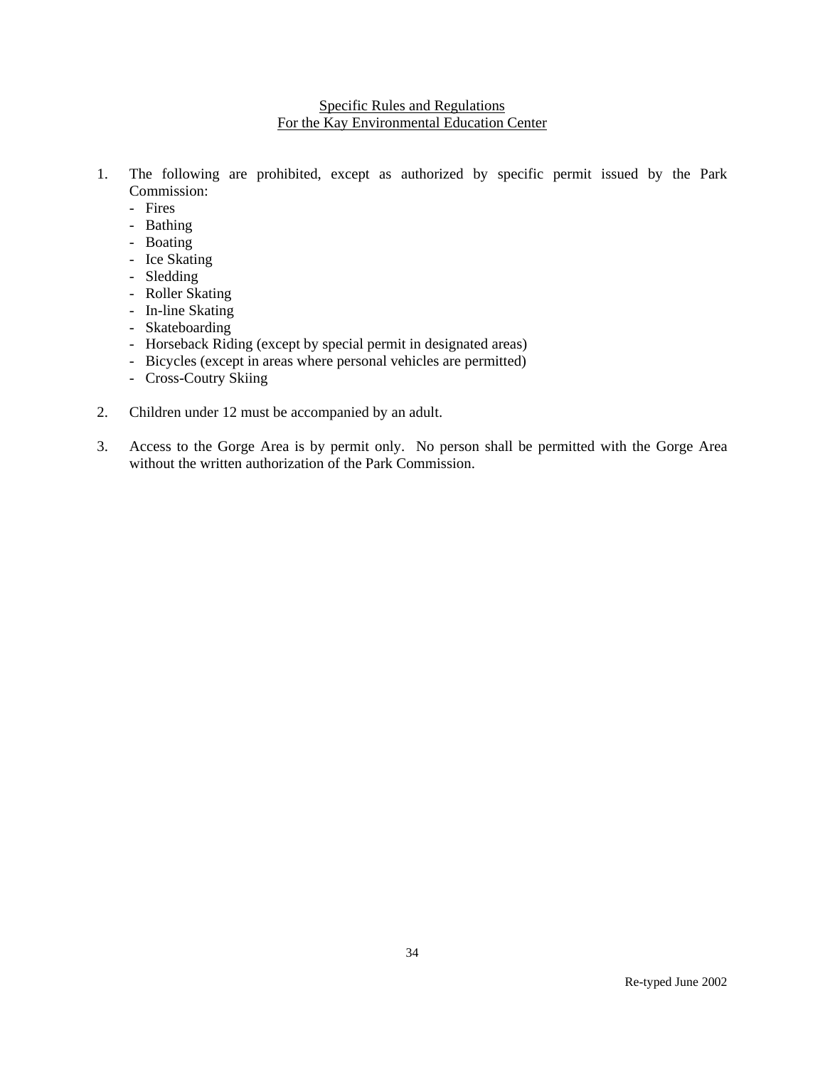## Specific Rules and Regulations
## For the Kay Environmental Education Center

1. The following are prohibited, except as authorized by specific permit issued by the Park Commission:
   - Fires
   - Bathing
   - Boating
   - Ice Skating
   - Sledding
   - Roller Skating
   - In-line Skating
   - Skateboarding
   - Horseback Riding (except by special permit in designated areas)
   - Bicycles (except in areas where personal vehicles are permitted)
   - Cross-Coutry Skiing

2. Children under 12 must be accompanied by an adult.

3. Access to the Gorge Area is by permit only. No person shall be permitted with the Gorge Area without the written authorization of the Park Commission.

Re-typed June 2002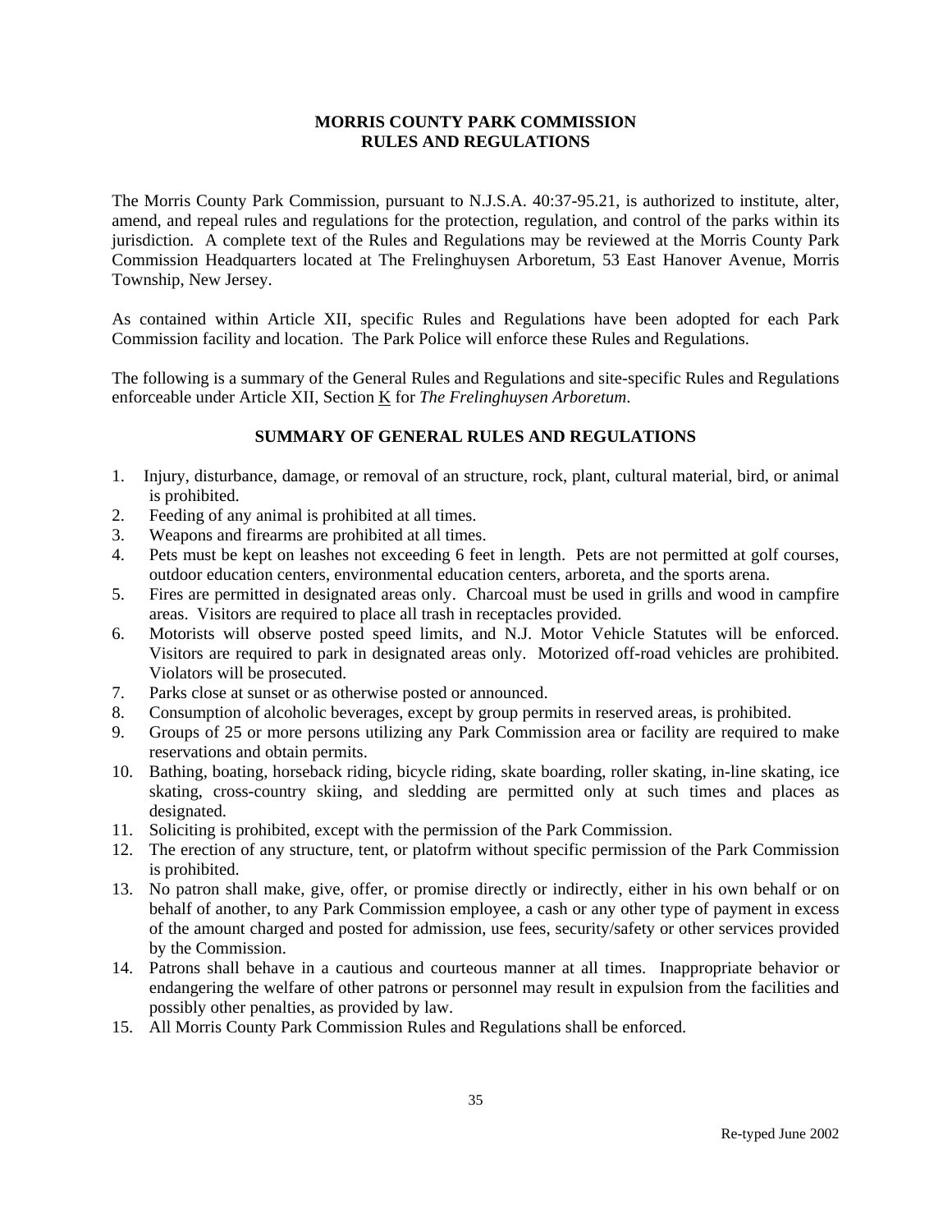**MORRIS COUNTY PARK COMMISSION**
**RULES AND REGULATIONS**

The Morris County Park Commission, pursuant to N.J.S.A. 40:37-95.21, is authorized to institute, alter, amend, and repeal rules and regulations for the protection, regulation, and control of the parks within its jurisdiction. A complete text of the Rules and Regulations may be reviewed at the Morris County Park Commission Headquarters located at The Frelinghuysen Arboretum, 53 East Hanover Avenue, Morris Township, New Jersey.

As contained within Article XII, specific Rules and Regulations have been adopted for each Park Commission facility and location. The Park Police will enforce these Rules and Regulations.

The following is a summary of the General Rules and Regulations and site-specific Rules and Regulations enforceable under Article XII, Section K for *The Frelinghuysen Arboretum*.

**SUMMARY OF GENERAL RULES AND REGULATIONS**

1. Injury, disturbance, damage, or removal of an structure, rock, plant, cultural material, bird, or animal is prohibited.
2. Feeding of any animal is prohibited at all times.
3. Weapons and firearms are prohibited at all times.
4. Pets must be kept on leashes not exceeding 6 feet in length. Pets are not permitted at golf courses, outdoor education centers, environmental education centers, arboreta, and the sports arena.
5. Fires are permitted in designated areas only. Charcoal must be used in grills and wood in campfire areas. Visitors are required to place all trash in receptacles provided.
6. Motorists will observe posted speed limits, and N.J. Motor Vehicle Statutes will be enforced. Visitors are required to park in designated areas only. Motorized off-road vehicles are prohibited. Violators will be prosecuted.
7. Parks close at sunset or as otherwise posted or announced.
8. Consumption of alcoholic beverages, except by group permits in reserved areas, is prohibited.
9. Groups of 25 or more persons utilizing any Park Commission area or facility are required to make reservations and obtain permits.
10. Bathing, boating, horseback riding, bicycle riding, skate boarding, roller skating, in-line skating, ice skating, cross-country skiing, and sledding are permitted only at such times and places as designated.
11. Soliciting is prohibited, except with the permission of the Park Commission.
12. The erection of any structure, tent, or platofrm without specific permission of the Park Commission is prohibited.
13. No patron shall make, give, offer, or promise directly or indirectly, either in his own behalf or on behalf of another, to any Park Commission employee, a cash or any other type of payment in excess of the amount charged and posted for admission, use fees, security/safety or other services provided by the Commission.
14. Patrons shall behave in a cautious and courteous manner at all times. Inappropriate behavior or endangering the welfare of other patrons or personnel may result in expulsion from the facilities and possibly other penalties, as provided by law.
15. All Morris County Park Commission Rules and Regulations shall be enforced.

Re-typed June 2002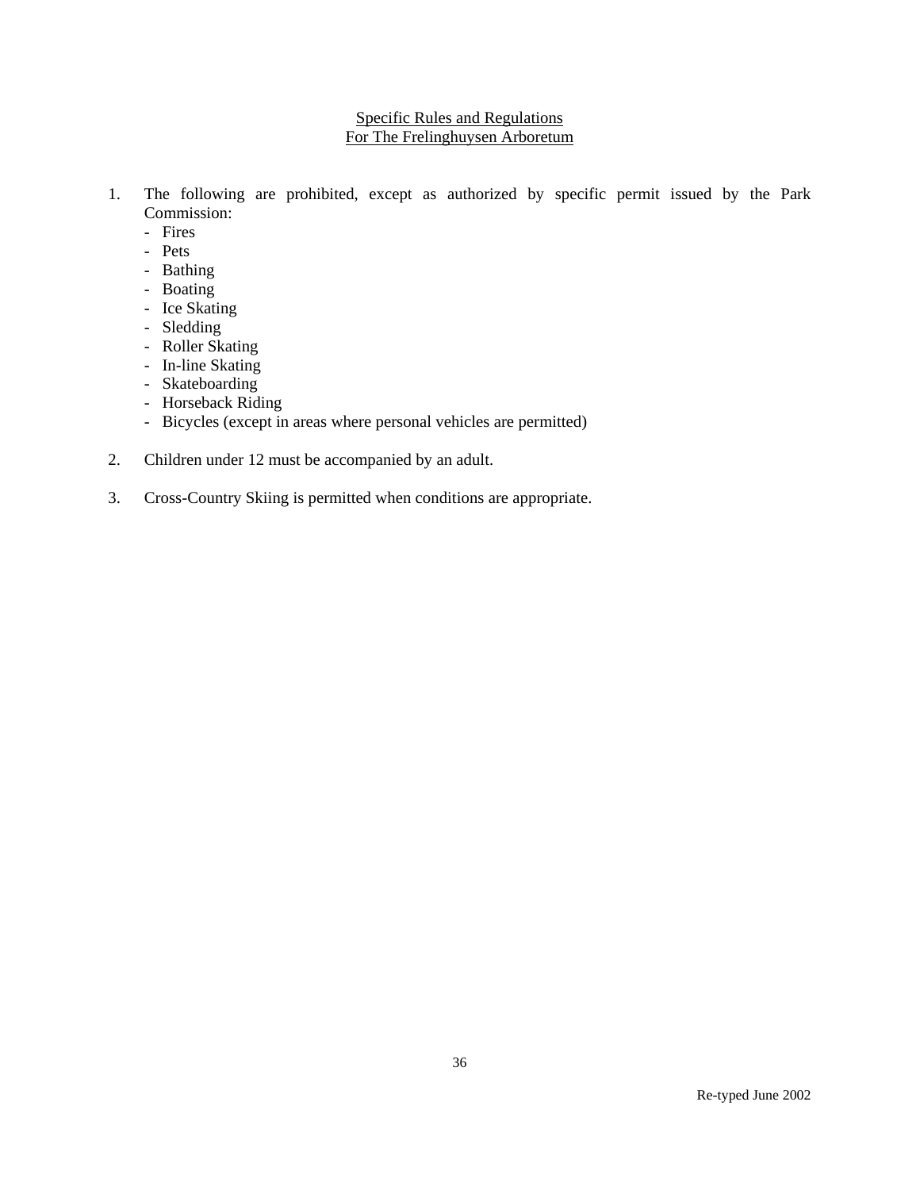## Specific Rules and Regulations
## For The Frelinghuysen Arboretum

1. The following are prohibited, except as authorized by specific permit issued by the Park Commission:
   - Fires
   - Pets
   - Bathing
   - Boating
   - Ice Skating
   - Sledding
   - Roller Skating
   - In-line Skating
   - Skateboarding
   - Horseback Riding
   - Bicycles (except in areas where personal vehicles are permitted)

2. Children under 12 must be accompanied by an adult.

3. Cross-Country Skiing is permitted when conditions are appropriate.

Re-typed June 2002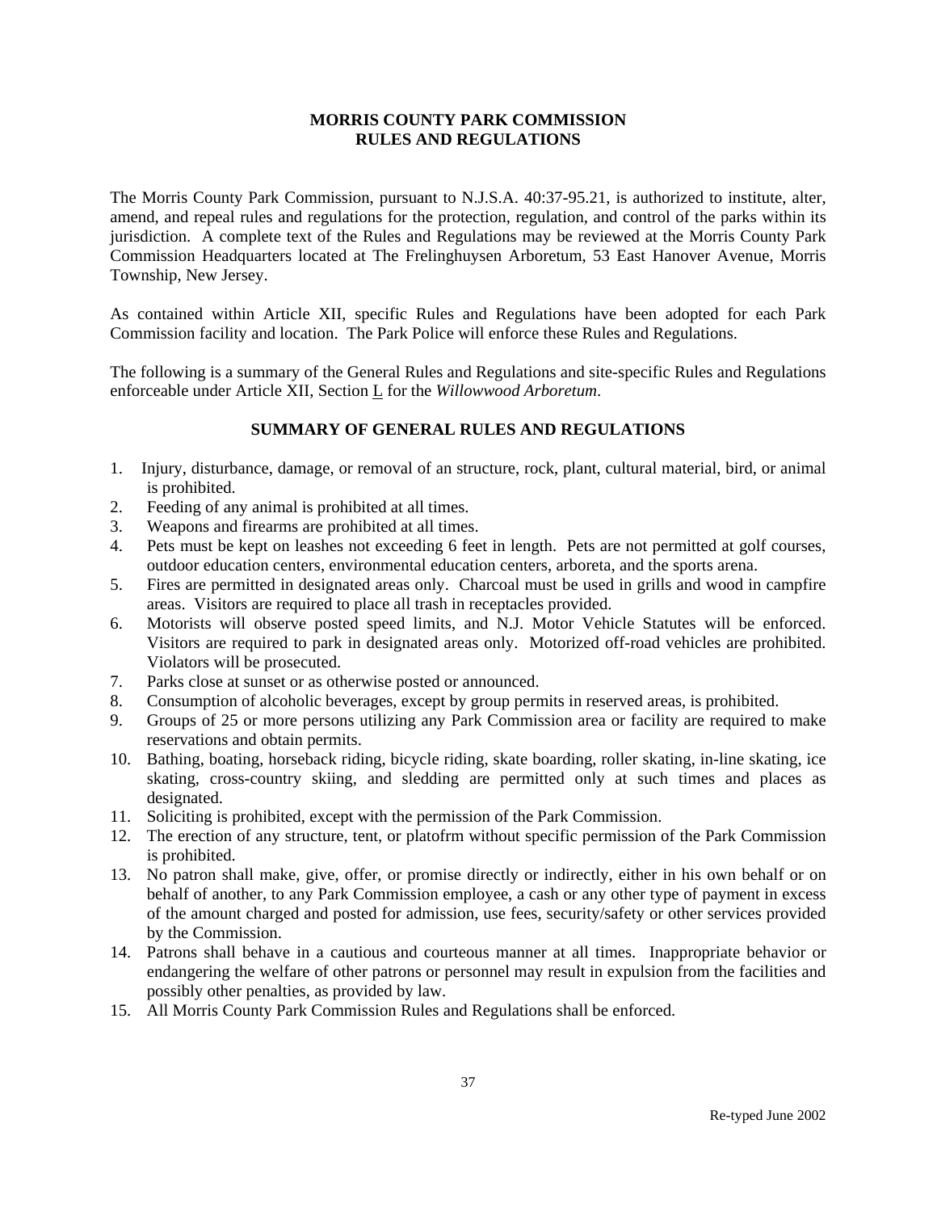# MORRIS COUNTY PARK COMMISSION
# RULES AND REGULATIONS

The Morris County Park Commission, pursuant to N.J.S.A. 40:37-95.21, is authorized to institute, alter, amend, and repeal rules and regulations for the protection, regulation, and control of the parks within its jurisdiction. A complete text of the Rules and Regulations may be reviewed at the Morris County Park Commission Headquarters located at The Frelinghuysen Arboretum, 53 East Hanover Avenue, Morris Township, New Jersey.

As contained within Article XII, specific Rules and Regulations have been adopted for each Park Commission facility and location. The Park Police will enforce these Rules and Regulations.

The following is a summary of the General Rules and Regulations and site-specific Rules and Regulations enforceable under Article XII, Section L for the *Willowwood Arboretum*.

## SUMMARY OF GENERAL RULES AND REGULATIONS

1. Injury, disturbance, damage, or removal of an structure, rock, plant, cultural material, bird, or animal is prohibited.
2. Feeding of any animal is prohibited at all times.
3. Weapons and firearms are prohibited at all times.
4. Pets must be kept on leashes not exceeding 6 feet in length. Pets are not permitted at golf courses, outdoor education centers, environmental education centers, arboreta, and the sports arena.
5. Fires are permitted in designated areas only. Charcoal must be used in grills and wood in campfire areas. Visitors are required to place all trash in receptacles provided.
6. Motorists will observe posted speed limits, and N.J. Motor Vehicle Statutes will be enforced. Visitors are required to park in designated areas only. Motorized off-road vehicles are prohibited. Violators will be prosecuted.
7. Parks close at sunset or as otherwise posted or announced.
8. Consumption of alcoholic beverages, except by group permits in reserved areas, is prohibited.
9. Groups of 25 or more persons utilizing any Park Commission area or facility are required to make reservations and obtain permits.
10. Bathing, boating, horseback riding, bicycle riding, skate boarding, roller skating, in-line skating, ice skating, cross-country skiing, and sledding are permitted only at such times and places as designated.
11. Soliciting is prohibited, except with the permission of the Park Commission.
12. The erection of any structure, tent, or platofrm without specific permission of the Park Commission is prohibited.
13. No patron shall make, give, offer, or promise directly or indirectly, either in his own behalf or on behalf of another, to any Park Commission employee, a cash or any other type of payment in excess of the amount charged and posted for admission, use fees, security/safety or other services provided by the Commission.
14. Patrons shall behave in a cautious and courteous manner at all times. Inappropriate behavior or endangering the welfare of other patrons or personnel may result in expulsion from the facilities and possibly other penalties, as provided by law.
15. All Morris County Park Commission Rules and Regulations shall be enforced.

Re-typed June 2002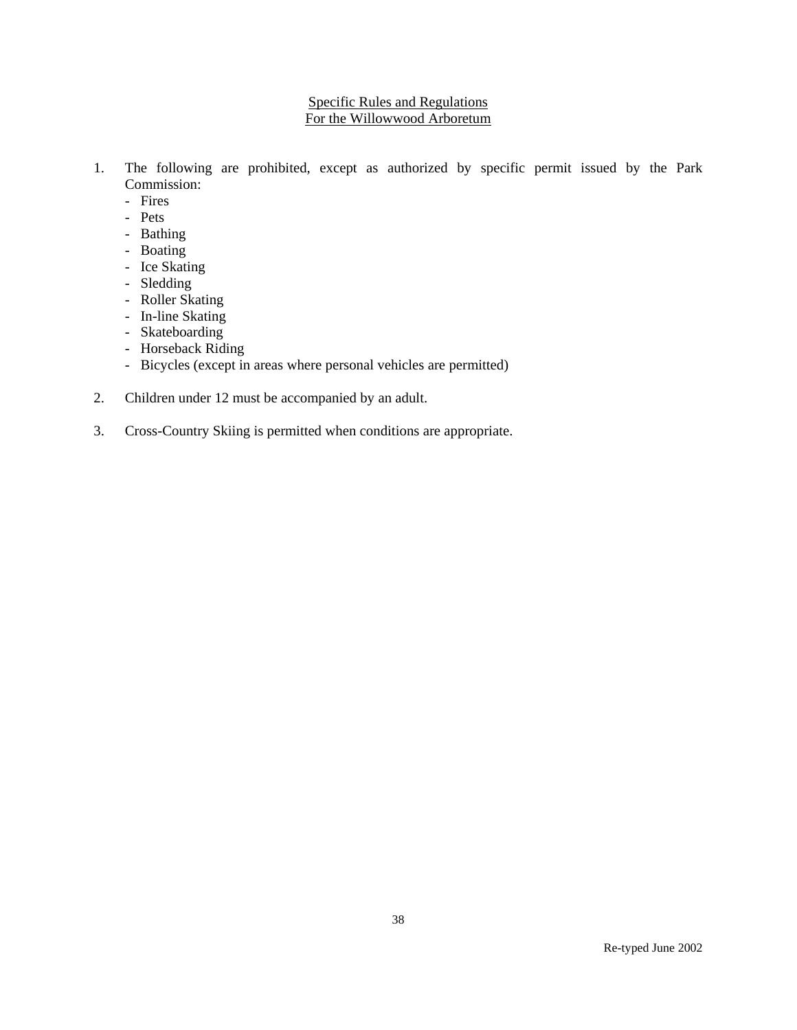## Specific Rules and Regulations
## For the Willowwood Arboretum

1. The following are prohibited, except as authorized by specific permit issued by the Park Commission:
   - Fires
   - Pets
   - Bathing
   - Boating
   - Ice Skating
   - Sledding
   - Roller Skating
   - In-line Skating
   - Skateboarding
   - Horseback Riding
   - Bicycles (except in areas where personal vehicles are permitted)

2. Children under 12 must be accompanied by an adult.

3. Cross-Country Skiing is permitted when conditions are appropriate.

Re-typed June 2002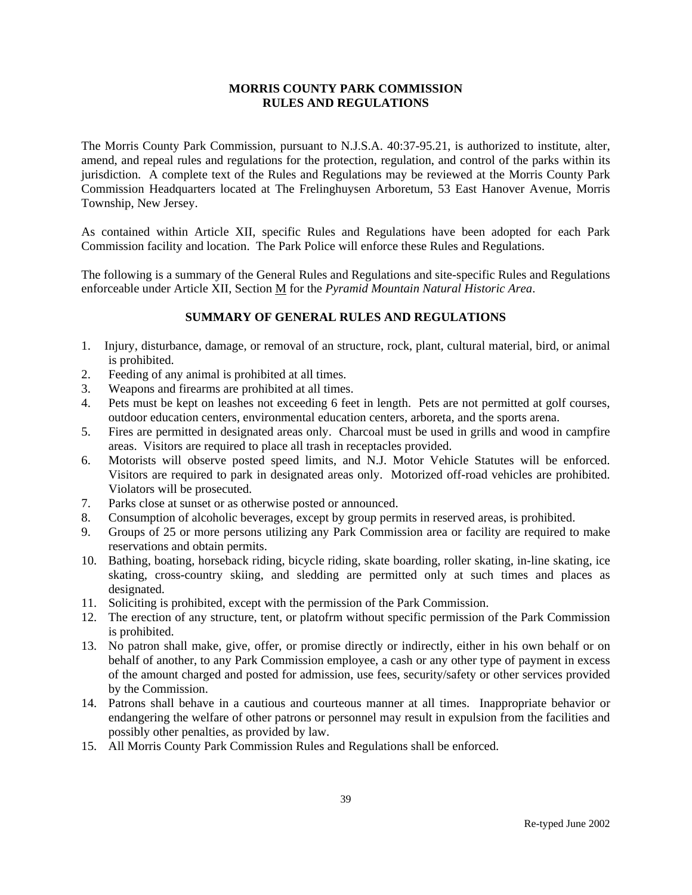# MORRIS COUNTY PARK COMMISSION
# RULES AND REGULATIONS

The Morris County Park Commission, pursuant to N.J.S.A. 40:37-95.21, is authorized to institute, alter, amend, and repeal rules and regulations for the protection, regulation, and control of the parks within its jurisdiction. A complete text of the Rules and Regulations may be reviewed at the Morris County Park Commission Headquarters located at The Frelinghuysen Arboretum, 53 East Hanover Avenue, Morris Township, New Jersey.

As contained within Article XII, specific Rules and Regulations have been adopted for each Park Commission facility and location. The Park Police will enforce these Rules and Regulations.

The following is a summary of the General Rules and Regulations and site-specific Rules and Regulations enforceable under Article XII, Section M for the *Pyramid Mountain Natural Historic Area*.

## SUMMARY OF GENERAL RULES AND REGULATIONS

1. Injury, disturbance, damage, or removal of an structure, rock, plant, cultural material, bird, or animal is prohibited.
2. Feeding of any animal is prohibited at all times.
3. Weapons and firearms are prohibited at all times.
4. Pets must be kept on leashes not exceeding 6 feet in length. Pets are not permitted at golf courses, outdoor education centers, environmental education centers, arboreta, and the sports arena.
5. Fires are permitted in designated areas only. Charcoal must be used in grills and wood in campfire areas. Visitors are required to place all trash in receptacles provided.
6. Motorists will observe posted speed limits, and N.J. Motor Vehicle Statutes will be enforced. Visitors are required to park in designated areas only. Motorized off-road vehicles are prohibited. Violators will be prosecuted.
7. Parks close at sunset or as otherwise posted or announced.
8. Consumption of alcoholic beverages, except by group permits in reserved areas, is prohibited.
9. Groups of 25 or more persons utilizing any Park Commission area or facility are required to make reservations and obtain permits.
10. Bathing, boating, horseback riding, bicycle riding, skate boarding, roller skating, in-line skating, ice skating, cross-country skiing, and sledding are permitted only at such times and places as designated.
11. Soliciting is prohibited, except with the permission of the Park Commission.
12. The erection of any structure, tent, or platofrm without specific permission of the Park Commission is prohibited.
13. No patron shall make, give, offer, or promise directly or indirectly, either in his own behalf or on behalf of another, to any Park Commission employee, a cash or any other type of payment in excess of the amount charged and posted for admission, use fees, security/safety or other services provided by the Commission.
14. Patrons shall behave in a cautious and courteous manner at all times. Inappropriate behavior or endangering the welfare of other patrons or personnel may result in expulsion from the facilities and possibly other penalties, as provided by law.
15. All Morris County Park Commission Rules and Regulations shall be enforced.

Re-typed June 2002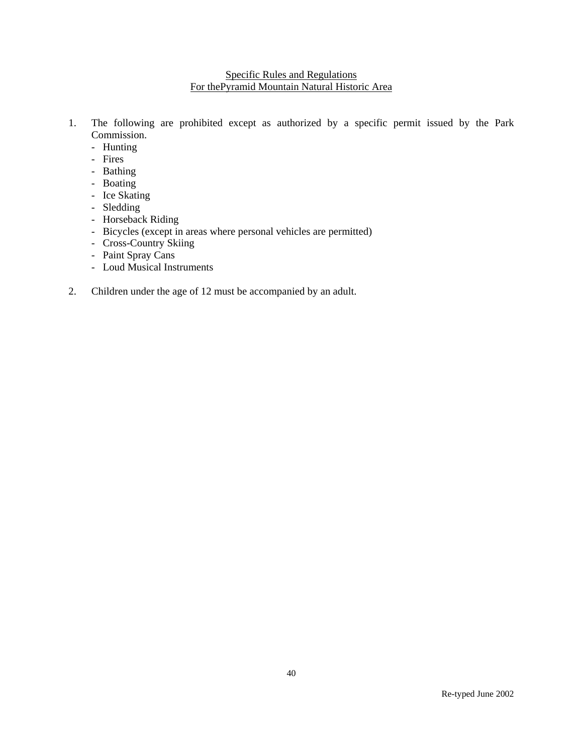## Specific Rules and Regulations
## For thePyramid Mountain Natural Historic Area

1. The following are prohibited except as authorized by a specific permit issued by the Park Commission.
   - Hunting
   - Fires
   - Bathing
   - Boating
   - Ice Skating
   - Sledding
   - Horseback Riding
   - Bicycles (except in areas where personal vehicles are permitted)
   - Cross-Country Skiing
   - Paint Spray Cans
   - Loud Musical Instruments

2. Children under the age of 12 must be accompanied by an adult.

Re-typed June 2002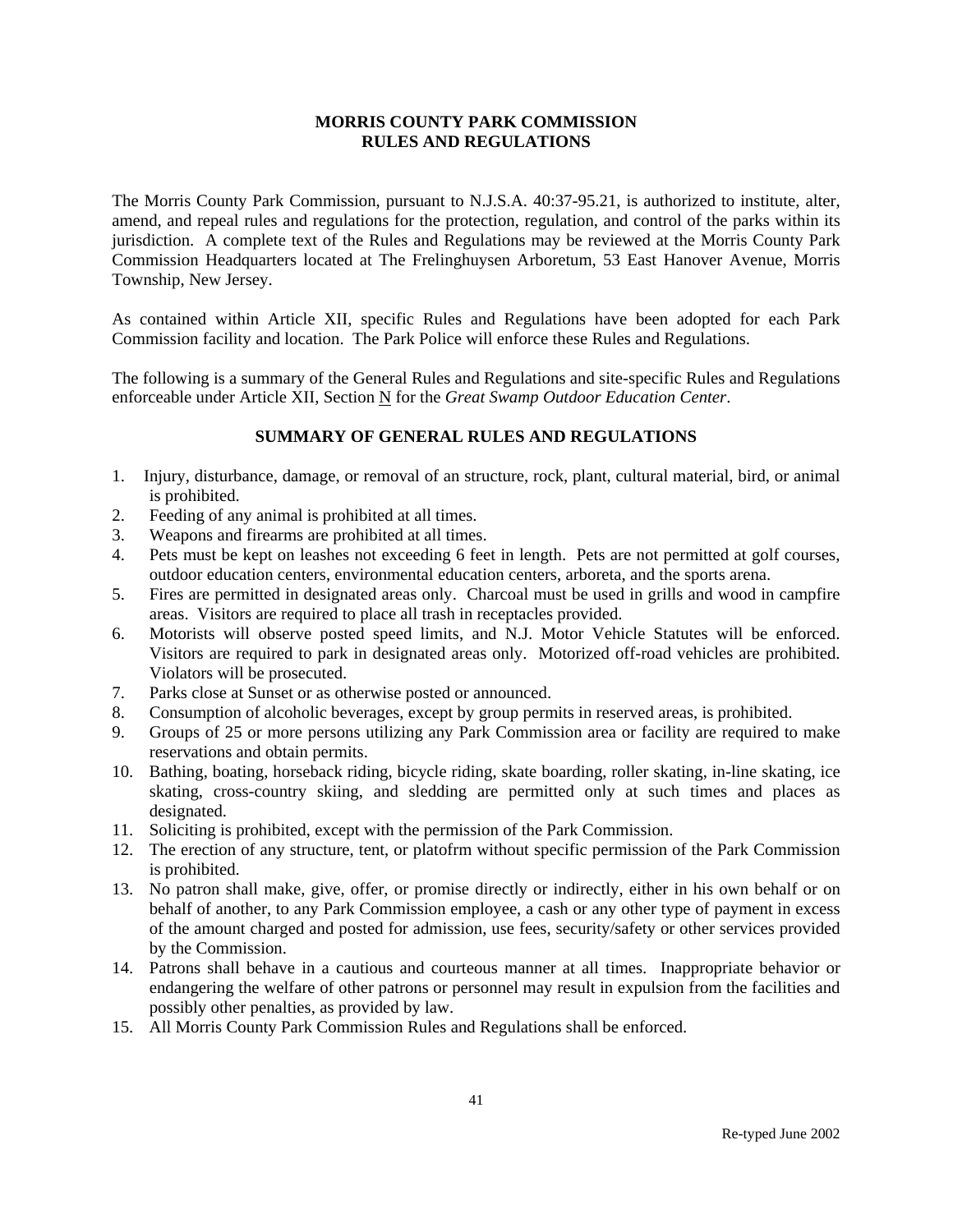**MORRIS COUNTY PARK COMMISSION**
**RULES AND REGULATIONS**

The Morris County Park Commission, pursuant to N.J.S.A. 40:37-95.21, is authorized to institute, alter, amend, and repeal rules and regulations for the protection, regulation, and control of the parks within its jurisdiction. A complete text of the Rules and Regulations may be reviewed at the Morris County Park Commission Headquarters located at The Frelinghuysen Arboretum, 53 East Hanover Avenue, Morris Township, New Jersey.

As contained within Article XII, specific Rules and Regulations have been adopted for each Park Commission facility and location. The Park Police will enforce these Rules and Regulations.

The following is a summary of the General Rules and Regulations and site-specific Rules and Regulations enforceable under Article XII, Section <u>N</u> for the *Great Swamp Outdoor Education Center*.

**SUMMARY OF GENERAL RULES AND REGULATIONS**

1. Injury, disturbance, damage, or removal of an structure, rock, plant, cultural material, bird, or animal is prohibited.
2. Feeding of any animal is prohibited at all times.
3. Weapons and firearms are prohibited at all times.
4. Pets must be kept on leashes not exceeding 6 feet in length. Pets are not permitted at golf courses, outdoor education centers, environmental education centers, arboreta, and the sports arena.
5. Fires are permitted in designated areas only. Charcoal must be used in grills and wood in campfire areas. Visitors are required to place all trash in receptacles provided.
6. Motorists will observe posted speed limits, and N.J. Motor Vehicle Statutes will be enforced. Visitors are required to park in designated areas only. Motorized off-road vehicles are prohibited. Violators will be prosecuted.
7. Parks close at Sunset or as otherwise posted or announced.
8. Consumption of alcoholic beverages, except by group permits in reserved areas, is prohibited.
9. Groups of 25 or more persons utilizing any Park Commission area or facility are required to make reservations and obtain permits.
10. Bathing, boating, horseback riding, bicycle riding, skate boarding, roller skating, in-line skating, ice skating, cross-country skiing, and sledding are permitted only at such times and places as designated.
11. Soliciting is prohibited, except with the permission of the Park Commission.
12. The erection of any structure, tent, or platofrm without specific permission of the Park Commission is prohibited.
13. No patron shall make, give, offer, or promise directly or indirectly, either in his own behalf or on behalf of another, to any Park Commission employee, a cash or any other type of payment in excess of the amount charged and posted for admission, use fees, security/safety or other services provided by the Commission.
14. Patrons shall behave in a cautious and courteous manner at all times. Inappropriate behavior or endangering the welfare of other patrons or personnel may result in expulsion from the facilities and possibly other penalties, as provided by law.
15. All Morris County Park Commission Rules and Regulations shall be enforced.

Re-typed June 2002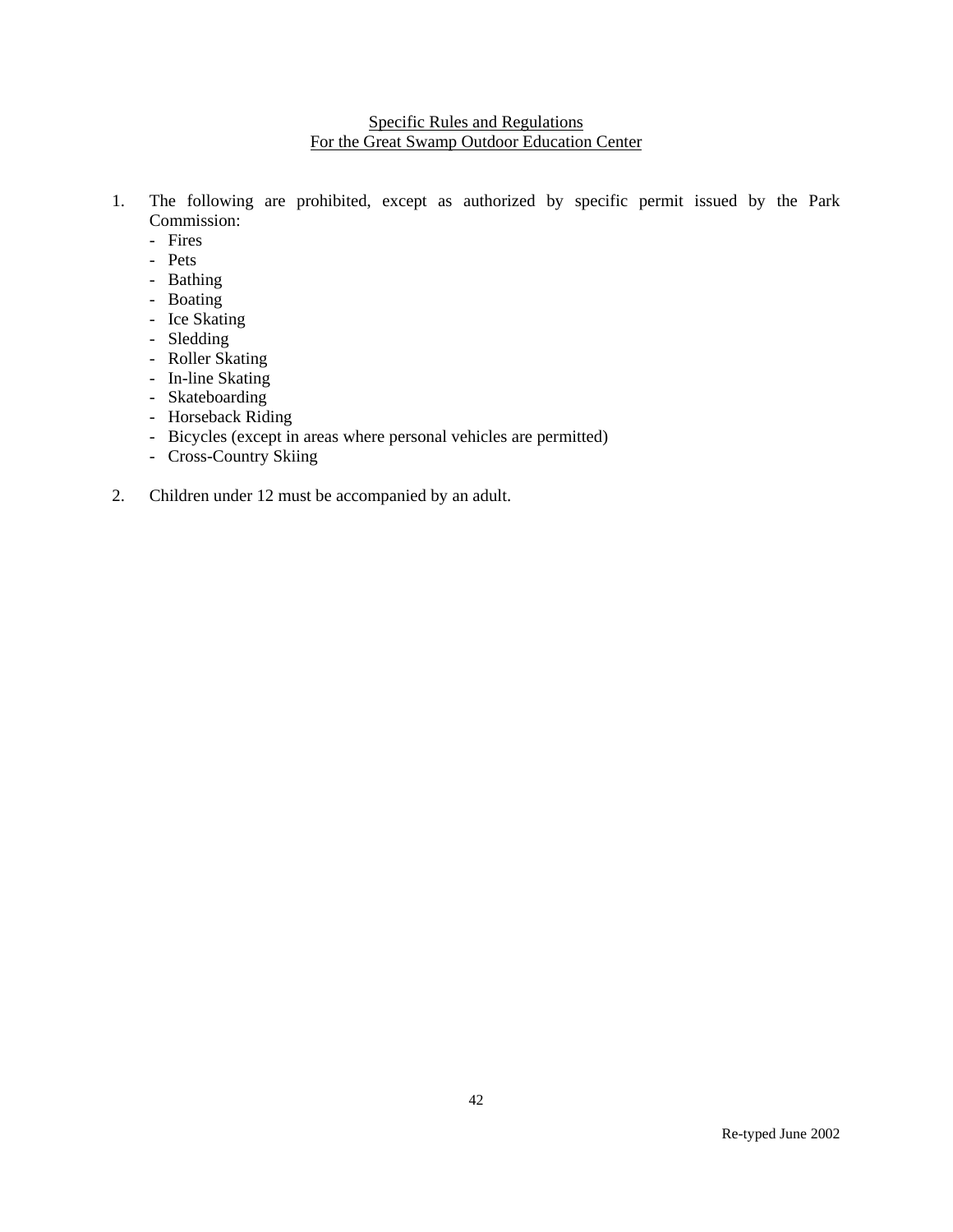## Specific Rules and Regulations
## For the Great Swamp Outdoor Education Center

1. The following are prohibited, except as authorized by specific permit issued by the Park Commission:
   - Fires
   - Pets
   - Bathing
   - Boating
   - Ice Skating
   - Sledding
   - Roller Skating
   - In-line Skating
   - Skateboarding
   - Horseback Riding
   - Bicycles (except in areas where personal vehicles are permitted)
   - Cross-Country Skiing

2. Children under 12 must be accompanied by an adult.

Re-typed June 2002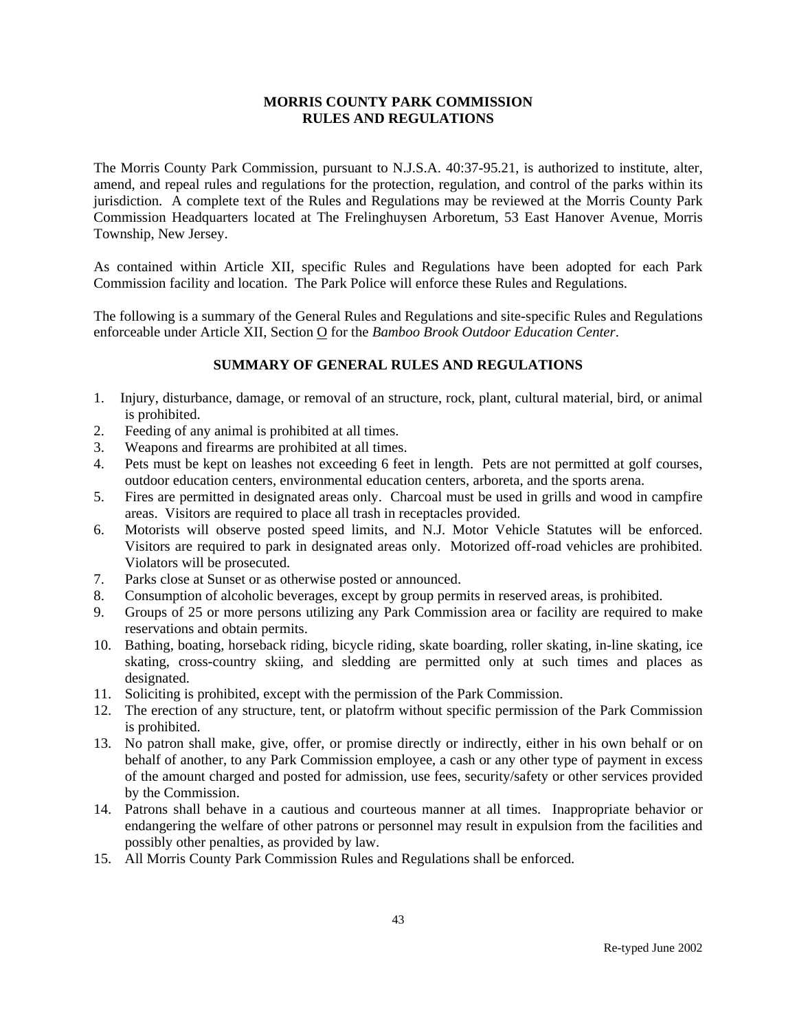# MORRIS COUNTY PARK COMMISSION
# RULES AND REGULATIONS

The Morris County Park Commission, pursuant to N.J.S.A. 40:37-95.21, is authorized to institute, alter, amend, and repeal rules and regulations for the protection, regulation, and control of the parks within its jurisdiction. A complete text of the Rules and Regulations may be reviewed at the Morris County Park Commission Headquarters located at The Frelinghuysen Arboretum, 53 East Hanover Avenue, Morris Township, New Jersey.

As contained within Article XII, specific Rules and Regulations have been adopted for each Park Commission facility and location. The Park Police will enforce these Rules and Regulations.

The following is a summary of the General Rules and Regulations and site-specific Rules and Regulations enforceable under Article XII, Section O for the *Bamboo Brook Outdoor Education Center*.

## SUMMARY OF GENERAL RULES AND REGULATIONS

1. Injury, disturbance, damage, or removal of an structure, rock, plant, cultural material, bird, or animal is prohibited.
2. Feeding of any animal is prohibited at all times.
3. Weapons and firearms are prohibited at all times.
4. Pets must be kept on leashes not exceeding 6 feet in length. Pets are not permitted at golf courses, outdoor education centers, environmental education centers, arboreta, and the sports arena.
5. Fires are permitted in designated areas only. Charcoal must be used in grills and wood in campfire areas. Visitors are required to place all trash in receptacles provided.
6. Motorists will observe posted speed limits, and N.J. Motor Vehicle Statutes will be enforced. Visitors are required to park in designated areas only. Motorized off-road vehicles are prohibited. Violators will be prosecuted.
7. Parks close at Sunset or as otherwise posted or announced.
8. Consumption of alcoholic beverages, except by group permits in reserved areas, is prohibited.
9. Groups of 25 or more persons utilizing any Park Commission area or facility are required to make reservations and obtain permits.
10. Bathing, boating, horseback riding, bicycle riding, skate boarding, roller skating, in-line skating, ice skating, cross-country skiing, and sledding are permitted only at such times and places as designated.
11. Soliciting is prohibited, except with the permission of the Park Commission.
12. The erection of any structure, tent, or platofrm without specific permission of the Park Commission is prohibited.
13. No patron shall make, give, offer, or promise directly or indirectly, either in his own behalf or on behalf of another, to any Park Commission employee, a cash or any other type of payment in excess of the amount charged and posted for admission, use fees, security/safety or other services provided by the Commission.
14. Patrons shall behave in a cautious and courteous manner at all times. Inappropriate behavior or endangering the welfare of other patrons or personnel may result in expulsion from the facilities and possibly other penalties, as provided by law.
15. All Morris County Park Commission Rules and Regulations shall be enforced.

Re-typed June 2002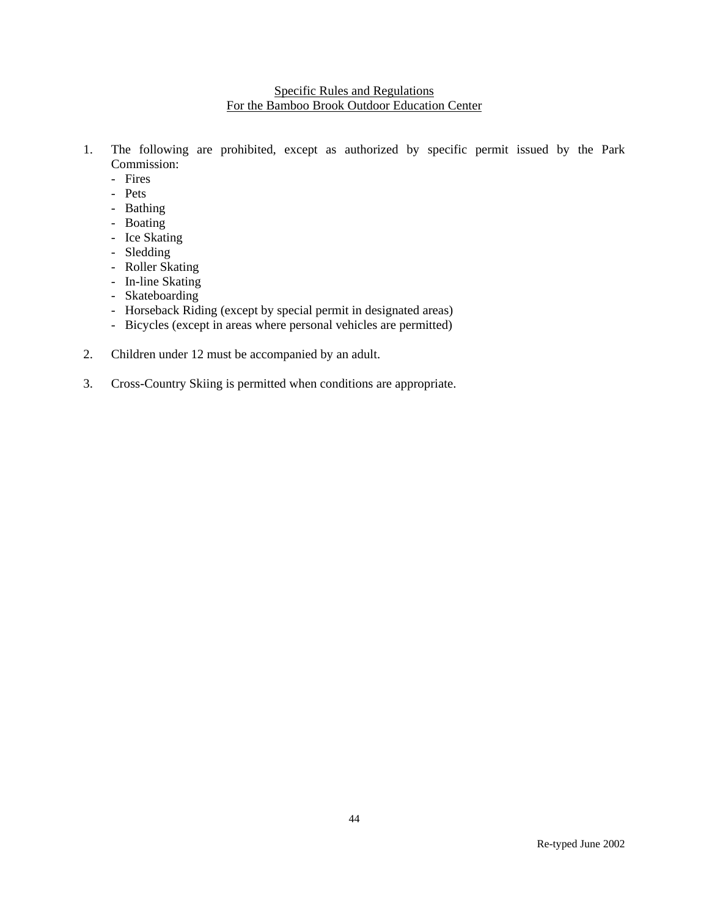## Specific Rules and Regulations
## For the Bamboo Brook Outdoor Education Center

1. The following are prohibited, except as authorized by specific permit issued by the Park Commission:
   - Fires
   - Pets
   - Bathing
   - Boating
   - Ice Skating
   - Sledding
   - Roller Skating
   - In-line Skating
   - Skateboarding
   - Horseback Riding (except by special permit in designated areas)
   - Bicycles (except in areas where personal vehicles are permitted)

2. Children under 12 must be accompanied by an adult.

3. Cross-Country Skiing is permitted when conditions are appropriate.

Re-typed June 2002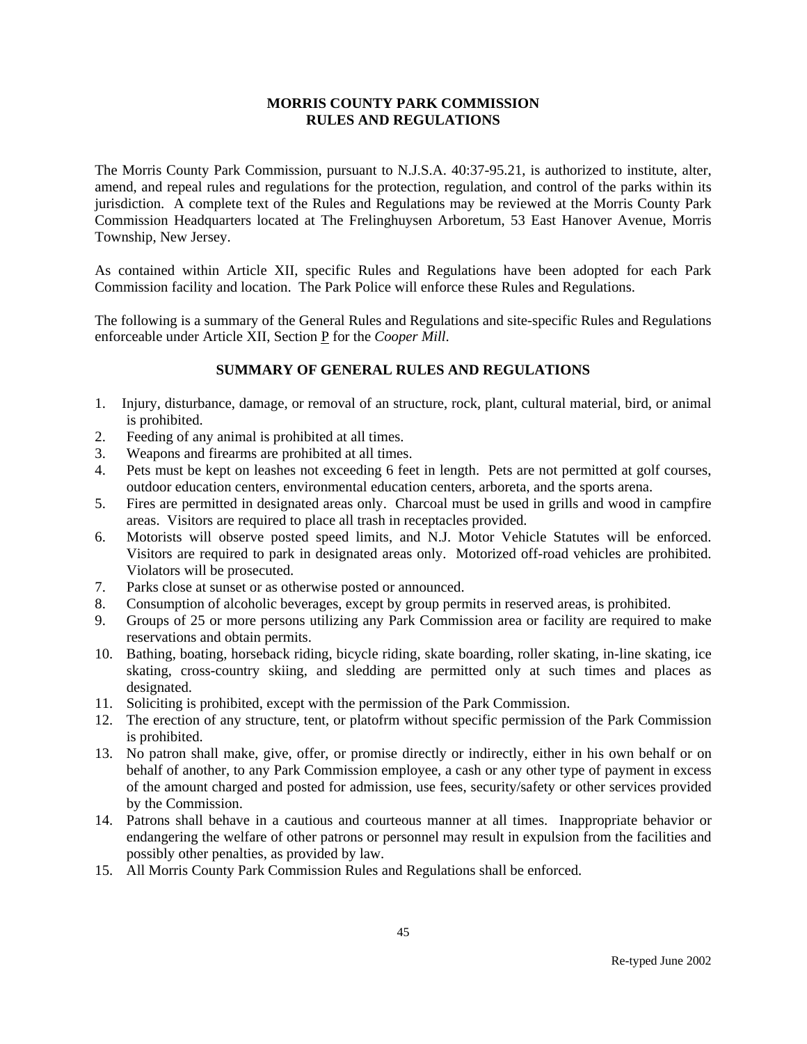# MORRIS COUNTY PARK COMMISSION
# RULES AND REGULATIONS

The Morris County Park Commission, pursuant to N.J.S.A. 40:37-95.21, is authorized to institute, alter, amend, and repeal rules and regulations for the protection, regulation, and control of the parks within its jurisdiction. A complete text of the Rules and Regulations may be reviewed at the Morris County Park Commission Headquarters located at The Frelinghuysen Arboretum, 53 East Hanover Avenue, Morris Township, New Jersey.

As contained within Article XII, specific Rules and Regulations have been adopted for each Park Commission facility and location. The Park Police will enforce these Rules and Regulations.

The following is a summary of the General Rules and Regulations and site-specific Rules and Regulations enforceable under Article XII, Section P for the *Cooper Mill*.

## SUMMARY OF GENERAL RULES AND REGULATIONS

1. Injury, disturbance, damage, or removal of an structure, rock, plant, cultural material, bird, or animal is prohibited.
2. Feeding of any animal is prohibited at all times.
3. Weapons and firearms are prohibited at all times.
4. Pets must be kept on leashes not exceeding 6 feet in length. Pets are not permitted at golf courses, outdoor education centers, environmental education centers, arboreta, and the sports arena.
5. Fires are permitted in designated areas only. Charcoal must be used in grills and wood in campfire areas. Visitors are required to place all trash in receptacles provided.
6. Motorists will observe posted speed limits, and N.J. Motor Vehicle Statutes will be enforced. Visitors are required to park in designated areas only. Motorized off-road vehicles are prohibited. Violators will be prosecuted.
7. Parks close at sunset or as otherwise posted or announced.
8. Consumption of alcoholic beverages, except by group permits in reserved areas, is prohibited.
9. Groups of 25 or more persons utilizing any Park Commission area or facility are required to make reservations and obtain permits.
10. Bathing, boating, horseback riding, bicycle riding, skate boarding, roller skating, in-line skating, ice skating, cross-country skiing, and sledding are permitted only at such times and places as designated.
11. Soliciting is prohibited, except with the permission of the Park Commission.
12. The erection of any structure, tent, or platofrm without specific permission of the Park Commission is prohibited.
13. No patron shall make, give, offer, or promise directly or indirectly, either in his own behalf or on behalf of another, to any Park Commission employee, a cash or any other type of payment in excess of the amount charged and posted for admission, use fees, security/safety or other services provided by the Commission.
14. Patrons shall behave in a cautious and courteous manner at all times. Inappropriate behavior or endangering the welfare of other patrons or personnel may result in expulsion from the facilities and possibly other penalties, as provided by law.
15. All Morris County Park Commission Rules and Regulations shall be enforced.

Re-typed June 2002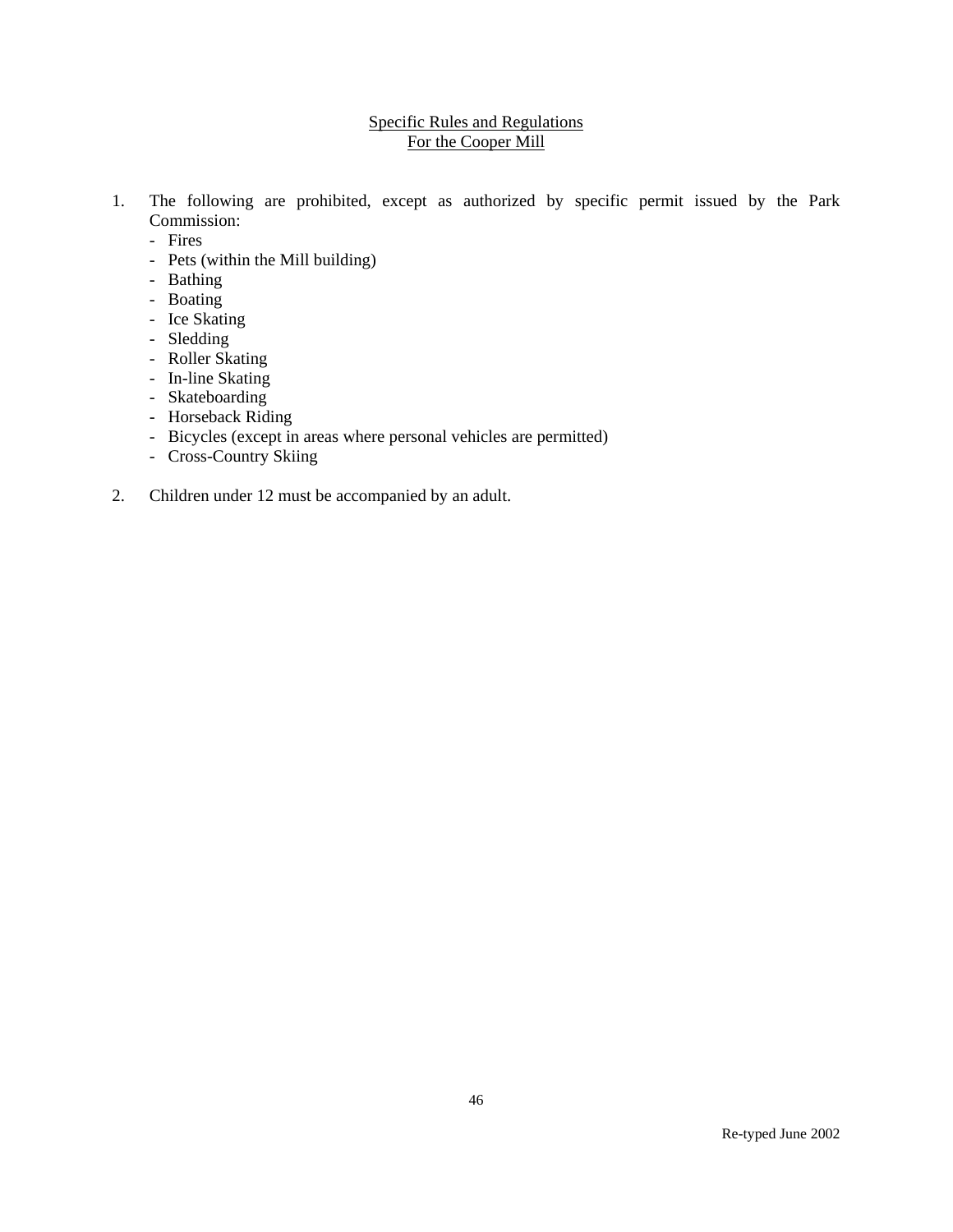## Specific Rules and Regulations For the Cooper Mill

1. The following are prohibited, except as authorized by specific permit issued by the Park Commission:
   - Fires
   - Pets (within the Mill building)
   - Bathing
   - Boating
   - Ice Skating
   - Sledding
   - Roller Skating
   - In-line Skating
   - Skateboarding
   - Horseback Riding
   - Bicycles (except in areas where personal vehicles are permitted)
   - Cross-Country Skiing

2. Children under 12 must be accompanied by an adult.

Re-typed June 2002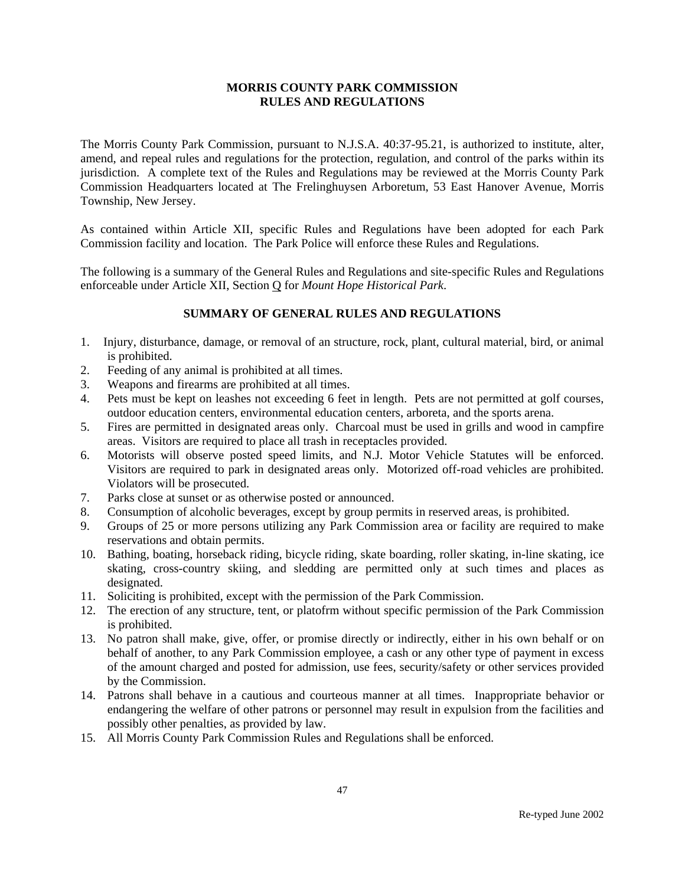**MORRIS COUNTY PARK COMMISSION**
**RULES AND REGULATIONS**

The Morris County Park Commission, pursuant to N.J.S.A. 40:37-95.21, is authorized to institute, alter, amend, and repeal rules and regulations for the protection, regulation, and control of the parks within its jurisdiction. A complete text of the Rules and Regulations may be reviewed at the Morris County Park Commission Headquarters located at The Frelinghuysen Arboretum, 53 East Hanover Avenue, Morris Township, New Jersey.

As contained within Article XII, specific Rules and Regulations have been adopted for each Park Commission facility and location. The Park Police will enforce these Rules and Regulations.

The following is a summary of the General Rules and Regulations and site-specific Rules and Regulations enforceable under Article XII, Section Q for *Mount Hope Historical Park*.

**SUMMARY OF GENERAL RULES AND REGULATIONS**

1. Injury, disturbance, damage, or removal of an structure, rock, plant, cultural material, bird, or animal is prohibited.
2. Feeding of any animal is prohibited at all times.
3. Weapons and firearms are prohibited at all times.
4. Pets must be kept on leashes not exceeding 6 feet in length. Pets are not permitted at golf courses, outdoor education centers, environmental education centers, arboreta, and the sports arena.
5. Fires are permitted in designated areas only. Charcoal must be used in grills and wood in campfire areas. Visitors are required to place all trash in receptacles provided.
6. Motorists will observe posted speed limits, and N.J. Motor Vehicle Statutes will be enforced. Visitors are required to park in designated areas only. Motorized off-road vehicles are prohibited. Violators will be prosecuted.
7. Parks close at sunset or as otherwise posted or announced.
8. Consumption of alcoholic beverages, except by group permits in reserved areas, is prohibited.
9. Groups of 25 or more persons utilizing any Park Commission area or facility are required to make reservations and obtain permits.
10. Bathing, boating, horseback riding, bicycle riding, skate boarding, roller skating, in-line skating, ice skating, cross-country skiing, and sledding are permitted only at such times and places as designated.
11. Soliciting is prohibited, except with the permission of the Park Commission.
12. The erection of any structure, tent, or platofrm without specific permission of the Park Commission is prohibited.
13. No patron shall make, give, offer, or promise directly or indirectly, either in his own behalf or on behalf of another, to any Park Commission employee, a cash or any other type of payment in excess of the amount charged and posted for admission, use fees, security/safety or other services provided by the Commission.
14. Patrons shall behave in a cautious and courteous manner at all times. Inappropriate behavior or endangering the welfare of other patrons or personnel may result in expulsion from the facilities and possibly other penalties, as provided by law.
15. All Morris County Park Commission Rules and Regulations shall be enforced.

Re-typed June 2002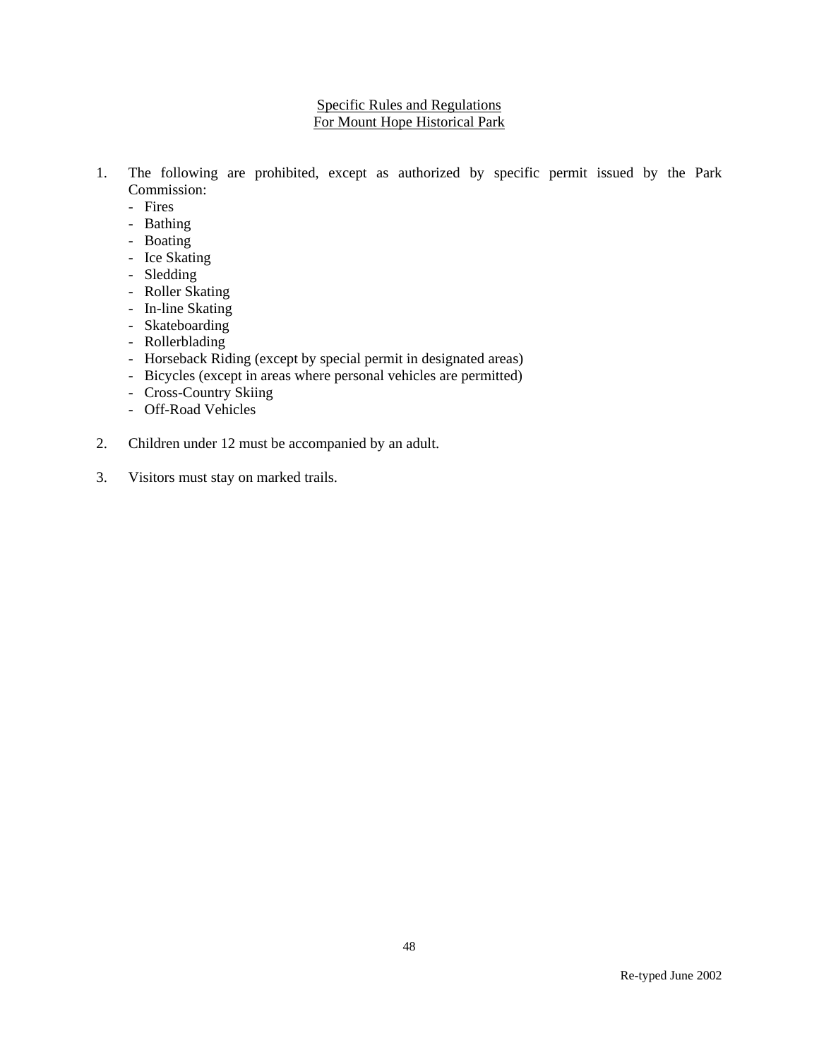## Specific Rules and Regulations For Mount Hope Historical Park

1. The following are prohibited, except as authorized by specific permit issued by the Park Commission:
   - Fires
   - Bathing
   - Boating
   - Ice Skating
   - Sledding
   - Roller Skating
   - In-line Skating
   - Skateboarding
   - Rollerblading
   - Horseback Riding (except by special permit in designated areas)
   - Bicycles (except in areas where personal vehicles are permitted)
   - Cross-Country Skiing
   - Off-Road Vehicles

2. Children under 12 must be accompanied by an adult.

3. Visitors must stay on marked trails.

Re-typed June 2002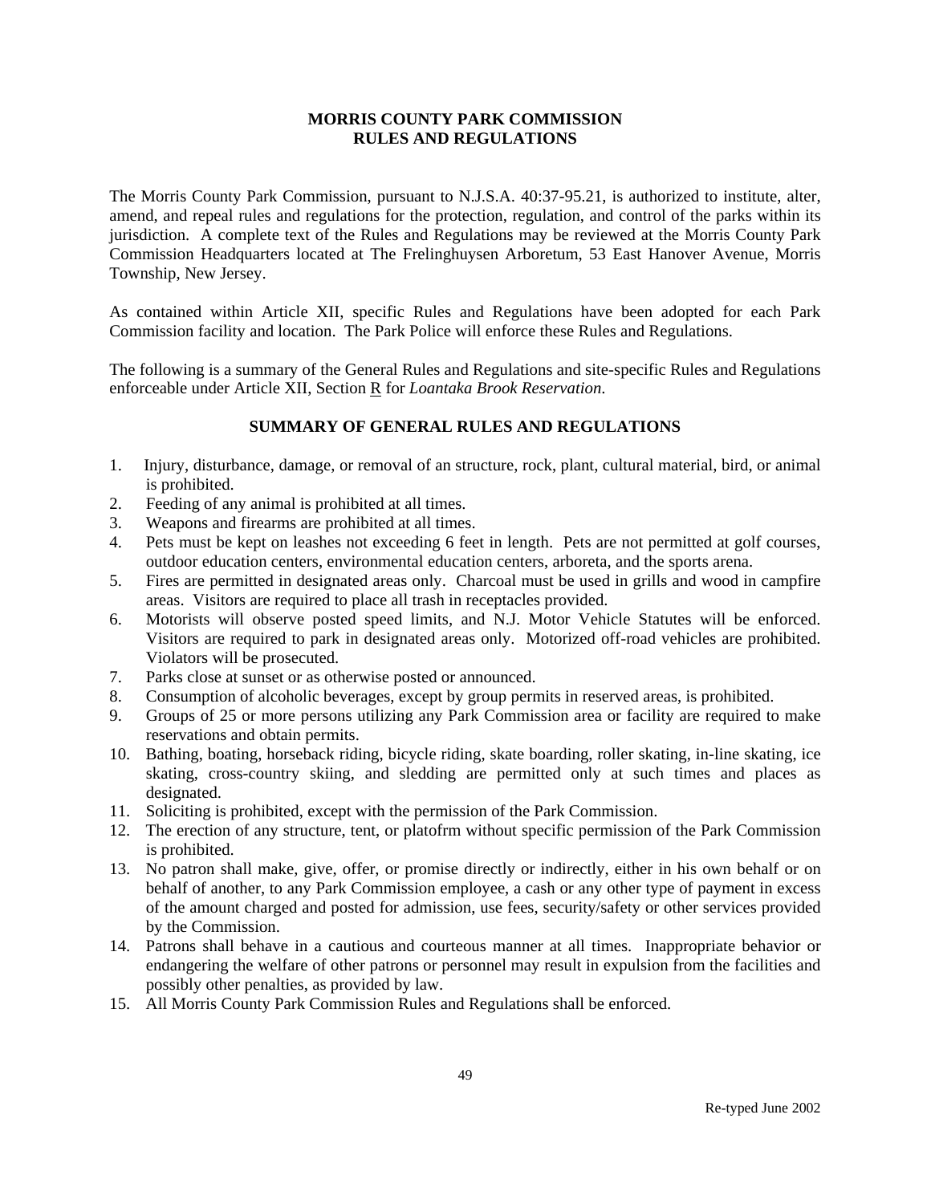# MORRIS COUNTY PARK COMMISSION
# RULES AND REGULATIONS

The Morris County Park Commission, pursuant to N.J.S.A. 40:37-95.21, is authorized to institute, alter, amend, and repeal rules and regulations for the protection, regulation, and control of the parks within its jurisdiction. A complete text of the Rules and Regulations may be reviewed at the Morris County Park Commission Headquarters located at The Frelinghuysen Arboretum, 53 East Hanover Avenue, Morris Township, New Jersey.

As contained within Article XII, specific Rules and Regulations have been adopted for each Park Commission facility and location. The Park Police will enforce these Rules and Regulations.

The following is a summary of the General Rules and Regulations and site-specific Rules and Regulations enforceable under Article XII, Section R for *Loantaka Brook Reservation*.

## SUMMARY OF GENERAL RULES AND REGULATIONS

1. Injury, disturbance, damage, or removal of an structure, rock, plant, cultural material, bird, or animal is prohibited.
2. Feeding of any animal is prohibited at all times.
3. Weapons and firearms are prohibited at all times.
4. Pets must be kept on leashes not exceeding 6 feet in length. Pets are not permitted at golf courses, outdoor education centers, environmental education centers, arboreta, and the sports arena.
5. Fires are permitted in designated areas only. Charcoal must be used in grills and wood in campfire areas. Visitors are required to place all trash in receptacles provided.
6. Motorists will observe posted speed limits, and N.J. Motor Vehicle Statutes will be enforced. Visitors are required to park in designated areas only. Motorized off-road vehicles are prohibited. Violators will be prosecuted.
7. Parks close at sunset or as otherwise posted or announced.
8. Consumption of alcoholic beverages, except by group permits in reserved areas, is prohibited.
9. Groups of 25 or more persons utilizing any Park Commission area or facility are required to make reservations and obtain permits.
10. Bathing, boating, horseback riding, bicycle riding, skate boarding, roller skating, in-line skating, ice skating, cross-country skiing, and sledding are permitted only at such times and places as designated.
11. Soliciting is prohibited, except with the permission of the Park Commission.
12. The erection of any structure, tent, or platofrm without specific permission of the Park Commission is prohibited.
13. No patron shall make, give, offer, or promise directly or indirectly, either in his own behalf or on behalf of another, to any Park Commission employee, a cash or any other type of payment in excess of the amount charged and posted for admission, use fees, security/safety or other services provided by the Commission.
14. Patrons shall behave in a cautious and courteous manner at all times. Inappropriate behavior or endangering the welfare of other patrons or personnel may result in expulsion from the facilities and possibly other penalties, as provided by law.
15. All Morris County Park Commission Rules and Regulations shall be enforced.

Re-typed June 2002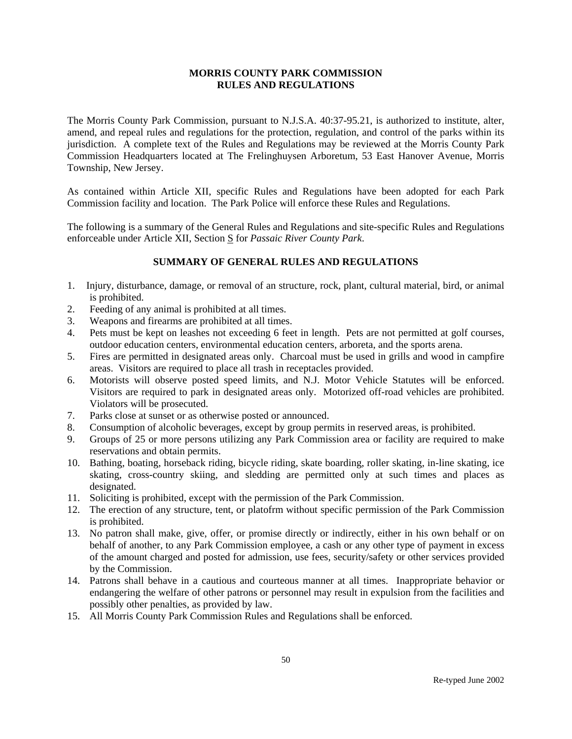**MORRIS COUNTY PARK COMMISSION**
**RULES AND REGULATIONS**

The Morris County Park Commission, pursuant to N.J.S.A. 40:37-95.21, is authorized to institute, alter, amend, and repeal rules and regulations for the protection, regulation, and control of the parks within its jurisdiction. A complete text of the Rules and Regulations may be reviewed at the Morris County Park Commission Headquarters located at The Frelinghuysen Arboretum, 53 East Hanover Avenue, Morris Township, New Jersey.

As contained within Article XII, specific Rules and Regulations have been adopted for each Park Commission facility and location. The Park Police will enforce these Rules and Regulations.

The following is a summary of the General Rules and Regulations and site-specific Rules and Regulations enforceable under Article XII, Section S for *Passaic River County Park*.

**SUMMARY OF GENERAL RULES AND REGULATIONS**

1. Injury, disturbance, damage, or removal of an structure, rock, plant, cultural material, bird, or animal is prohibited.
2. Feeding of any animal is prohibited at all times.
3. Weapons and firearms are prohibited at all times.
4. Pets must be kept on leashes not exceeding 6 feet in length. Pets are not permitted at golf courses, outdoor education centers, environmental education centers, arboreta, and the sports arena.
5. Fires are permitted in designated areas only. Charcoal must be used in grills and wood in campfire areas. Visitors are required to place all trash in receptacles provided.
6. Motorists will observe posted speed limits, and N.J. Motor Vehicle Statutes will be enforced. Visitors are required to park in designated areas only. Motorized off-road vehicles are prohibited. Violators will be prosecuted.
7. Parks close at sunset or as otherwise posted or announced.
8. Consumption of alcoholic beverages, except by group permits in reserved areas, is prohibited.
9. Groups of 25 or more persons utilizing any Park Commission area or facility are required to make reservations and obtain permits.
10. Bathing, boating, horseback riding, bicycle riding, skate boarding, roller skating, in-line skating, ice skating, cross-country skiing, and sledding are permitted only at such times and places as designated.
11. Soliciting is prohibited, except with the permission of the Park Commission.
12. The erection of any structure, tent, or platofrm without specific permission of the Park Commission is prohibited.
13. No patron shall make, give, offer, or promise directly or indirectly, either in his own behalf or on behalf of another, to any Park Commission employee, a cash or any other type of payment in excess of the amount charged and posted for admission, use fees, security/safety or other services provided by the Commission.
14. Patrons shall behave in a cautious and courteous manner at all times. Inappropriate behavior or endangering the welfare of other patrons or personnel may result in expulsion from the facilities and possibly other penalties, as provided by law.
15. All Morris County Park Commission Rules and Regulations shall be enforced.

Re-typed June 2002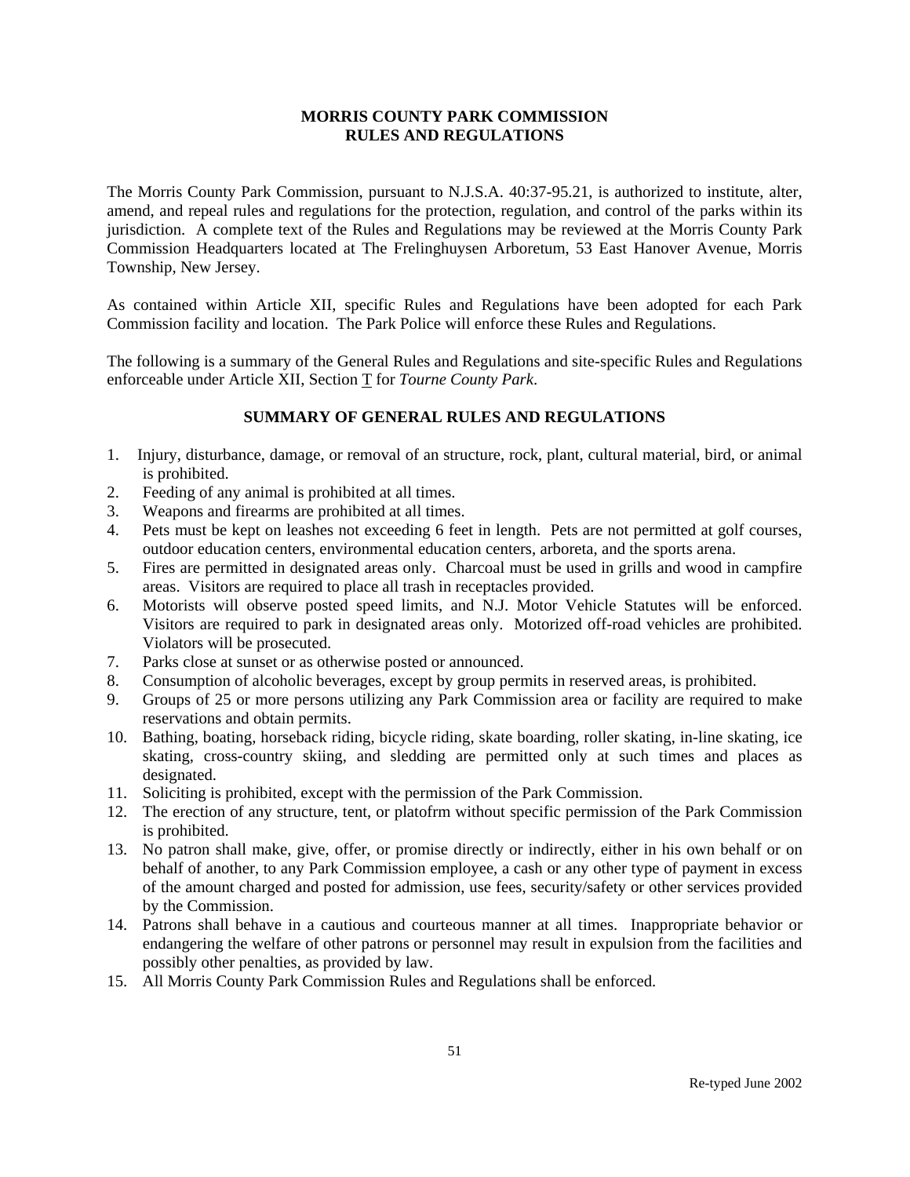**MORRIS COUNTY PARK COMMISSION**
**RULES AND REGULATIONS**

The Morris County Park Commission, pursuant to N.J.S.A. 40:37-95.21, is authorized to institute, alter, amend, and repeal rules and regulations for the protection, regulation, and control of the parks within its jurisdiction. A complete text of the Rules and Regulations may be reviewed at the Morris County Park Commission Headquarters located at The Frelinghuysen Arboretum, 53 East Hanover Avenue, Morris Township, New Jersey.

As contained within Article XII, specific Rules and Regulations have been adopted for each Park Commission facility and location. The Park Police will enforce these Rules and Regulations.

The following is a summary of the General Rules and Regulations and site-specific Rules and Regulations enforceable under Article XII, Section T for *Tourne County Park*.

**SUMMARY OF GENERAL RULES AND REGULATIONS**

1. Injury, disturbance, damage, or removal of an structure, rock, plant, cultural material, bird, or animal is prohibited.
2. Feeding of any animal is prohibited at all times.
3. Weapons and firearms are prohibited at all times.
4. Pets must be kept on leashes not exceeding 6 feet in length. Pets are not permitted at golf courses, outdoor education centers, environmental education centers, arboreta, and the sports arena.
5. Fires are permitted in designated areas only. Charcoal must be used in grills and wood in campfire areas. Visitors are required to place all trash in receptacles provided.
6. Motorists will observe posted speed limits, and N.J. Motor Vehicle Statutes will be enforced. Visitors are required to park in designated areas only. Motorized off-road vehicles are prohibited. Violators will be prosecuted.
7. Parks close at sunset or as otherwise posted or announced.
8. Consumption of alcoholic beverages, except by group permits in reserved areas, is prohibited.
9. Groups of 25 or more persons utilizing any Park Commission area or facility are required to make reservations and obtain permits.
10. Bathing, boating, horseback riding, bicycle riding, skate boarding, roller skating, in-line skating, ice skating, cross-country skiing, and sledding are permitted only at such times and places as designated.
11. Soliciting is prohibited, except with the permission of the Park Commission.
12. The erection of any structure, tent, or platofrm without specific permission of the Park Commission is prohibited.
13. No patron shall make, give, offer, or promise directly or indirectly, either in his own behalf or on behalf of another, to any Park Commission employee, a cash or any other type of payment in excess of the amount charged and posted for admission, use fees, security/safety or other services provided by the Commission.
14. Patrons shall behave in a cautious and courteous manner at all times. Inappropriate behavior or endangering the welfare of other patrons or personnel may result in expulsion from the facilities and possibly other penalties, as provided by law.
15. All Morris County Park Commission Rules and Regulations shall be enforced.

Re-typed June 2002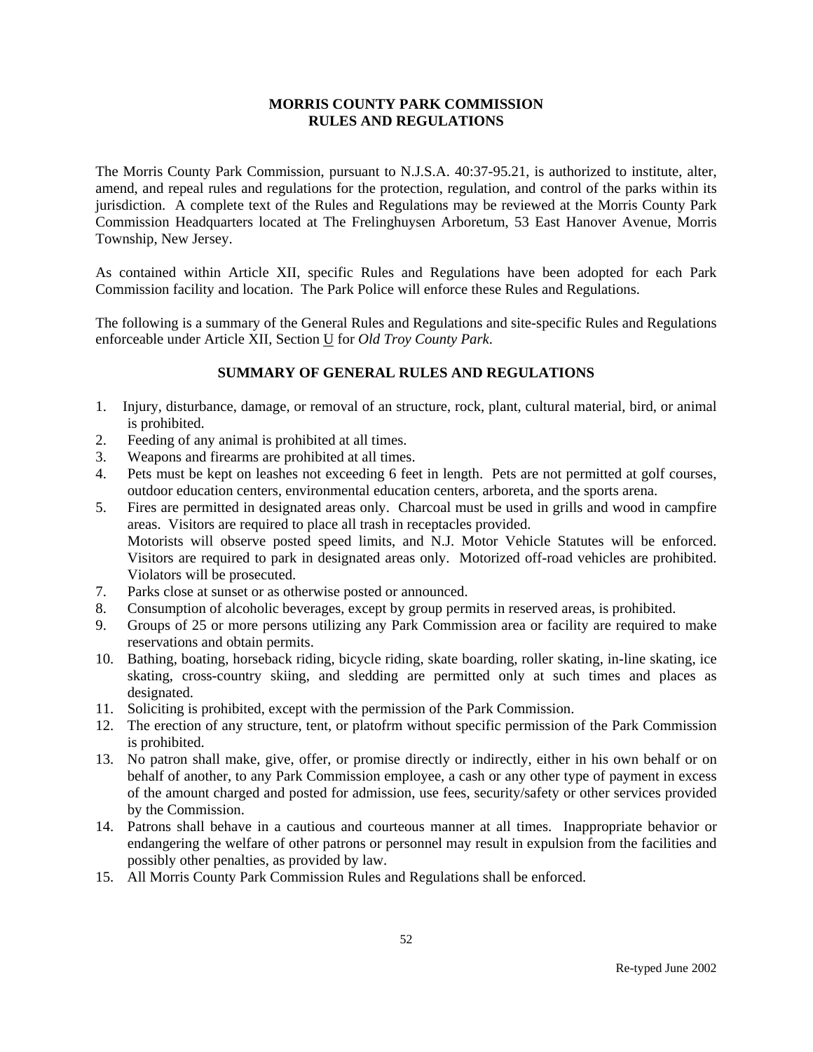**MORRIS COUNTY PARK COMMISSION**
**RULES AND REGULATIONS**

The Morris County Park Commission, pursuant to N.J.S.A. 40:37-95.21, is authorized to institute, alter, amend, and repeal rules and regulations for the protection, regulation, and control of the parks within its jurisdiction. A complete text of the Rules and Regulations may be reviewed at the Morris County Park Commission Headquarters located at The Frelinghuysen Arboretum, 53 East Hanover Avenue, Morris Township, New Jersey.

As contained within Article XII, specific Rules and Regulations have been adopted for each Park Commission facility and location. The Park Police will enforce these Rules and Regulations.

The following is a summary of the General Rules and Regulations and site-specific Rules and Regulations enforceable under Article XII, Section U for *Old Troy County Park*.

**SUMMARY OF GENERAL RULES AND REGULATIONS**

1. Injury, disturbance, damage, or removal of an structure, rock, plant, cultural material, bird, or animal is prohibited.
2. Feeding of any animal is prohibited at all times.
3. Weapons and firearms are prohibited at all times.
4. Pets must be kept on leashes not exceeding 6 feet in length. Pets are not permitted at golf courses, outdoor education centers, environmental education centers, arboreta, and the sports arena.
5. Fires are permitted in designated areas only. Charcoal must be used in grills and wood in campfire areas. Visitors are required to place all trash in receptacles provided.
   Motorists will observe posted speed limits, and N.J. Motor Vehicle Statutes will be enforced. Visitors are required to park in designated areas only. Motorized off-road vehicles are prohibited. Violators will be prosecuted.
7. Parks close at sunset or as otherwise posted or announced.
8. Consumption of alcoholic beverages, except by group permits in reserved areas, is prohibited.
9. Groups of 25 or more persons utilizing any Park Commission area or facility are required to make reservations and obtain permits.
10. Bathing, boating, horseback riding, bicycle riding, skate boarding, roller skating, in-line skating, ice skating, cross-country skiing, and sledding are permitted only at such times and places as designated.
11. Soliciting is prohibited, except with the permission of the Park Commission.
12. The erection of any structure, tent, or platofrm without specific permission of the Park Commission is prohibited.
13. No patron shall make, give, offer, or promise directly or indirectly, either in his own behalf or on behalf of another, to any Park Commission employee, a cash or any other type of payment in excess of the amount charged and posted for admission, use fees, security/safety or other services provided by the Commission.
14. Patrons shall behave in a cautious and courteous manner at all times. Inappropriate behavior or endangering the welfare of other patrons or personnel may result in expulsion from the facilities and possibly other penalties, as provided by law.
15. All Morris County Park Commission Rules and Regulations shall be enforced.

Re-typed June 2002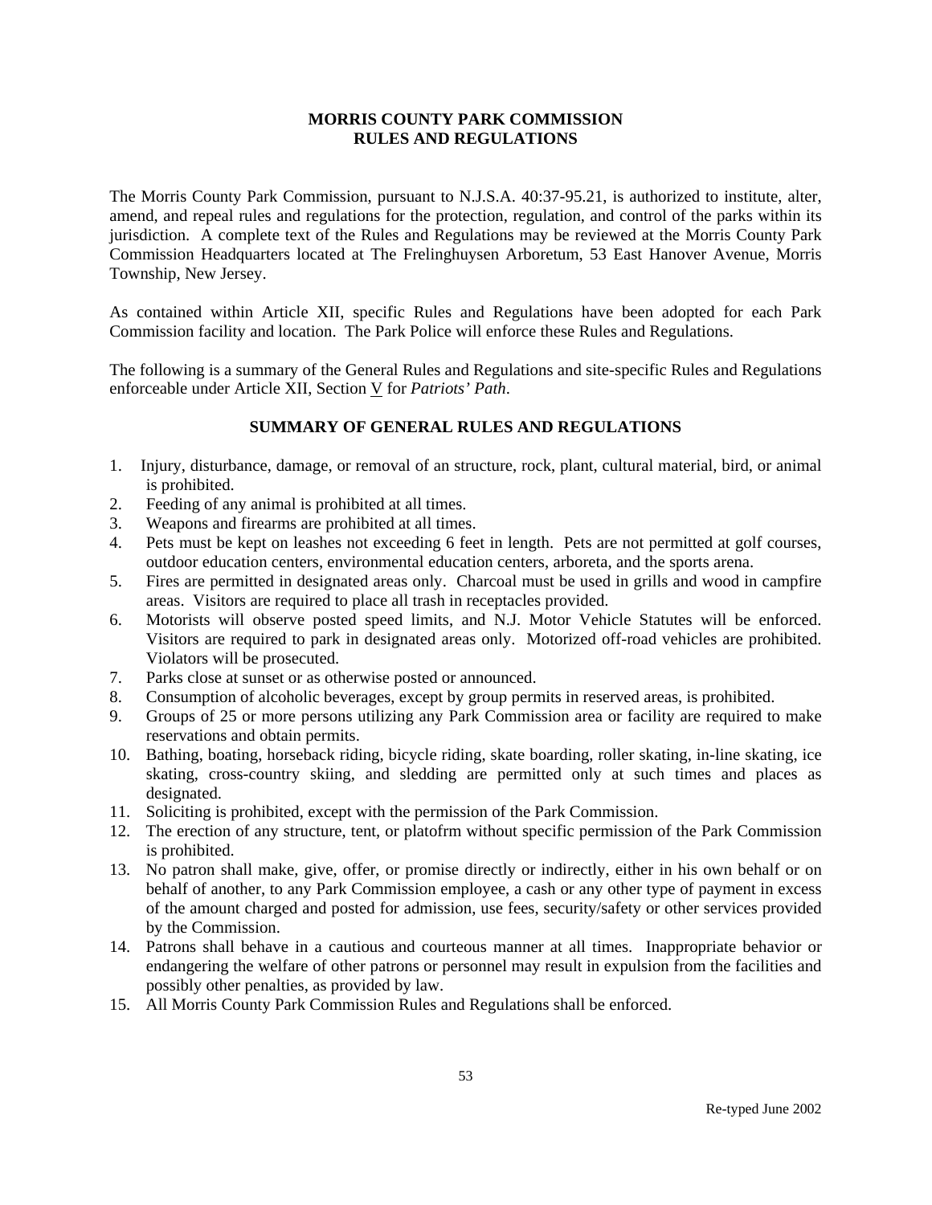## MORRIS COUNTY PARK COMMISSION
## RULES AND REGULATIONS

The Morris County Park Commission, pursuant to N.J.S.A. 40:37-95.21, is authorized to institute, alter, amend, and repeal rules and regulations for the protection, regulation, and control of the parks within its jurisdiction. A complete text of the Rules and Regulations may be reviewed at the Morris County Park Commission Headquarters located at The Frelinghuysen Arboretum, 53 East Hanover Avenue, Morris Township, New Jersey.

As contained within Article XII, specific Rules and Regulations have been adopted for each Park Commission facility and location. The Park Police will enforce these Rules and Regulations.

The following is a summary of the General Rules and Regulations and site-specific Rules and Regulations enforceable under Article XII, Section V for *Patriots' Path*.

### SUMMARY OF GENERAL RULES AND REGULATIONS

1. Injury, disturbance, damage, or removal of an structure, rock, plant, cultural material, bird, or animal is prohibited.
2. Feeding of any animal is prohibited at all times.
3. Weapons and firearms are prohibited at all times.
4. Pets must be kept on leashes not exceeding 6 feet in length. Pets are not permitted at golf courses, outdoor education centers, environmental education centers, arboreta, and the sports arena.
5. Fires are permitted in designated areas only. Charcoal must be used in grills and wood in campfire areas. Visitors are required to place all trash in receptacles provided.
6. Motorists will observe posted speed limits, and N.J. Motor Vehicle Statutes will be enforced. Visitors are required to park in designated areas only. Motorized off-road vehicles are prohibited. Violators will be prosecuted.
7. Parks close at sunset or as otherwise posted or announced.
8. Consumption of alcoholic beverages, except by group permits in reserved areas, is prohibited.
9. Groups of 25 or more persons utilizing any Park Commission area or facility are required to make reservations and obtain permits.
10. Bathing, boating, horseback riding, bicycle riding, skate boarding, roller skating, in-line skating, ice skating, cross-country skiing, and sledding are permitted only at such times and places as designated.
11. Soliciting is prohibited, except with the permission of the Park Commission.
12. The erection of any structure, tent, or platofrm without specific permission of the Park Commission is prohibited.
13. No patron shall make, give, offer, or promise directly or indirectly, either in his own behalf or on behalf of another, to any Park Commission employee, a cash or any other type of payment in excess of the amount charged and posted for admission, use fees, security/safety or other services provided by the Commission.
14. Patrons shall behave in a cautious and courteous manner at all times. Inappropriate behavior or endangering the welfare of other patrons or personnel may result in expulsion from the facilities and possibly other penalties, as provided by law.
15. All Morris County Park Commission Rules and Regulations shall be enforced.

Re-typed June 2002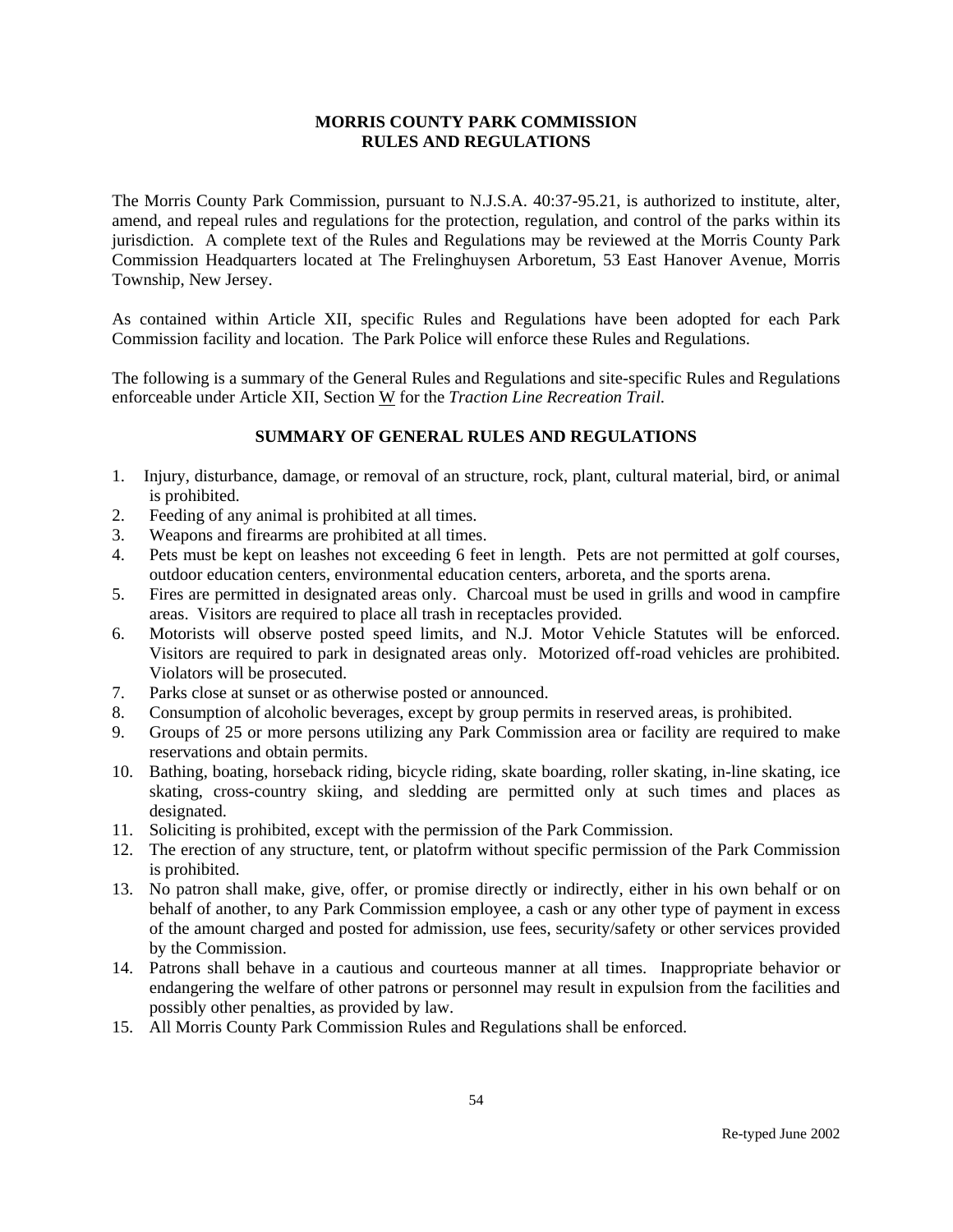# MORRIS COUNTY PARK COMMISSION
# RULES AND REGULATIONS

The Morris County Park Commission, pursuant to N.J.S.A. 40:37-95.21, is authorized to institute, alter, amend, and repeal rules and regulations for the protection, regulation, and control of the parks within its jurisdiction. A complete text of the Rules and Regulations may be reviewed at the Morris County Park Commission Headquarters located at The Frelinghuysen Arboretum, 53 East Hanover Avenue, Morris Township, New Jersey.

As contained within Article XII, specific Rules and Regulations have been adopted for each Park Commission facility and location. The Park Police will enforce these Rules and Regulations.

The following is a summary of the General Rules and Regulations and site-specific Rules and Regulations enforceable under Article XII, Section W for the *Traction Line Recreation Trail*.

## SUMMARY OF GENERAL RULES AND REGULATIONS

1. Injury, disturbance, damage, or removal of an structure, rock, plant, cultural material, bird, or animal is prohibited.
2. Feeding of any animal is prohibited at all times.
3. Weapons and firearms are prohibited at all times.
4. Pets must be kept on leashes not exceeding 6 feet in length. Pets are not permitted at golf courses, outdoor education centers, environmental education centers, arboreta, and the sports arena.
5. Fires are permitted in designated areas only. Charcoal must be used in grills and wood in campfire areas. Visitors are required to place all trash in receptacles provided.
6. Motorists will observe posted speed limits, and N.J. Motor Vehicle Statutes will be enforced. Visitors are required to park in designated areas only. Motorized off-road vehicles are prohibited. Violators will be prosecuted.
7. Parks close at sunset or as otherwise posted or announced.
8. Consumption of alcoholic beverages, except by group permits in reserved areas, is prohibited.
9. Groups of 25 or more persons utilizing any Park Commission area or facility are required to make reservations and obtain permits.
10. Bathing, boating, horseback riding, bicycle riding, skate boarding, roller skating, in-line skating, ice skating, cross-country skiing, and sledding are permitted only at such times and places as designated.
11. Soliciting is prohibited, except with the permission of the Park Commission.
12. The erection of any structure, tent, or platofrm without specific permission of the Park Commission is prohibited.
13. No patron shall make, give, offer, or promise directly or indirectly, either in his own behalf or on behalf of another, to any Park Commission employee, a cash or any other type of payment in excess of the amount charged and posted for admission, use fees, security/safety or other services provided by the Commission.
14. Patrons shall behave in a cautious and courteous manner at all times. Inappropriate behavior or endangering the welfare of other patrons or personnel may result in expulsion from the facilities and possibly other penalties, as provided by law.
15. All Morris County Park Commission Rules and Regulations shall be enforced.

Re-typed June 2002